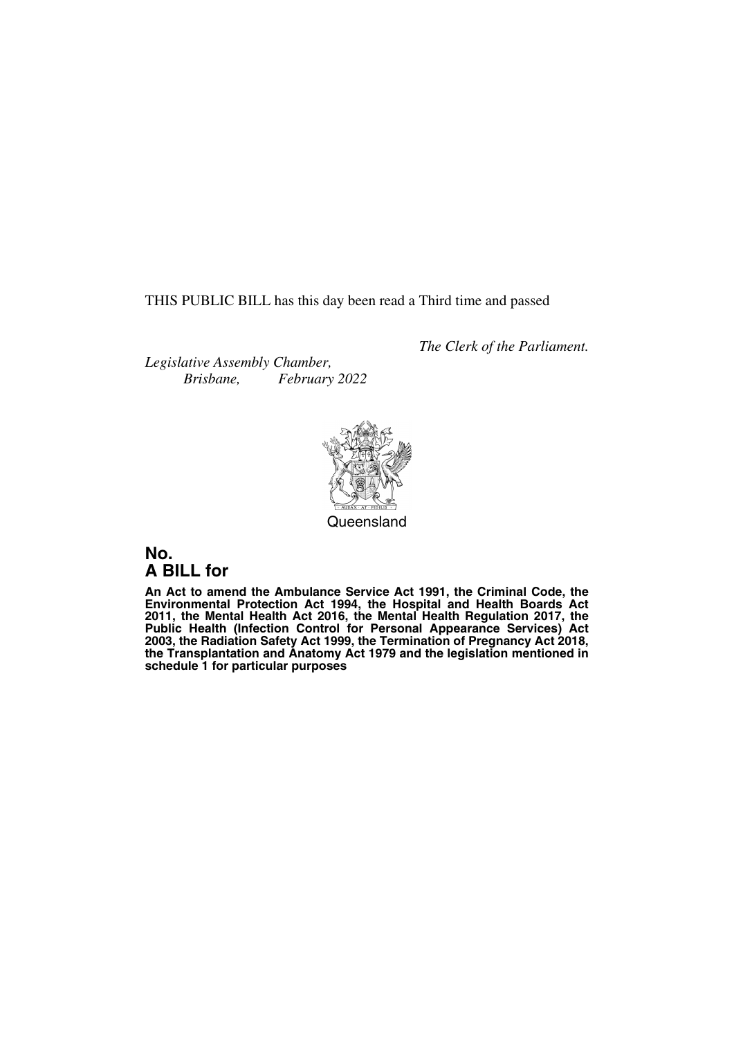THIS PUBLIC BILL has this day been read a Third time and passed

*The Clerk of the Parliament.*

*Legislative Assembly Chamber,*
*Brisbane, February 2022*

Queensland

## No.
## A BILL for

**An Act to amend the Ambulance Service Act 1991, the Criminal Code, the Environmental Protection Act 1994, the Hospital and Health Boards Act 2011, the Mental Health Act 2016, the Mental Health Regulation 2017, the Public Health (Infection Control for Personal Appearance Services) Act 2003, the Radiation Safety Act 1999, the Termination of Pregnancy Act 2018, the Transplantation and Anatomy Act 1979 and the legislation mentioned in schedule 1 for particular purposes**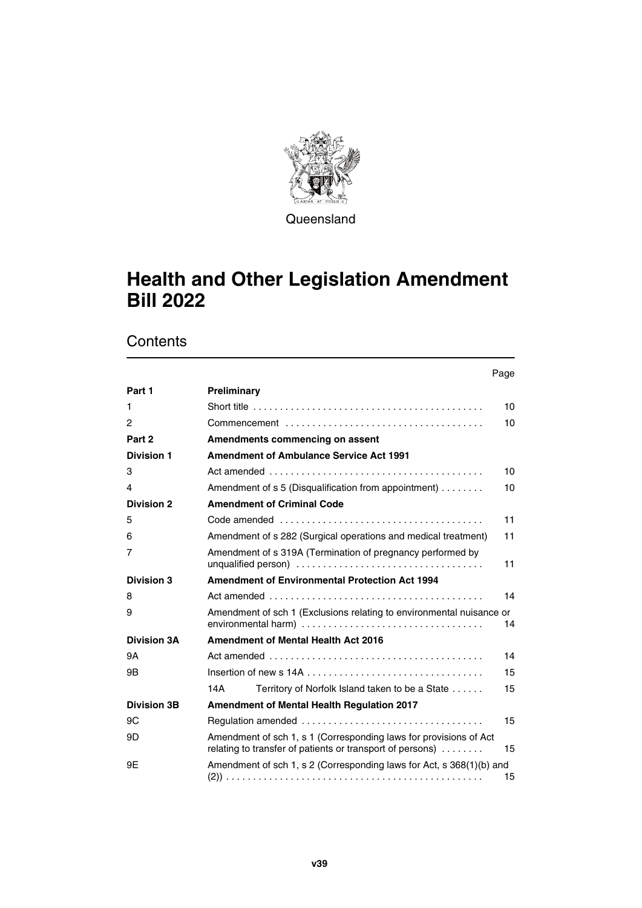Queensland

# Health and Other Legislation Amendment Bill 2022

## Contents

| | | Page |
|---|---|---|
| **Part 1** | **Preliminary** | |
| 1 | Short title | 10 |
| 2 | Commencement | 10 |
| **Part 2** | **Amendments commencing on assent** | |
| **Division 1** | **Amendment of Ambulance Service Act 1991** | |
| 3 | Act amended | 10 |
| 4 | Amendment of s 5 (Disqualification from appointment) | 10 |
| **Division 2** | **Amendment of Criminal Code** | |
| 5 | Code amended | 11 |
| 6 | Amendment of s 282 (Surgical operations and medical treatment) | 11 |
| 7 | Amendment of s 319A (Termination of pregnancy performed by unqualified person) | 11 |
| **Division 3** | **Amendment of Environmental Protection Act 1994** | |
| 8 | Act amended | 14 |
| 9 | Amendment of sch 1 (Exclusions relating to environmental nuisance or environmental harm) | 14 |
| **Division 3A** | **Amendment of Mental Health Act 2016** | |
| 9A | Act amended | 14 |
| 9B | Insertion of new s 14A | 15 |
| | 14A Territory of Norfolk Island taken to be a State | 15 |
| **Division 3B** | **Amendment of Mental Health Regulation 2017** | |
| 9C | Regulation amended | 15 |
| 9D | Amendment of sch 1, s 1 (Corresponding laws for provisions of Act relating to transfer of patients or transport of persons) | 15 |
| 9E | Amendment of sch 1, s 2 (Corresponding laws for Act, s 368(1)(b) and (2)) | 15 |

v39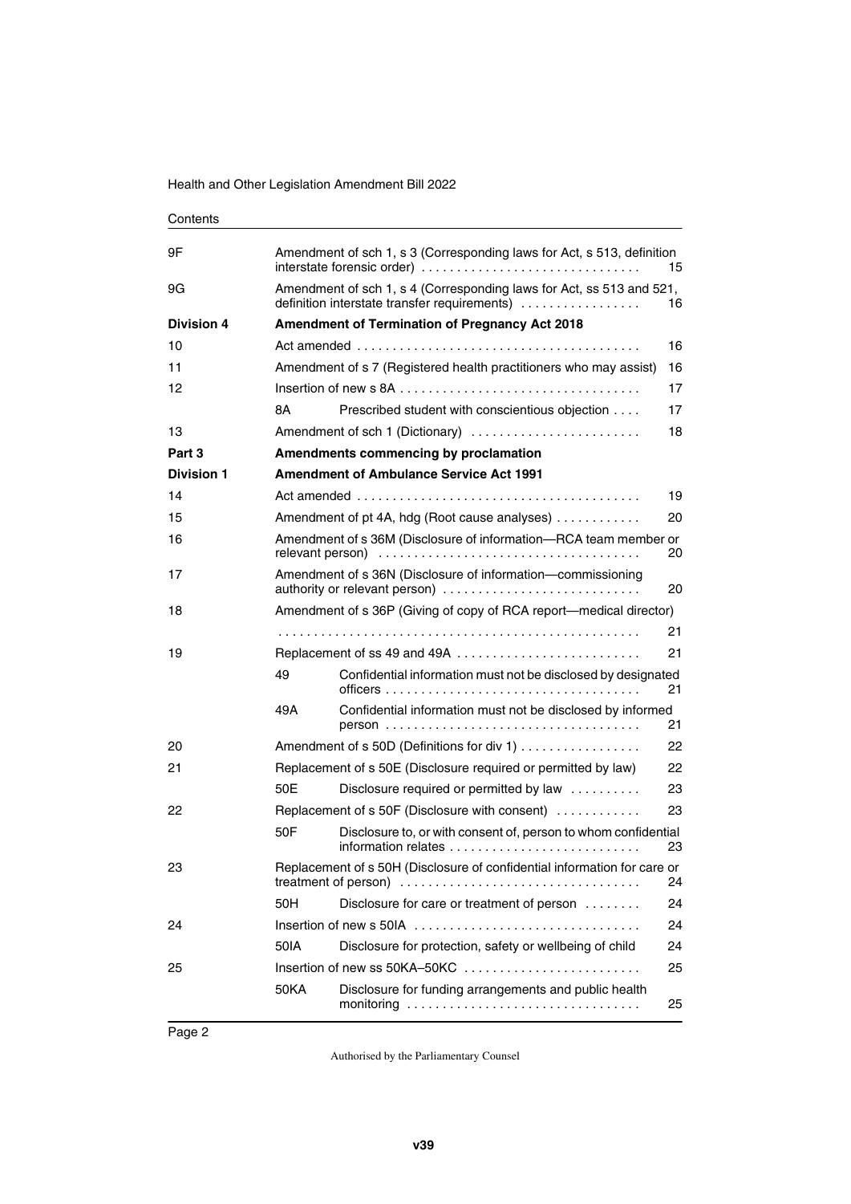Contents

| | | | |
|---|---|---|---|
| 9F | Amendment of sch 1, s 3 (Corresponding laws for Act, s 513, definition interstate forensic order) | | 15 |
| 9G | Amendment of sch 1, s 4 (Corresponding laws for Act, ss 513 and 521, definition interstate transfer requirements) | | 16 |
| **Division 4** | **Amendment of Termination of Pregnancy Act 2018** | | |
| 10 | Act amended | | 16 |
| 11 | Amendment of s 7 (Registered health practitioners who may assist) | | 16 |
| 12 | Insertion of new s 8A | | 17 |
| | 8A | Prescribed student with conscientious objection | 17 |
| 13 | Amendment of sch 1 (Dictionary) | | 18 |
| **Part 3** | **Amendments commencing by proclamation** | | |
| **Division 1** | **Amendment of Ambulance Service Act 1991** | | |
| 14 | Act amended | | 19 |
| 15 | Amendment of pt 4A, hdg (Root cause analyses) | | 20 |
| 16 | Amendment of s 36M (Disclosure of information—RCA team member or relevant person) | | 20 |
| 17 | Amendment of s 36N (Disclosure of information—commissioning authority or relevant person) | | 20 |
| 18 | Amendment of s 36P (Giving of copy of RCA report—medical director) | | 21 |
| 19 | Replacement of ss 49 and 49A | | 21 |
| | 49 | Confidential information must not be disclosed by designated officers | 21 |
| | 49A | Confidential information must not be disclosed by informed person | 21 |
| 20 | Amendment of s 50D (Definitions for div 1) | | 22 |
| 21 | Replacement of s 50E (Disclosure required or permitted by law) | | 22 |
| | 50E | Disclosure required or permitted by law | 23 |
| 22 | Replacement of s 50F (Disclosure with consent) | | 23 |
| | 50F | Disclosure to, or with consent of, person to whom confidential information relates | 23 |
| 23 | Replacement of s 50H (Disclosure of confidential information for care or treatment of person) | | 24 |
| | 50H | Disclosure for care or treatment of person | 24 |
| 24 | Insertion of new s 50IA | | 24 |
| | 50IA | Disclosure for protection, safety or wellbeing of child | 24 |
| 25 | Insertion of new ss 50KA–50KC | | 25 |
| | 50KA | Disclosure for funding arrangements and public health monitoring | 25 |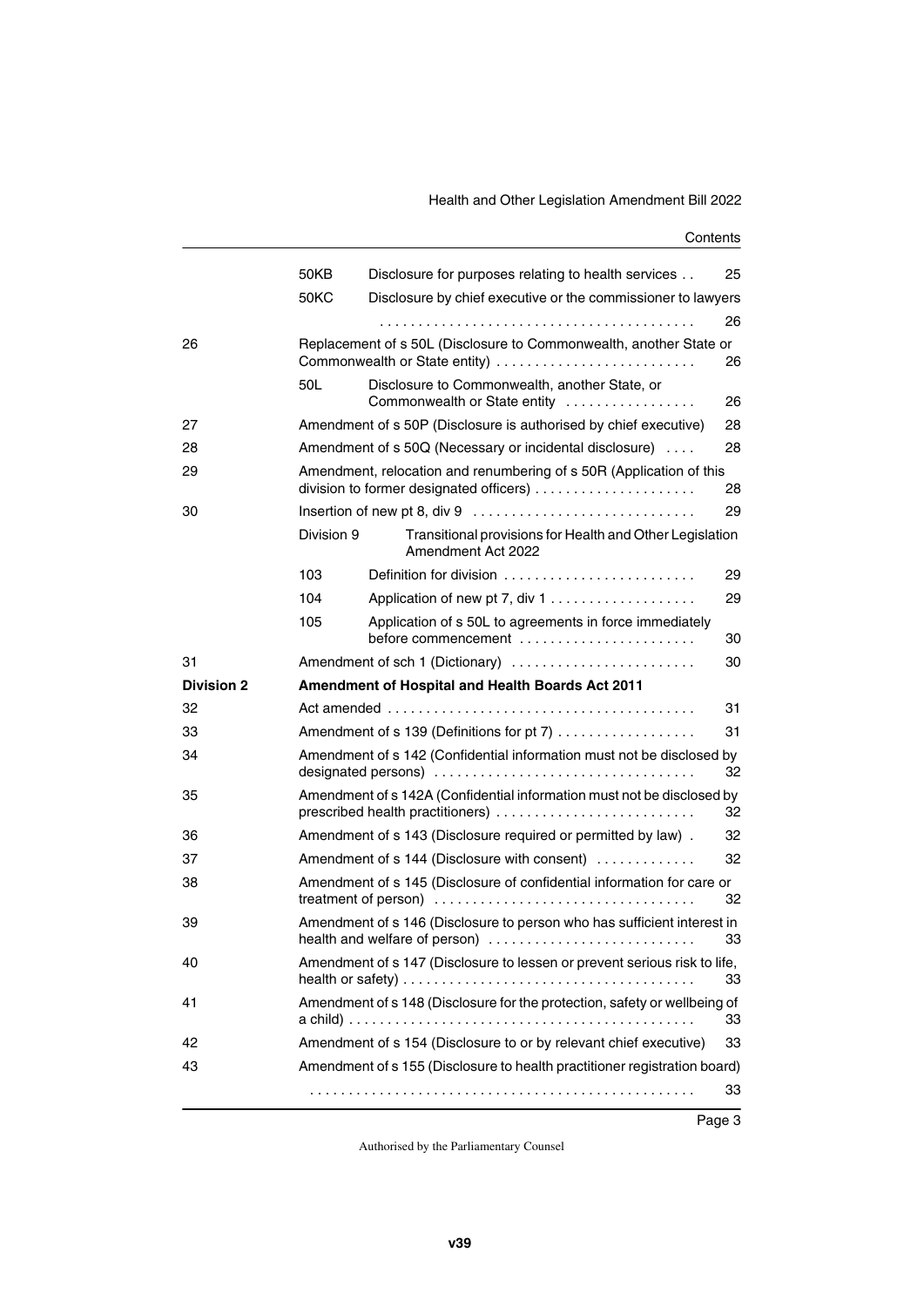| | | | |
|---|---|---|---|
| | 50KB | Disclosure for purposes relating to health services | 25 |
| | 50KC | Disclosure by chief executive or the commissioner to lawyers | 26 |
| 26 | | Replacement of s 50L (Disclosure to Commonwealth, another State or Commonwealth or State entity) | 26 |
| | 50L | Disclosure to Commonwealth, another State, or Commonwealth or State entity | 26 |
| 27 | | Amendment of s 50P (Disclosure is authorised by chief executive) | 28 |
| 28 | | Amendment of s 50Q (Necessary or incidental disclosure) | 28 |
| 29 | | Amendment, relocation and renumbering of s 50R (Application of this division to former designated officers) | 28 |
| 30 | | Insertion of new pt 8, div 9 | 29 |
| | Division 9 | Transitional provisions for Health and Other Legislation Amendment Act 2022 | |
| | 103 | Definition for division | 29 |
| | 104 | Application of new pt 7, div 1 | 29 |
| | 105 | Application of s 50L to agreements in force immediately before commencement | 30 |
| 31 | | Amendment of sch 1 (Dictionary) | 30 |
| **Division 2** | | **Amendment of Hospital and Health Boards Act 2011** | |
| 32 | | Act amended | 31 |
| 33 | | Amendment of s 139 (Definitions for pt 7) | 31 |
| 34 | | Amendment of s 142 (Confidential information must not be disclosed by designated persons) | 32 |
| 35 | | Amendment of s 142A (Confidential information must not be disclosed by prescribed health practitioners) | 32 |
| 36 | | Amendment of s 143 (Disclosure required or permitted by law) | 32 |
| 37 | | Amendment of s 144 (Disclosure with consent) | 32 |
| 38 | | Amendment of s 145 (Disclosure of confidential information for care or treatment of person) | 32 |
| 39 | | Amendment of s 146 (Disclosure to person who has sufficient interest in health and welfare of person) | 33 |
| 40 | | Amendment of s 147 (Disclosure to lessen or prevent serious risk to life, health or safety) | 33 |
| 41 | | Amendment of s 148 (Disclosure for the protection, safety or wellbeing of a child) | 33 |
| 42 | | Amendment of s 154 (Disclosure to or by relevant chief executive) | 33 |
| 43 | | Amendment of s 155 (Disclosure to health practitioner registration board) | 33 |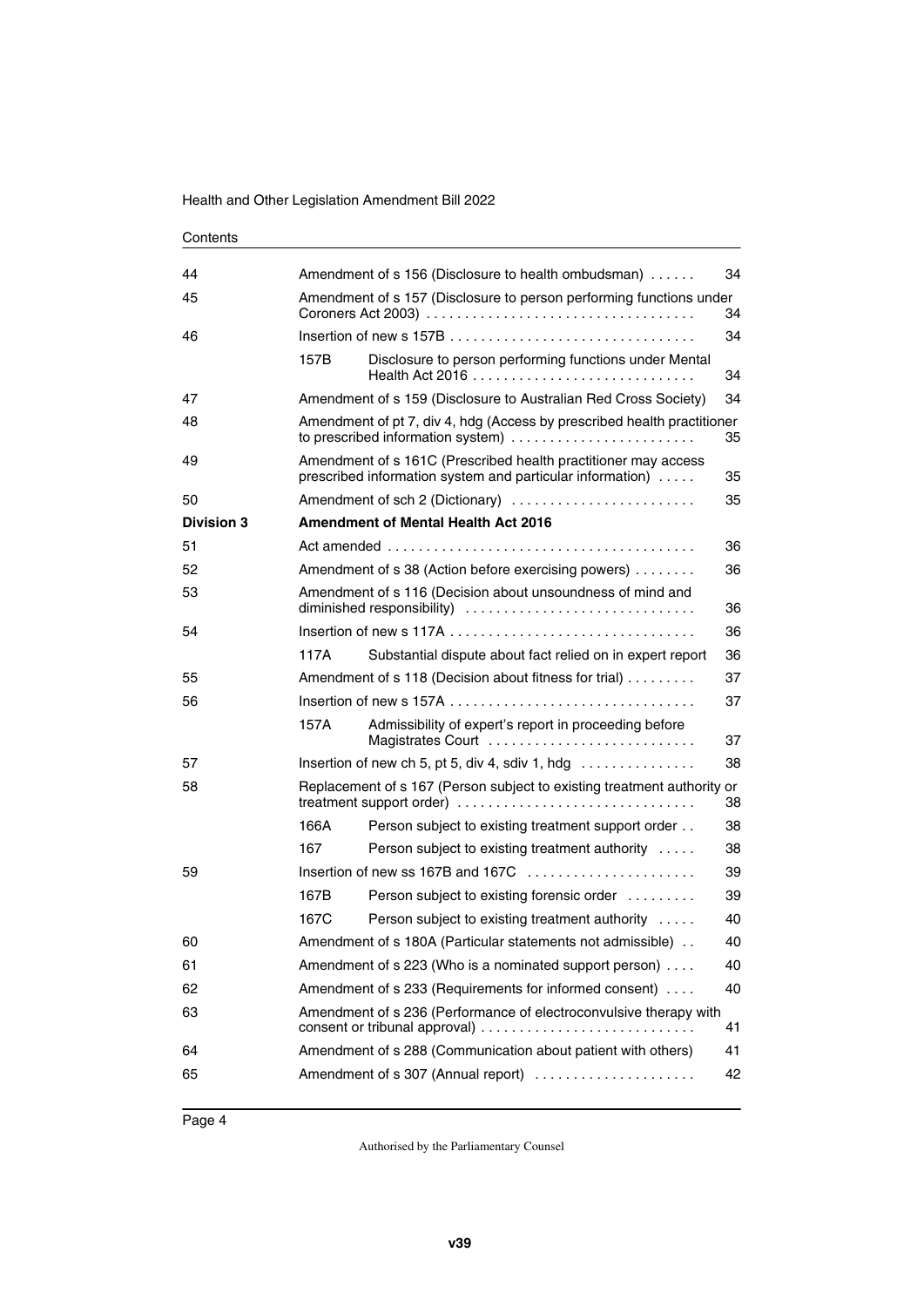| | | | |
|---|---|---|---|
| 44 | | Amendment of s 156 (Disclosure to health ombudsman) | 34 |
| 45 | | Amendment of s 157 (Disclosure to person performing functions under Coroners Act 2003) | 34 |
| 46 | | Insertion of new s 157B | 34 |
| | 157B | Disclosure to person performing functions under Mental Health Act 2016 | 34 |
| 47 | | Amendment of s 159 (Disclosure to Australian Red Cross Society) | 34 |
| 48 | | Amendment of pt 7, div 4, hdg (Access by prescribed health practitioner to prescribed information system) | 35 |
| 49 | | Amendment of s 161C (Prescribed health practitioner may access prescribed information system and particular information) | 35 |
| 50 | | Amendment of sch 2 (Dictionary) | 35 |
| **Division 3** | | **Amendment of Mental Health Act 2016** | |
| 51 | | Act amended | 36 |
| 52 | | Amendment of s 38 (Action before exercising powers) | 36 |
| 53 | | Amendment of s 116 (Decision about unsoundness of mind and diminished responsibility) | 36 |
| 54 | | Insertion of new s 117A | 36 |
| | 117A | Substantial dispute about fact relied on in expert report | 36 |
| 55 | | Amendment of s 118 (Decision about fitness for trial) | 37 |
| 56 | | Insertion of new s 157A | 37 |
| | 157A | Admissibility of expert's report in proceeding before Magistrates Court | 37 |
| 57 | | Insertion of new ch 5, pt 5, div 4, sdiv 1, hdg | 38 |
| 58 | | Replacement of s 167 (Person subject to existing treatment authority or treatment support order) | 38 |
| | 166A | Person subject to existing treatment support order | 38 |
| | 167 | Person subject to existing treatment authority | 38 |
| 59 | | Insertion of new ss 167B and 167C | 39 |
| | 167B | Person subject to existing forensic order | 39 |
| | 167C | Person subject to existing treatment authority | 40 |
| 60 | | Amendment of s 180A (Particular statements not admissible) | 40 |
| 61 | | Amendment of s 223 (Who is a nominated support person) | 40 |
| 62 | | Amendment of s 233 (Requirements for informed consent) | 40 |
| 63 | | Amendment of s 236 (Performance of electroconvulsive therapy with consent or tribunal approval) | 41 |
| 64 | | Amendment of s 288 (Communication about patient with others) | 41 |
| 65 | | Amendment of s 307 (Annual report) | 42 |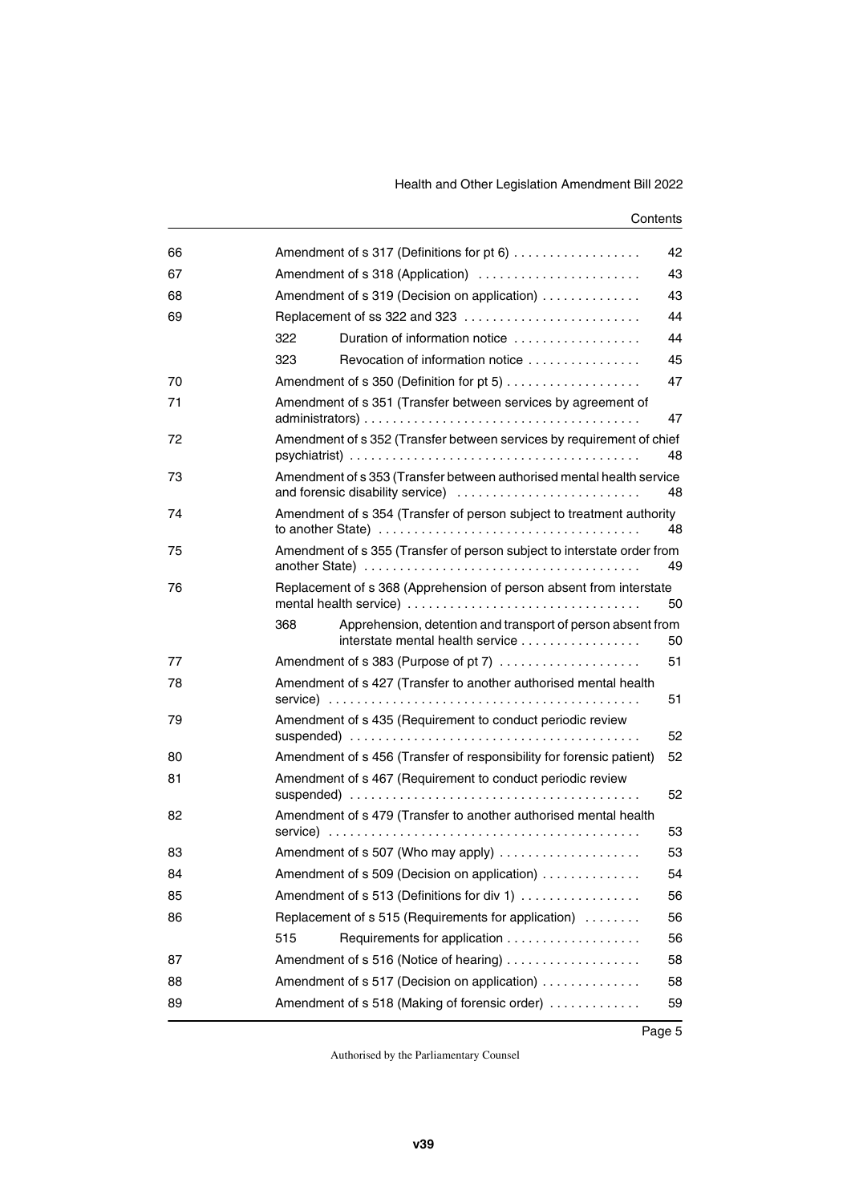| | | | |
|---|---|---|---|
| 66 | Amendment of s 317 (Definitions for pt 6) | | 42 |
| 67 | Amendment of s 318 (Application) | | 43 |
| 68 | Amendment of s 319 (Decision on application) | | 43 |
| 69 | Replacement of ss 322 and 323 | | 44 |
| | 322 | Duration of information notice | 44 |
| | 323 | Revocation of information notice | 45 |
| 70 | Amendment of s 350 (Definition for pt 5) | | 47 |
| 71 | Amendment of s 351 (Transfer between services by agreement of administrators) | | 47 |
| 72 | Amendment of s 352 (Transfer between services by requirement of chief psychiatrist) | | 48 |
| 73 | Amendment of s 353 (Transfer between authorised mental health service and forensic disability service) | | 48 |
| 74 | Amendment of s 354 (Transfer of person subject to treatment authority to another State) | | 48 |
| 75 | Amendment of s 355 (Transfer of person subject to interstate order from another State) | | 49 |
| 76 | Replacement of s 368 (Apprehension of person absent from interstate mental health service) | | 50 |
| | 368 | Apprehension, detention and transport of person absent from interstate mental health service | 50 |
| 77 | Amendment of s 383 (Purpose of pt 7) | | 51 |
| 78 | Amendment of s 427 (Transfer to another authorised mental health service) | | 51 |
| 79 | Amendment of s 435 (Requirement to conduct periodic review suspended) | | 52 |
| 80 | Amendment of s 456 (Transfer of responsibility for forensic patient) | | 52 |
| 81 | Amendment of s 467 (Requirement to conduct periodic review suspended) | | 52 |
| 82 | Amendment of s 479 (Transfer to another authorised mental health service) | | 53 |
| 83 | Amendment of s 507 (Who may apply) | | 53 |
| 84 | Amendment of s 509 (Decision on application) | | 54 |
| 85 | Amendment of s 513 (Definitions for div 1) | | 56 |
| 86 | Replacement of s 515 (Requirements for application) | | 56 |
| | 515 | Requirements for application | 56 |
| 87 | Amendment of s 516 (Notice of hearing) | | 58 |
| 88 | Amendment of s 517 (Decision on application) | | 58 |
| 89 | Amendment of s 518 (Making of forensic order) | | 59 |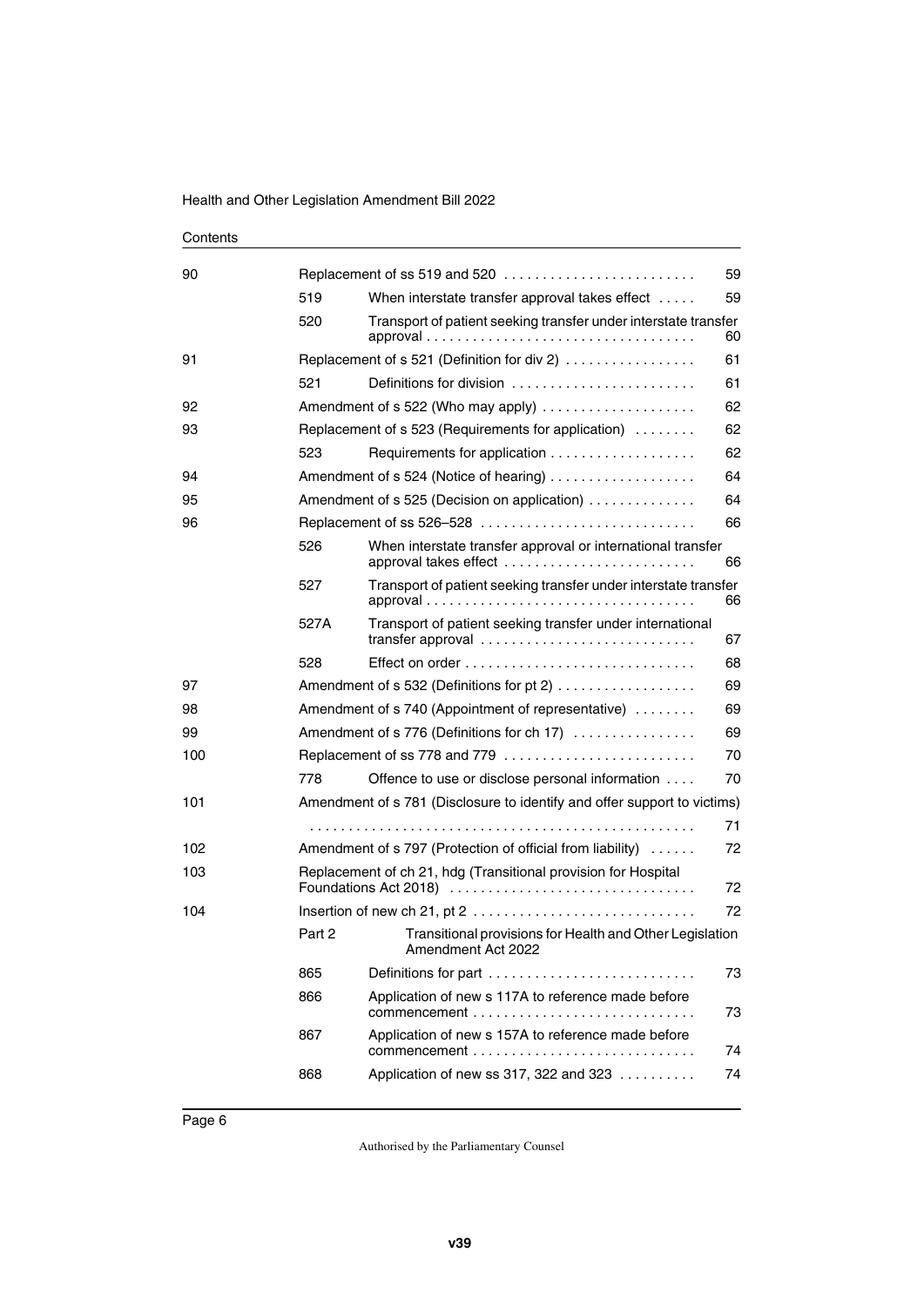Contents

| | | | |
|---|---|---|---|
| 90 | Replacement of ss 519 and 520 | | 59 |
| | 519 | When interstate transfer approval takes effect | 59 |
| | 520 | Transport of patient seeking transfer under interstate transfer approval | 60 |
| 91 | Replacement of s 521 (Definition for div 2) | | 61 |
| | 521 | Definitions for division | 61 |
| 92 | Amendment of s 522 (Who may apply) | | 62 |
| 93 | Replacement of s 523 (Requirements for application) | | 62 |
| | 523 | Requirements for application | 62 |
| 94 | Amendment of s 524 (Notice of hearing) | | 64 |
| 95 | Amendment of s 525 (Decision on application) | | 64 |
| 96 | Replacement of ss 526–528 | | 66 |
| | 526 | When interstate transfer approval or international transfer approval takes effect | 66 |
| | 527 | Transport of patient seeking transfer under interstate transfer approval | 66 |
| | 527A | Transport of patient seeking transfer under international transfer approval | 67 |
| | 528 | Effect on order | 68 |
| 97 | Amendment of s 532 (Definitions for pt 2) | | 69 |
| 98 | Amendment of s 740 (Appointment of representative) | | 69 |
| 99 | Amendment of s 776 (Definitions for ch 17) | | 69 |
| 100 | Replacement of ss 778 and 779 | | 70 |
| | 778 | Offence to use or disclose personal information | 70 |
| 101 | Amendment of s 781 (Disclosure to identify and offer support to victims) | | 71 |
| 102 | Amendment of s 797 (Protection of official from liability) | | 72 |
| 103 | Replacement of ch 21, hdg (Transitional provision for Hospital Foundations Act 2018) | | 72 |
| 104 | Insertion of new ch 21, pt 2 | | 72 |
| | Part 2 | Transitional provisions for Health and Other Legislation Amendment Act 2022 | |
| | 865 | Definitions for part | 73 |
| | 866 | Application of new s 117A to reference made before commencement | 73 |
| | 867 | Application of new s 157A to reference made before commencement | 74 |
| | 868 | Application of new ss 317, 322 and 323 | 74 |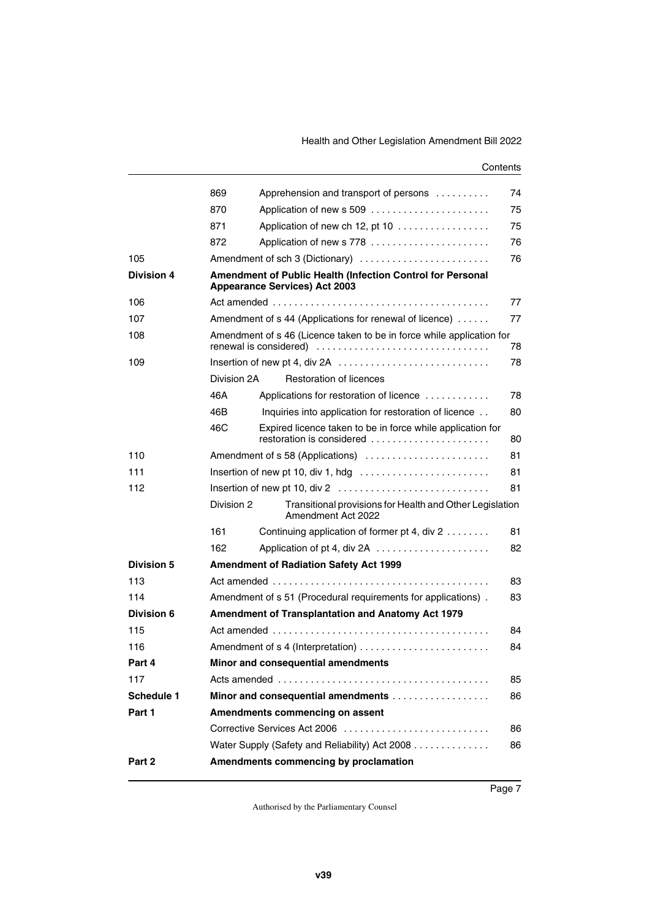| | | | |
|---|---|---|---|
| | 869 | Apprehension and transport of persons | 74 |
| | 870 | Application of new s 509 | 75 |
| | 871 | Application of new ch 12, pt 10 | 75 |
| | 872 | Application of new s 778 | 76 |
| 105 | Amendment of sch 3 (Dictionary) | | 76 |
| **Division 4** | **Amendment of Public Health (Infection Control for Personal Appearance Services) Act 2003** | | |
| 106 | Act amended | | 77 |
| 107 | Amendment of s 44 (Applications for renewal of licence) | | 77 |
| 108 | Amendment of s 46 (Licence taken to be in force while application for renewal is considered) | | 78 |
| 109 | Insertion of new pt 4, div 2A | | 78 |
| | Division 2A | Restoration of licences | |
| | 46A | Applications for restoration of licence | 78 |
| | 46B | Inquiries into application for restoration of licence | 80 |
| | 46C | Expired licence taken to be in force while application for restoration is considered | 80 |
| 110 | Amendment of s 58 (Applications) | | 81 |
| 111 | Insertion of new pt 10, div 1, hdg | | 81 |
| 112 | Insertion of new pt 10, div 2 | | 81 |
| | Division 2 | Transitional provisions for Health and Other Legislation Amendment Act 2022 | |
| | 161 | Continuing application of former pt 4, div 2 | 81 |
| | 162 | Application of pt 4, div 2A | 82 |
| **Division 5** | **Amendment of Radiation Safety Act 1999** | | |
| 113 | Act amended | | 83 |
| 114 | Amendment of s 51 (Procedural requirements for applications) | | 83 |
| **Division 6** | **Amendment of Transplantation and Anatomy Act 1979** | | |
| 115 | Act amended | | 84 |
| 116 | Amendment of s 4 (Interpretation) | | 84 |
| **Part 4** | **Minor and consequential amendments** | | |
| 117 | Acts amended | | 85 |
| **Schedule 1** | **Minor and consequential amendments** | | 86 |
| **Part 1** | **Amendments commencing on assent** | | |
| | Corrective Services Act 2006 | | 86 |
| | Water Supply (Safety and Reliability) Act 2008 | | 86 |
| **Part 2** | **Amendments commencing by proclamation** | | |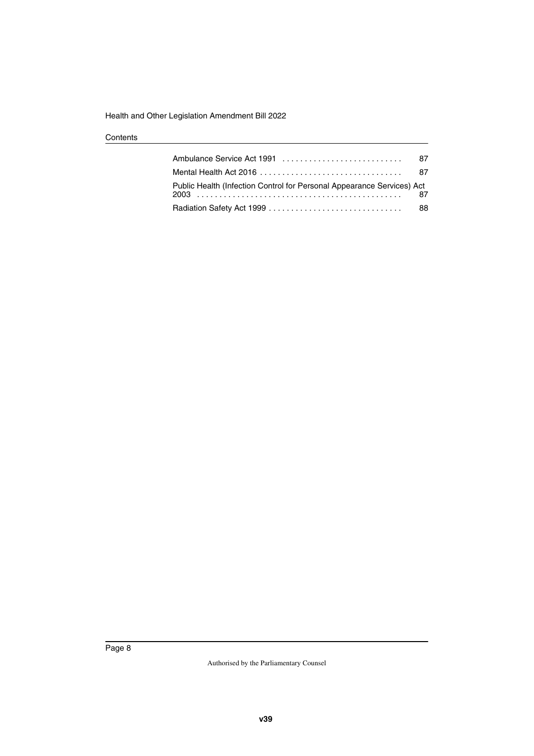| | |
|---|---|
| Ambulance Service Act 1991 | 87 |
| Mental Health Act 2016 | 87 |
| Public Health (Infection Control for Personal Appearance Services) Act 2003 | 87 |
| Radiation Safety Act 1999 | 88 |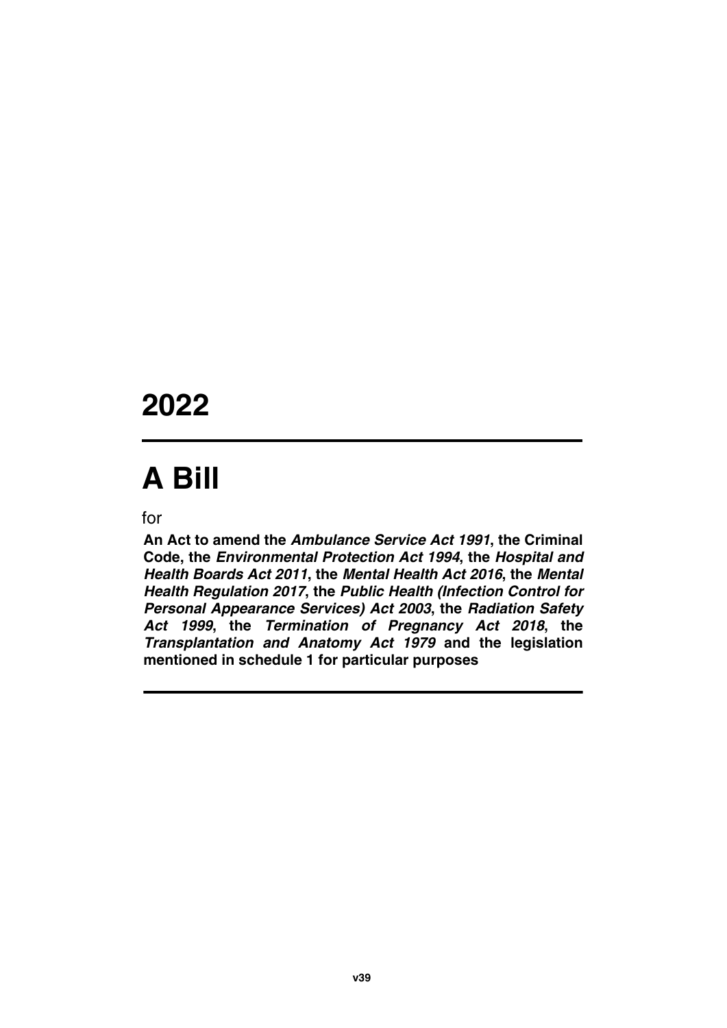# 2022

# A Bill

for

**An Act to amend the *Ambulance Service Act 1991*, the Criminal Code, the *Environmental Protection Act 1994*, the *Hospital and Health Boards Act 2011*, the *Mental Health Act 2016*, the *Mental Health Regulation 2017*, the *Public Health (Infection Control for Personal Appearance Services) Act 2003*, the *Radiation Safety Act 1999*, the *Termination of Pregnancy Act 2018*, the *Transplantation and Anatomy Act 1979* and the legislation mentioned in schedule 1 for particular purposes**

v39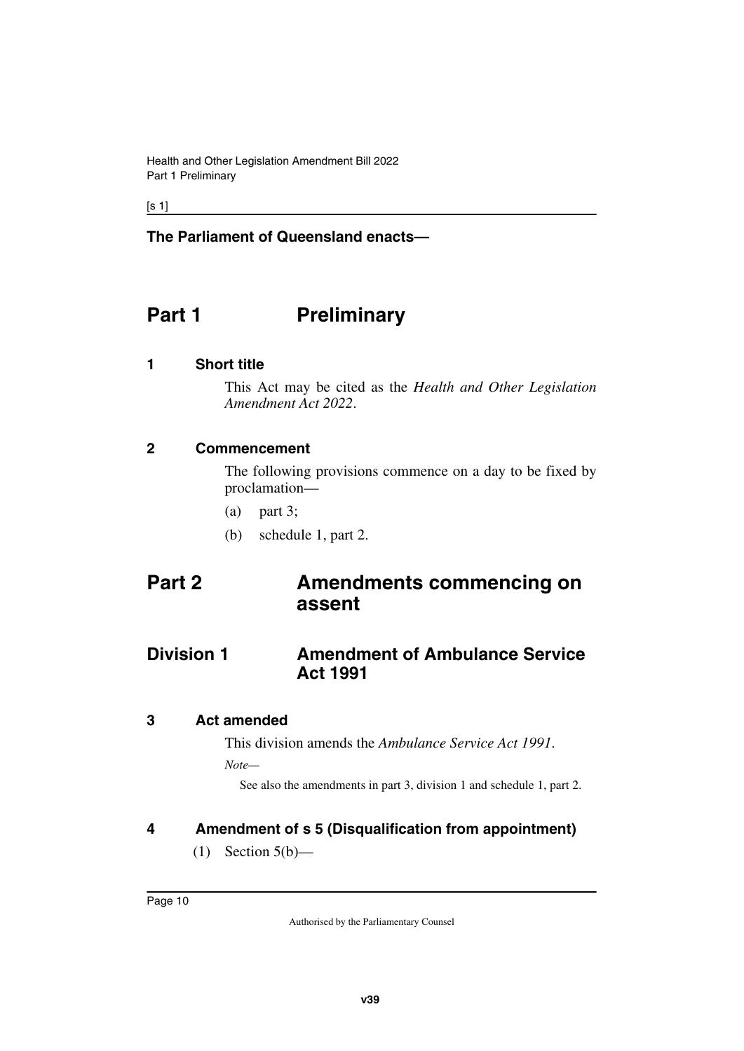**The Parliament of Queensland enacts—**

# Part 1 Preliminary

### 1 Short title

This Act may be cited as the *Health and Other Legislation Amendment Act 2022*.

### 2 Commencement

The following provisions commence on a day to be fixed by proclamation—

(a) part 3;

(b) schedule 1, part 2.

# Part 2 Amendments commencing on assent

## Division 1 Amendment of Ambulance Service Act 1991

### 3 Act amended

This division amends the *Ambulance Service Act 1991*.

*Note—*

See also the amendments in part 3, division 1 and schedule 1, part 2.

### 4 Amendment of s 5 (Disqualification from appointment)

(1) Section 5(b)—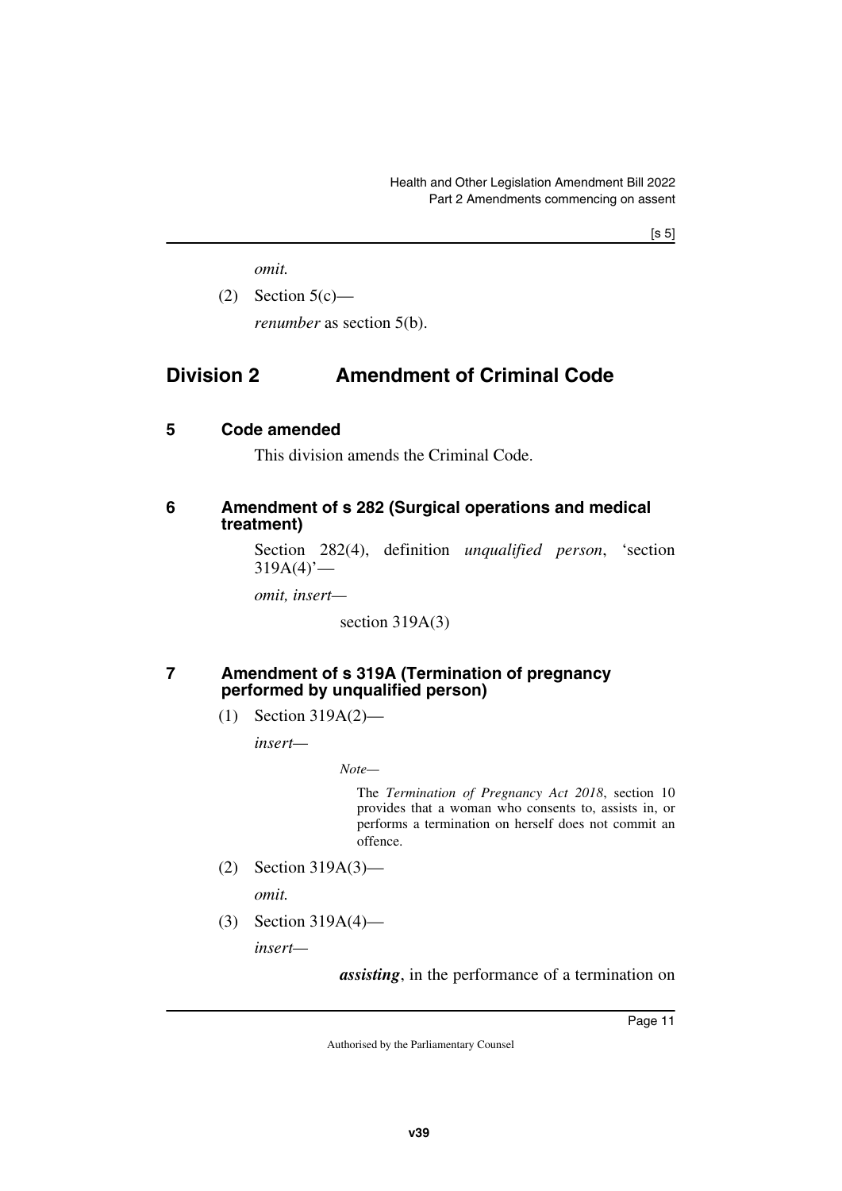*omit.*

(2) Section 5(c)—

*renumber* as section 5(b).

## Division 2 Amendment of Criminal Code

### 5 Code amended

This division amends the Criminal Code.

### 6 Amendment of s 282 (Surgical operations and medical treatment)

Section 282(4), definition *unqualified person*, 'section 319A(4)'—

*omit, insert—*

section 319A(3)

### 7 Amendment of s 319A (Termination of pregnancy performed by unqualified person)

(1) Section 319A(2)—

*insert—*

*Note—*

The *Termination of Pregnancy Act 2018*, section 10 provides that a woman who consents to, assists in, or performs a termination on herself does not commit an offence.

(2) Section 319A(3)—

*omit.*

(3) Section 319A(4)—

*insert—*

***assisting***, in the performance of a termination on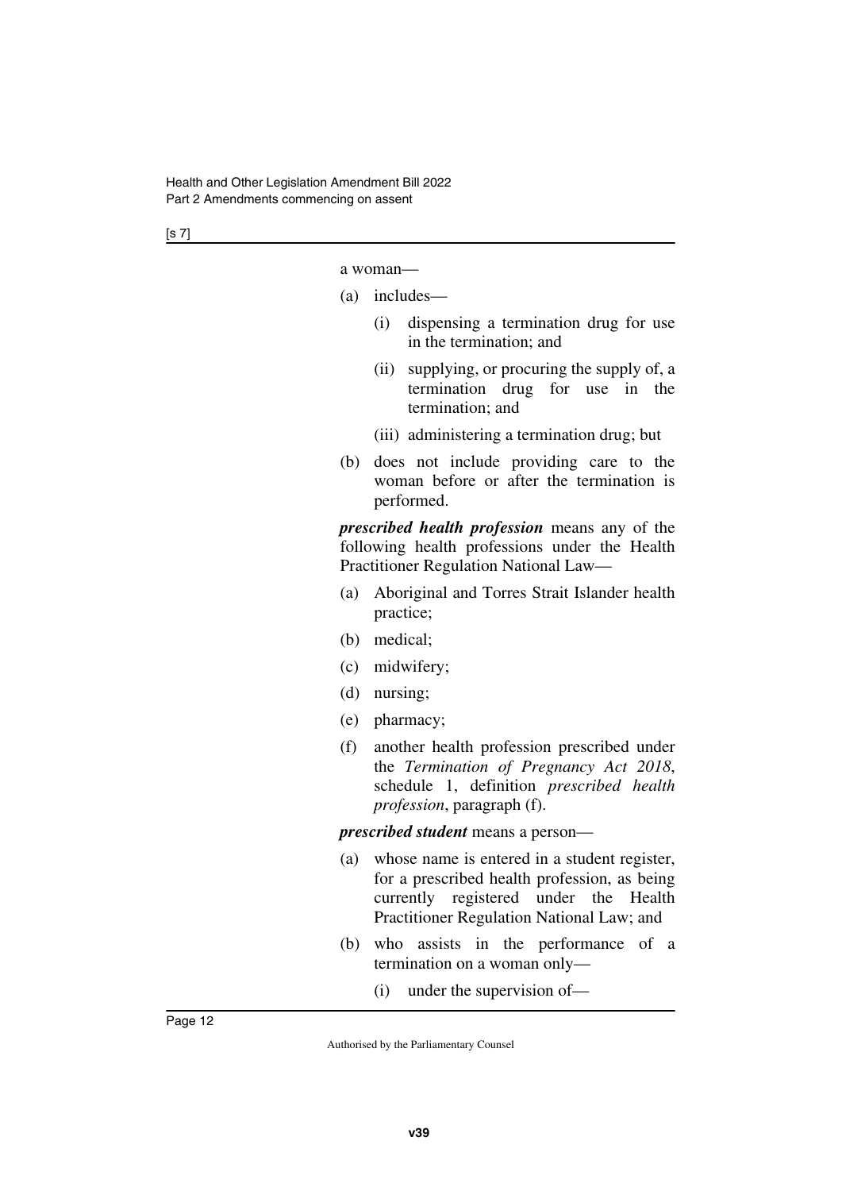a woman—

(a) includes—

  (i) dispensing a termination drug for use in the termination; and

  (ii) supplying, or procuring the supply of, a termination drug for use in the termination; and

  (iii) administering a termination drug; but

(b) does not include providing care to the woman before or after the termination is performed.

***prescribed health profession*** means any of the following health professions under the Health Practitioner Regulation National Law—

(a) Aboriginal and Torres Strait Islander health practice;

(b) medical;

(c) midwifery;

(d) nursing;

(e) pharmacy;

(f) another health profession prescribed under the *Termination of Pregnancy Act 2018*, schedule 1, definition *prescribed health profession*, paragraph (f).

***prescribed student*** means a person—

(a) whose name is entered in a student register, for a prescribed health profession, as being currently registered under the Health Practitioner Regulation National Law; and

(b) who assists in the performance of a termination on a woman only—

  (i) under the supervision of—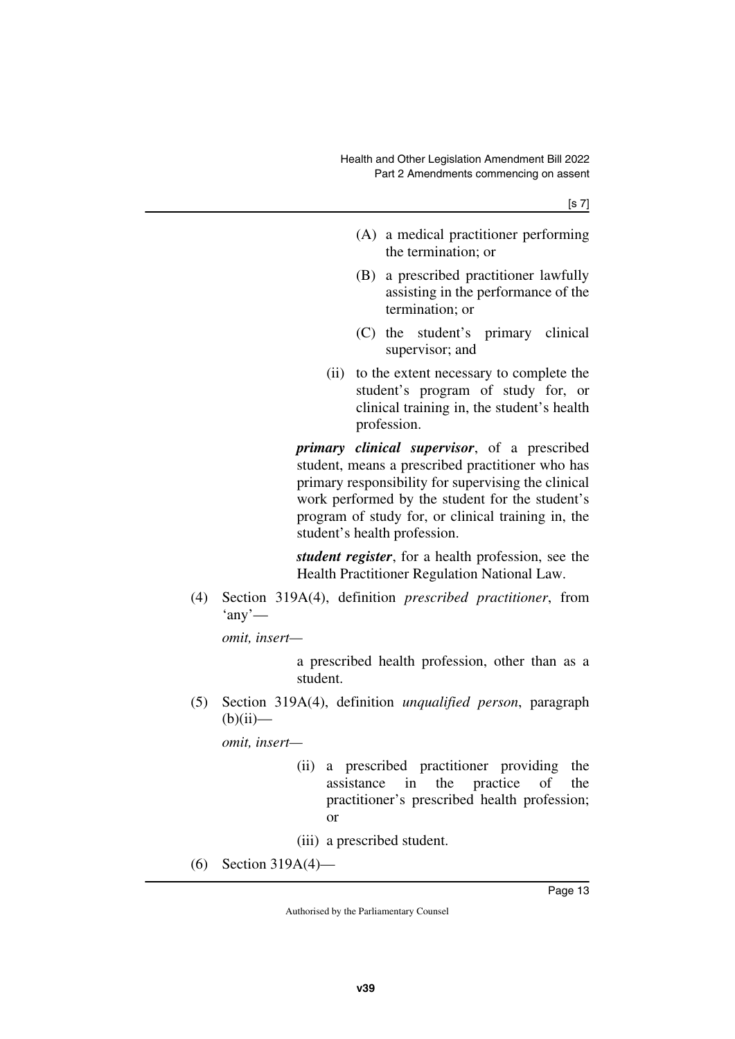(A) a medical practitioner performing the termination; or

(B) a prescribed practitioner lawfully assisting in the performance of the termination; or

(C) the student's primary clinical supervisor; and

(ii) to the extent necessary to complete the student's program of study for, or clinical training in, the student's health profession.

***primary clinical supervisor***, of a prescribed student, means a prescribed practitioner who has primary responsibility for supervising the clinical work performed by the student for the student's program of study for, or clinical training in, the student's health profession.

***student register***, for a health profession, see the Health Practitioner Regulation National Law.

(4) Section 319A(4), definition *prescribed practitioner*, from 'any'—

*omit, insert—*

a prescribed health profession, other than as a student.

(5) Section 319A(4), definition *unqualified person*, paragraph (b)(ii)—

*omit, insert—*

(ii) a prescribed practitioner providing the assistance in the practice of the practitioner's prescribed health profession; or

(iii) a prescribed student.

(6) Section 319A(4)—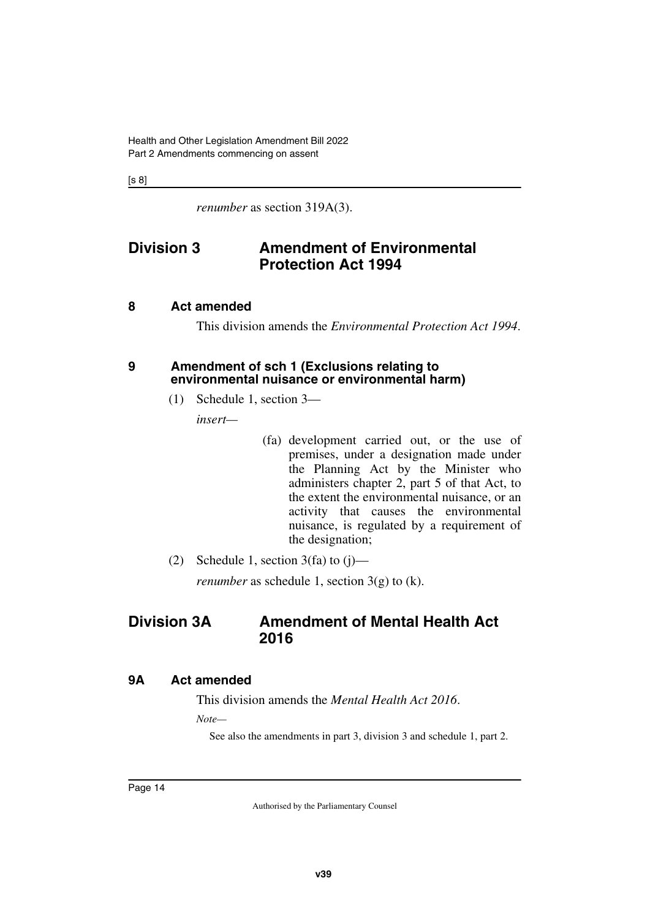*renumber* as section 319A(3).

## Division 3 Amendment of Environmental Protection Act 1994

### 8 Act amended

This division amends the *Environmental Protection Act 1994*.

### 9 Amendment of sch 1 (Exclusions relating to environmental nuisance or environmental harm)

(1) Schedule 1, section 3—

*insert*—

(fa) development carried out, or the use of premises, under a designation made under the Planning Act by the Minister who administers chapter 2, part 5 of that Act, to the extent the environmental nuisance, or an activity that causes the environmental nuisance, is regulated by a requirement of the designation;

(2) Schedule 1, section 3(fa) to (j)—

*renumber* as schedule 1, section 3(g) to (k).

## Division 3A Amendment of Mental Health Act 2016

### 9A Act amended

This division amends the *Mental Health Act 2016*.

*Note*—

See also the amendments in part 3, division 3 and schedule 1, part 2.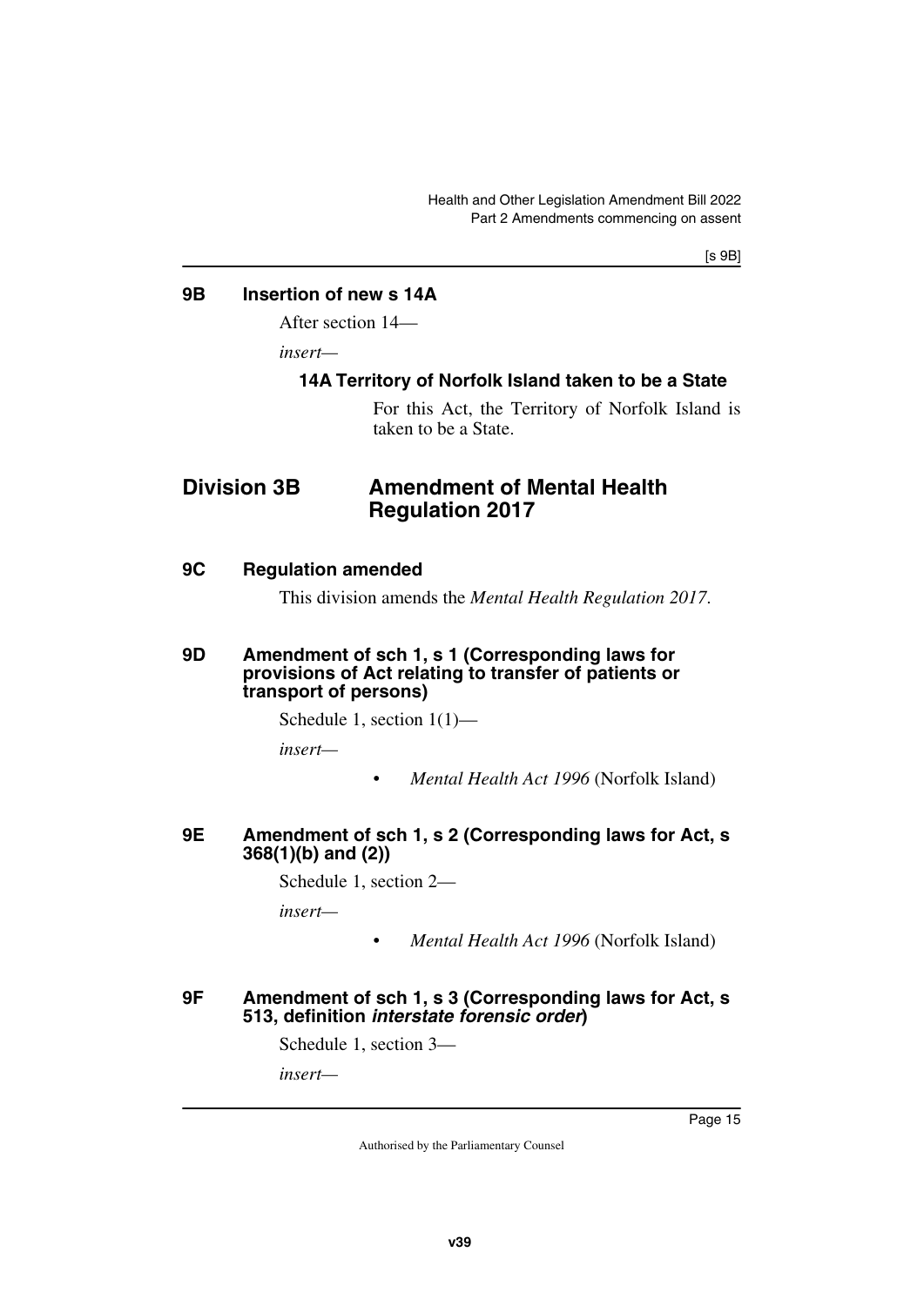## 9B Insertion of new s 14A

After section 14—

*insert*—

### 14A Territory of Norfolk Island taken to be a State

For this Act, the Territory of Norfolk Island is taken to be a State.

# Division 3B Amendment of Mental Health Regulation 2017

## 9C Regulation amended

This division amends the *Mental Health Regulation 2017*.

## 9D Amendment of sch 1, s 1 (Corresponding laws for provisions of Act relating to transfer of patients or transport of persons)

Schedule 1, section 1(1)—

*insert*—

- *Mental Health Act 1996* (Norfolk Island)

## 9E Amendment of sch 1, s 2 (Corresponding laws for Act, s 368(1)(b) and (2))

Schedule 1, section 2—

*insert*—

- *Mental Health Act 1996* (Norfolk Island)

## 9F Amendment of sch 1, s 3 (Corresponding laws for Act, s 513, definition *interstate forensic order*)

Schedule 1, section 3—

*insert*—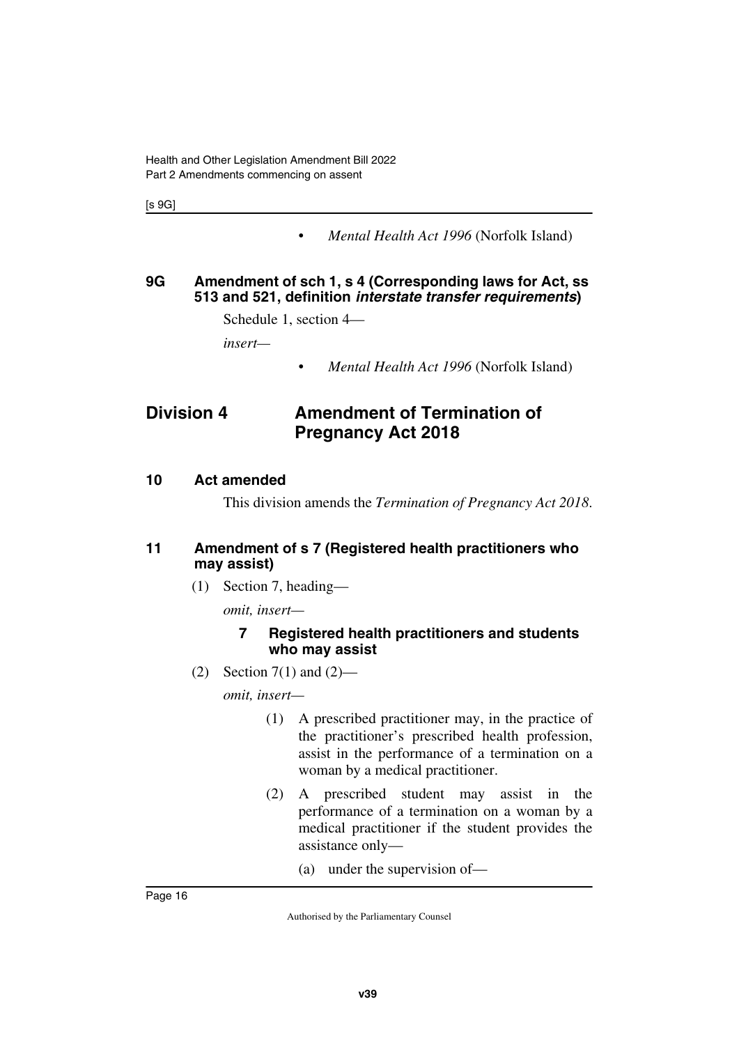- *Mental Health Act 1996* (Norfolk Island)

### 9G Amendment of sch 1, s 4 (Corresponding laws for Act, ss 513 and 521, definition *interstate transfer requirements*)

Schedule 1, section 4—

*insert—*

- *Mental Health Act 1996* (Norfolk Island)

## Division 4 Amendment of Termination of Pregnancy Act 2018

### 10 Act amended

This division amends the *Termination of Pregnancy Act 2018*.

### 11 Amendment of s 7 (Registered health practitioners who may assist)

(1) Section 7, heading—

*omit, insert—*

**7 Registered health practitioners and students who may assist**

(2) Section 7(1) and (2)—

*omit, insert—*

(1) A prescribed practitioner may, in the practice of the practitioner's prescribed health profession, assist in the performance of a termination on a woman by a medical practitioner.

(2) A prescribed student may assist in the performance of a termination on a woman by a medical practitioner if the student provides the assistance only—

(a) under the supervision of—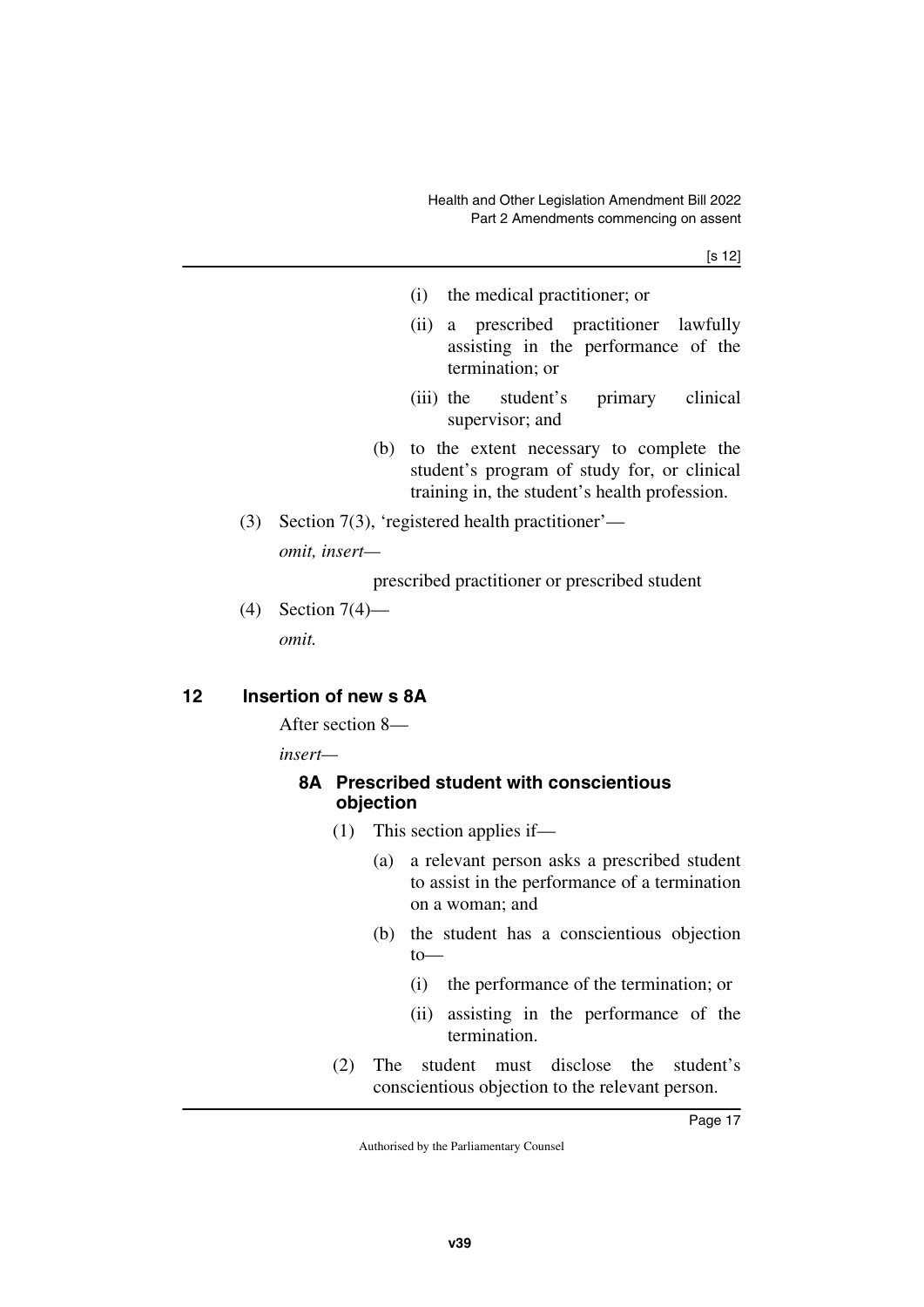(i) the medical practitioner; or

(ii) a prescribed practitioner lawfully assisting in the performance of the termination; or

(iii) the student's primary clinical supervisor; and

(b) to the extent necessary to complete the student's program of study for, or clinical training in, the student's health profession.

(3) Section 7(3), 'registered health practitioner'—

*omit, insert—*

prescribed practitioner or prescribed student

(4) Section 7(4)—

*omit.*

## 12 Insertion of new s 8A

After section 8—

*insert—*

### 8A Prescribed student with conscientious objection

(1) This section applies if—

(a) a relevant person asks a prescribed student to assist in the performance of a termination on a woman; and

(b) the student has a conscientious objection to—

(i) the performance of the termination; or

(ii) assisting in the performance of the termination.

(2) The student must disclose the student's conscientious objection to the relevant person.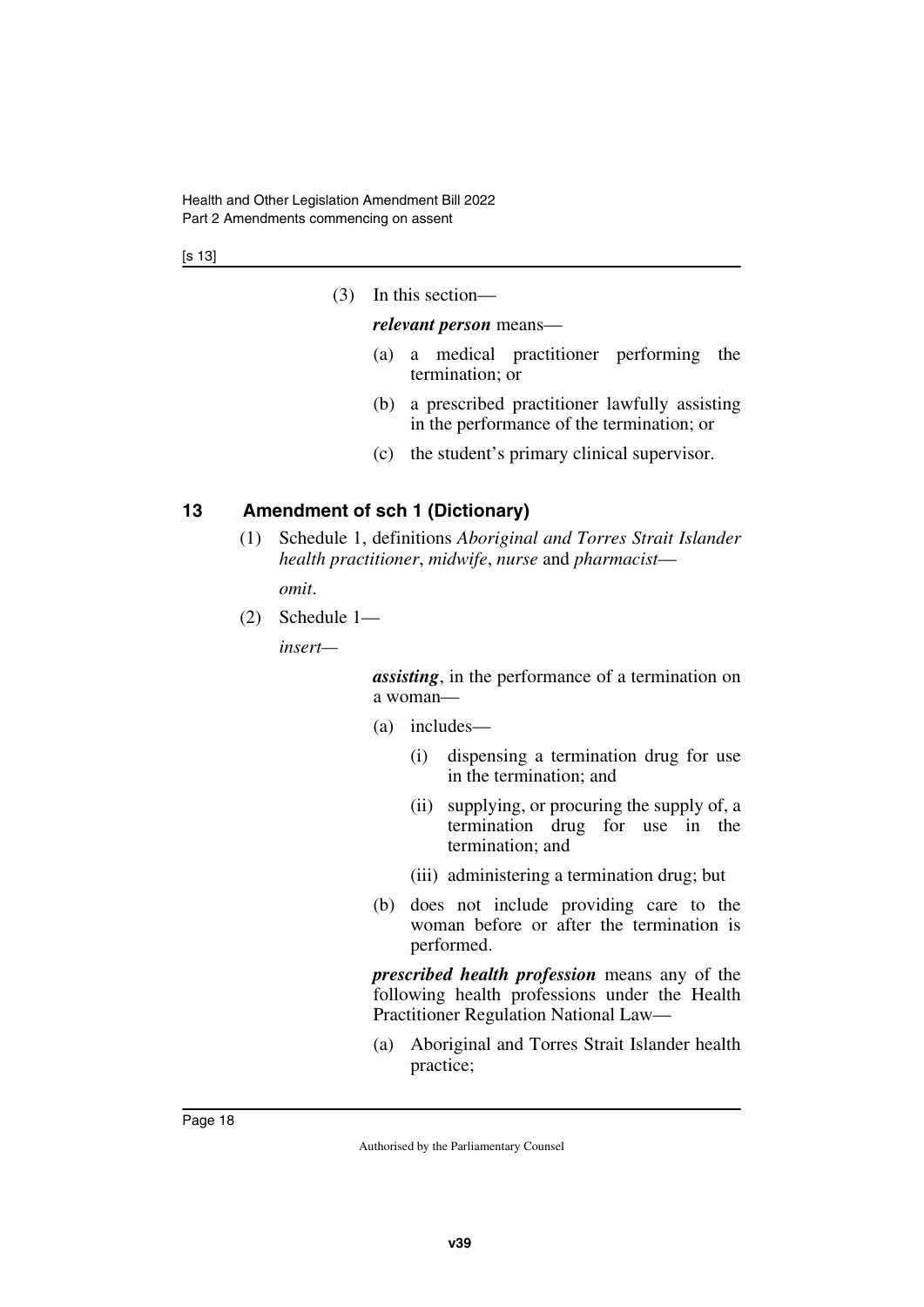(3) In this section—

***relevant person*** means—

(a) a medical practitioner performing the termination; or

(b) a prescribed practitioner lawfully assisting in the performance of the termination; or

(c) the student's primary clinical supervisor.

## 13 Amendment of sch 1 (Dictionary)

(1) Schedule 1, definitions *Aboriginal and Torres Strait Islander health practitioner*, *midwife*, *nurse* and *pharmacist*—

*omit*.

(2) Schedule 1—

*insert*—

***assisting***, in the performance of a termination on a woman—

(a) includes—

(i) dispensing a termination drug for use in the termination; and

(ii) supplying, or procuring the supply of, a termination drug for use in the termination; and

(iii) administering a termination drug; but

(b) does not include providing care to the woman before or after the termination is performed.

***prescribed health profession*** means any of the following health professions under the Health Practitioner Regulation National Law—

(a) Aboriginal and Torres Strait Islander health practice;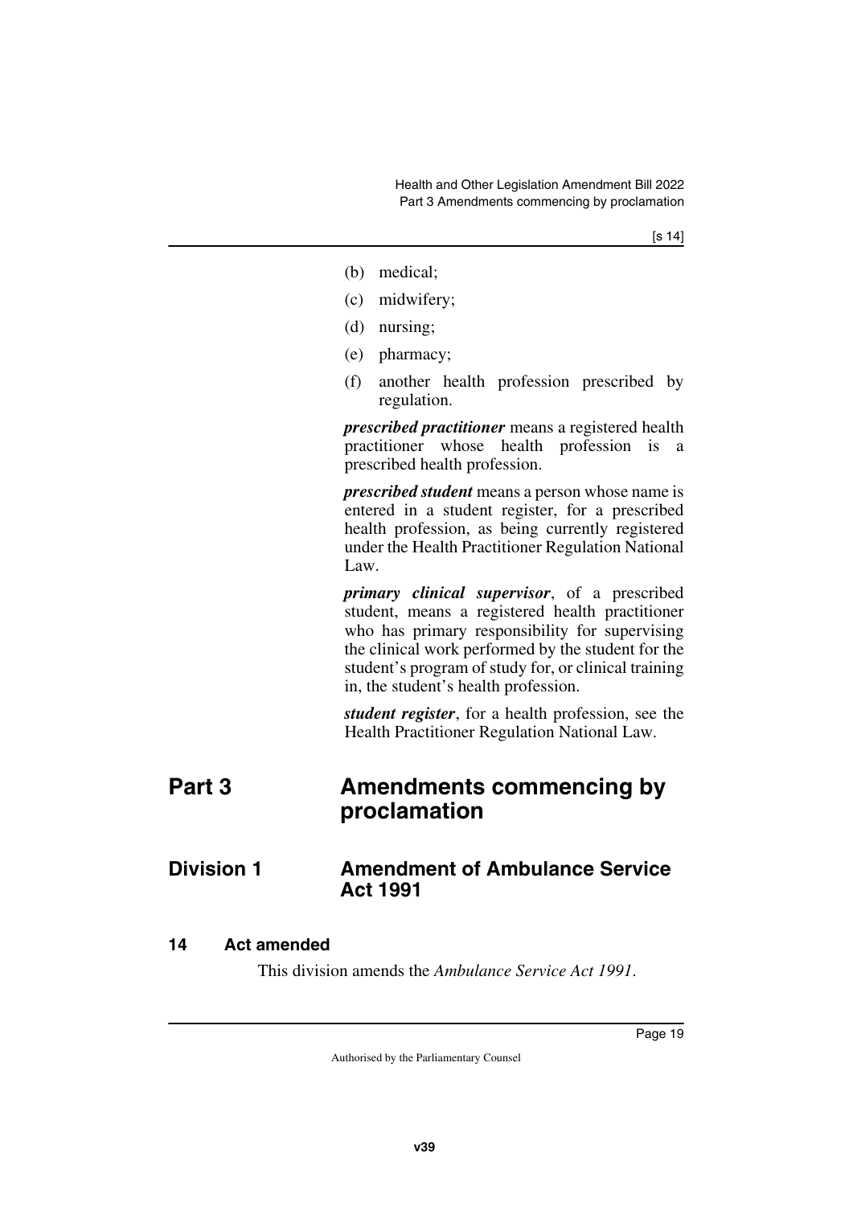(b) medical;

(c) midwifery;

(d) nursing;

(e) pharmacy;

(f) another health profession prescribed by regulation.

***prescribed practitioner*** means a registered health practitioner whose health profession is a prescribed health profession.

***prescribed student*** means a person whose name is entered in a student register, for a prescribed health profession, as being currently registered under the Health Practitioner Regulation National Law.

***primary clinical supervisor***, of a prescribed student, means a registered health practitioner who has primary responsibility for supervising the clinical work performed by the student for the student's program of study for, or clinical training in, the student's health profession.

***student register***, for a health profession, see the Health Practitioner Regulation National Law.

# Part 3 Amendments commencing by proclamation

## Division 1 Amendment of Ambulance Service Act 1991

### 14 Act amended

This division amends the *Ambulance Service Act 1991*.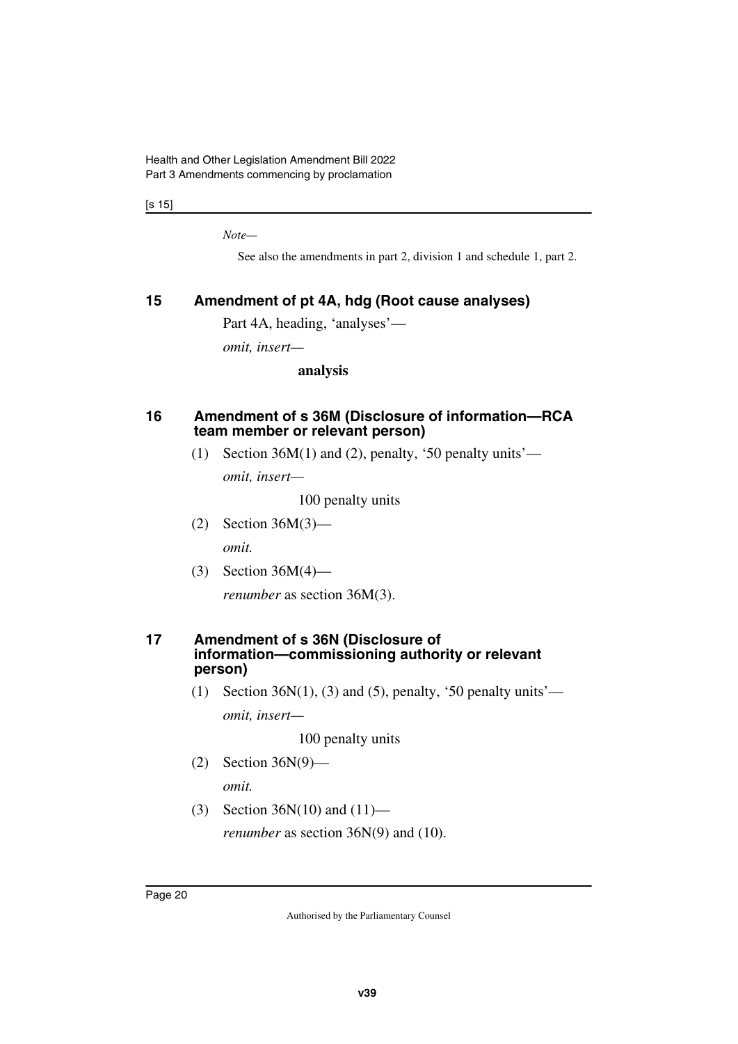*Note—*

See also the amendments in part 2, division 1 and schedule 1, part 2.

## 15 Amendment of pt 4A, hdg (Root cause analyses)

Part 4A, heading, 'analyses'—

*omit, insert—*

**analysis**

## 16 Amendment of s 36M (Disclosure of information—RCA team member or relevant person)

(1) Section 36M(1) and (2), penalty, '50 penalty units'—

*omit, insert—*

100 penalty units

(2) Section 36M(3)—

*omit.*

(3) Section 36M(4)—

*renumber* as section 36M(3).

## 17 Amendment of s 36N (Disclosure of information—commissioning authority or relevant person)

(1) Section 36N(1), (3) and (5), penalty, '50 penalty units'—

*omit, insert—*

100 penalty units

(2) Section 36N(9)—

*omit.*

(3) Section 36N(10) and (11)—

*renumber* as section 36N(9) and (10).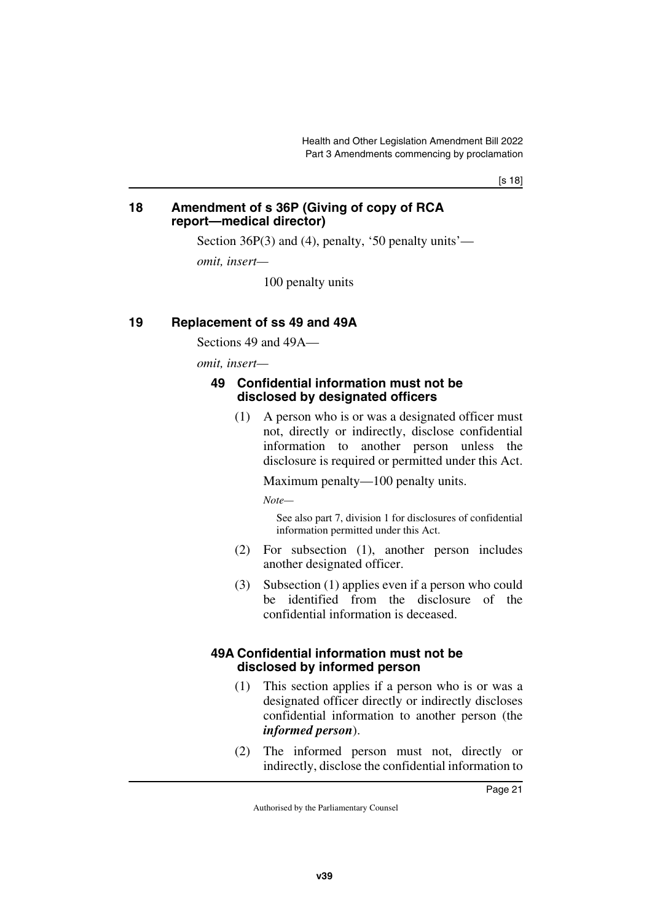## 18 Amendment of s 36P (Giving of copy of RCA report—medical director)

Section 36P(3) and (4), penalty, '50 penalty units'—

*omit, insert—*

100 penalty units

## 19 Replacement of ss 49 and 49A

Sections 49 and 49A—

*omit, insert—*

### 49 Confidential information must not be disclosed by designated officers

(1) A person who is or was a designated officer must not, directly or indirectly, disclose confidential information to another person unless the disclosure is required or permitted under this Act.

Maximum penalty—100 penalty units.

*Note—*

See also part 7, division 1 for disclosures of confidential information permitted under this Act.

(2) For subsection (1), another person includes another designated officer.

(3) Subsection (1) applies even if a person who could be identified from the disclosure of the confidential information is deceased.

### 49A Confidential information must not be disclosed by informed person

(1) This section applies if a person who is or was a designated officer directly or indirectly discloses confidential information to another person (the ***informed person***).

(2) The informed person must not, directly or indirectly, disclose the confidential information to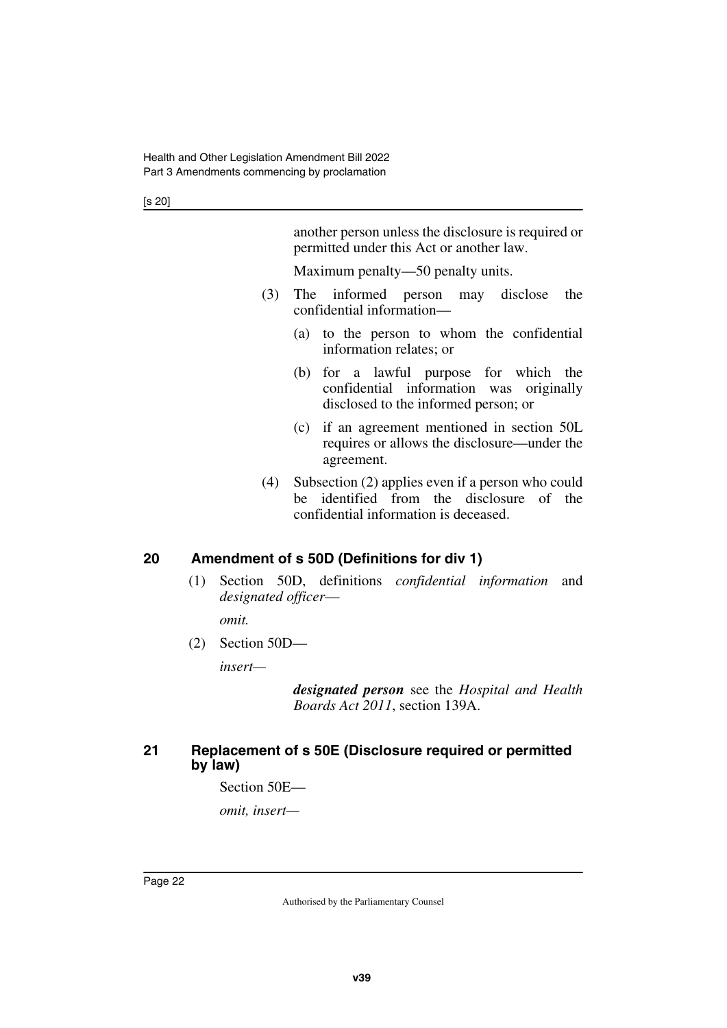another person unless the disclosure is required or permitted under this Act or another law.

Maximum penalty—50 penalty units.

(3) The informed person may disclose the confidential information—

(a) to the person to whom the confidential information relates; or

(b) for a lawful purpose for which the confidential information was originally disclosed to the informed person; or

(c) if an agreement mentioned in section 50L requires or allows the disclosure—under the agreement.

(4) Subsection (2) applies even if a person who could be identified from the disclosure of the confidential information is deceased.

## 20 Amendment of s 50D (Definitions for div 1)

(1) Section 50D, definitions *confidential information* and *designated officer*—

*omit.*

(2) Section 50D—

*insert—*

***designated person*** see the *Hospital and Health Boards Act 2011*, section 139A.

## 21 Replacement of s 50E (Disclosure required or permitted by law)

Section 50E—

*omit, insert—*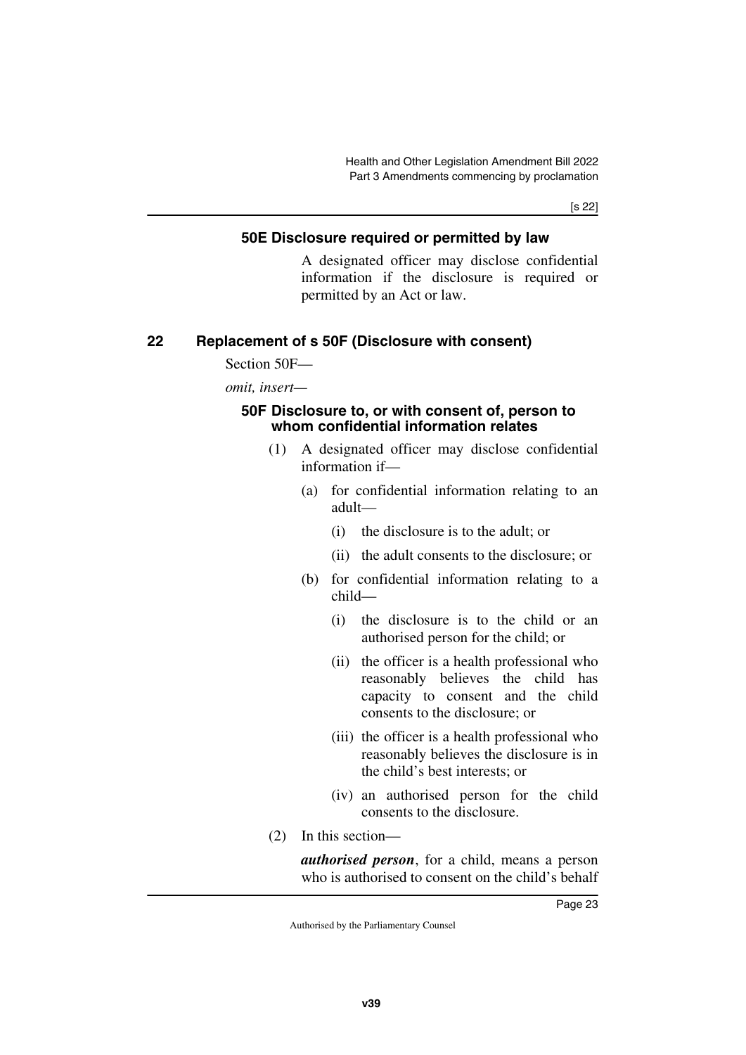#### 50E Disclosure required or permitted by law

A designated officer may disclose confidential information if the disclosure is required or permitted by an Act or law.

### 22 Replacement of s 50F (Disclosure with consent)

Section 50F—

*omit, insert—*

#### 50F Disclosure to, or with consent of, person to whom confidential information relates

(1) A designated officer may disclose confidential information if—

(a) for confidential information relating to an adult—

(i) the disclosure is to the adult; or

(ii) the adult consents to the disclosure; or

(b) for confidential information relating to a child—

(i) the disclosure is to the child or an authorised person for the child; or

(ii) the officer is a health professional who reasonably believes the child has capacity to consent and the child consents to the disclosure; or

(iii) the officer is a health professional who reasonably believes the disclosure is in the child's best interests; or

(iv) an authorised person for the child consents to the disclosure.

(2) In this section—

***authorised person***, for a child, means a person who is authorised to consent on the child's behalf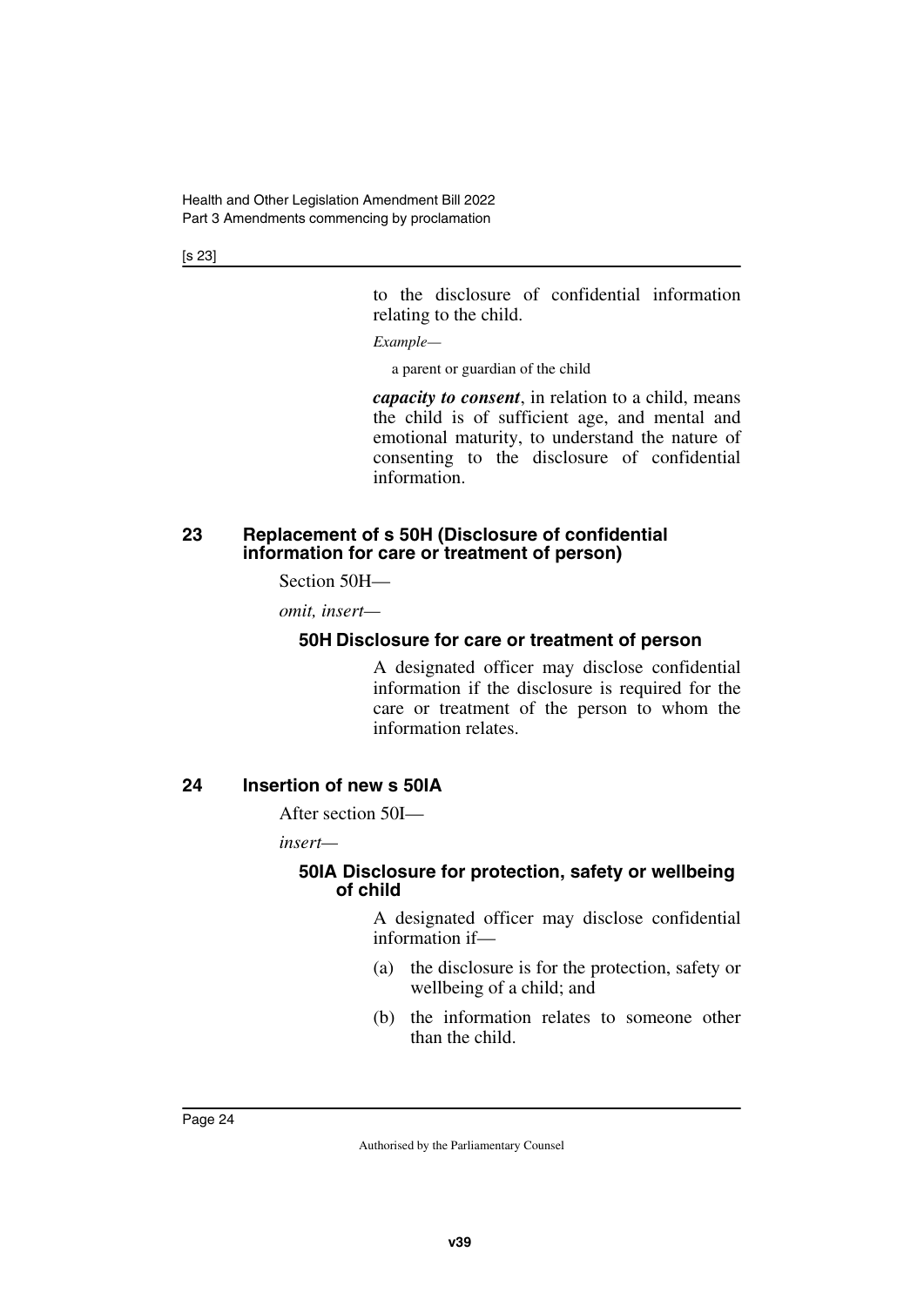to the disclosure of confidential information relating to the child.

*Example—*

a parent or guardian of the child

***capacity to consent***, in relation to a child, means the child is of sufficient age, and mental and emotional maturity, to understand the nature of consenting to the disclosure of confidential information.

## 23 Replacement of s 50H (Disclosure of confidential information for care or treatment of person)

Section 50H—

*omit, insert—*

### 50H Disclosure for care or treatment of person

A designated officer may disclose confidential information if the disclosure is required for the care or treatment of the person to whom the information relates.

## 24 Insertion of new s 50IA

After section 50I—

*insert—*

### 50IA Disclosure for protection, safety or wellbeing of child

A designated officer may disclose confidential information if—

(a) the disclosure is for the protection, safety or wellbeing of a child; and

(b) the information relates to someone other than the child.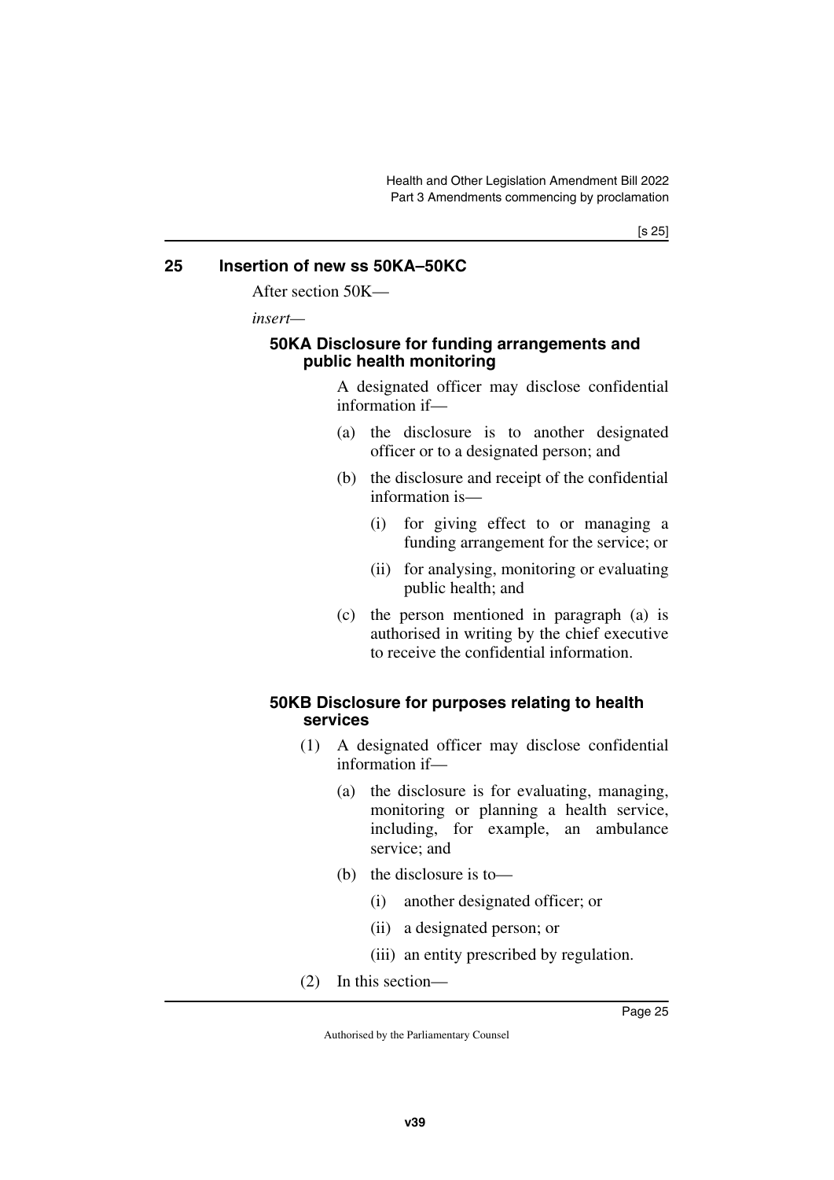## 25 Insertion of new ss 50KA–50KC

After section 50K—

*insert*—

### 50KA Disclosure for funding arrangements and public health monitoring

A designated officer may disclose confidential information if—

(a) the disclosure is to another designated officer or to a designated person; and

(b) the disclosure and receipt of the confidential information is—

 (i) for giving effect to or managing a funding arrangement for the service; or

 (ii) for analysing, monitoring or evaluating public health; and

(c) the person mentioned in paragraph (a) is authorised in writing by the chief executive to receive the confidential information.

### 50KB Disclosure for purposes relating to health services

(1) A designated officer may disclose confidential information if—

 (a) the disclosure is for evaluating, managing, monitoring or planning a health service, including, for example, an ambulance service; and

 (b) the disclosure is to—

  (i) another designated officer; or

  (ii) a designated person; or

  (iii) an entity prescribed by regulation.

(2) In this section—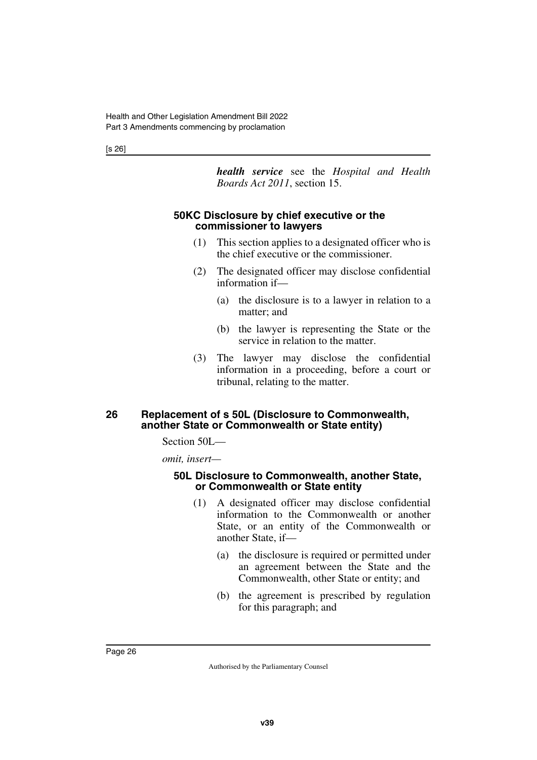***health service*** see the *Hospital and Health Boards Act 2011*, section 15.

#### 50KC Disclosure by chief executive or the commissioner to lawyers

(1) This section applies to a designated officer who is the chief executive or the commissioner.

(2) The designated officer may disclose confidential information if—

(a) the disclosure is to a lawyer in relation to a matter; and

(b) the lawyer is representing the State or the service in relation to the matter.

(3) The lawyer may disclose the confidential information in a proceeding, before a court or tribunal, relating to the matter.

### 26 Replacement of s 50L (Disclosure to Commonwealth, another State or Commonwealth or State entity)

Section 50L—

*omit, insert—*

#### 50L Disclosure to Commonwealth, another State, or Commonwealth or State entity

(1) A designated officer may disclose confidential information to the Commonwealth or another State, or an entity of the Commonwealth or another State, if—

(a) the disclosure is required or permitted under an agreement between the State and the Commonwealth, other State or entity; and

(b) the agreement is prescribed by regulation for this paragraph; and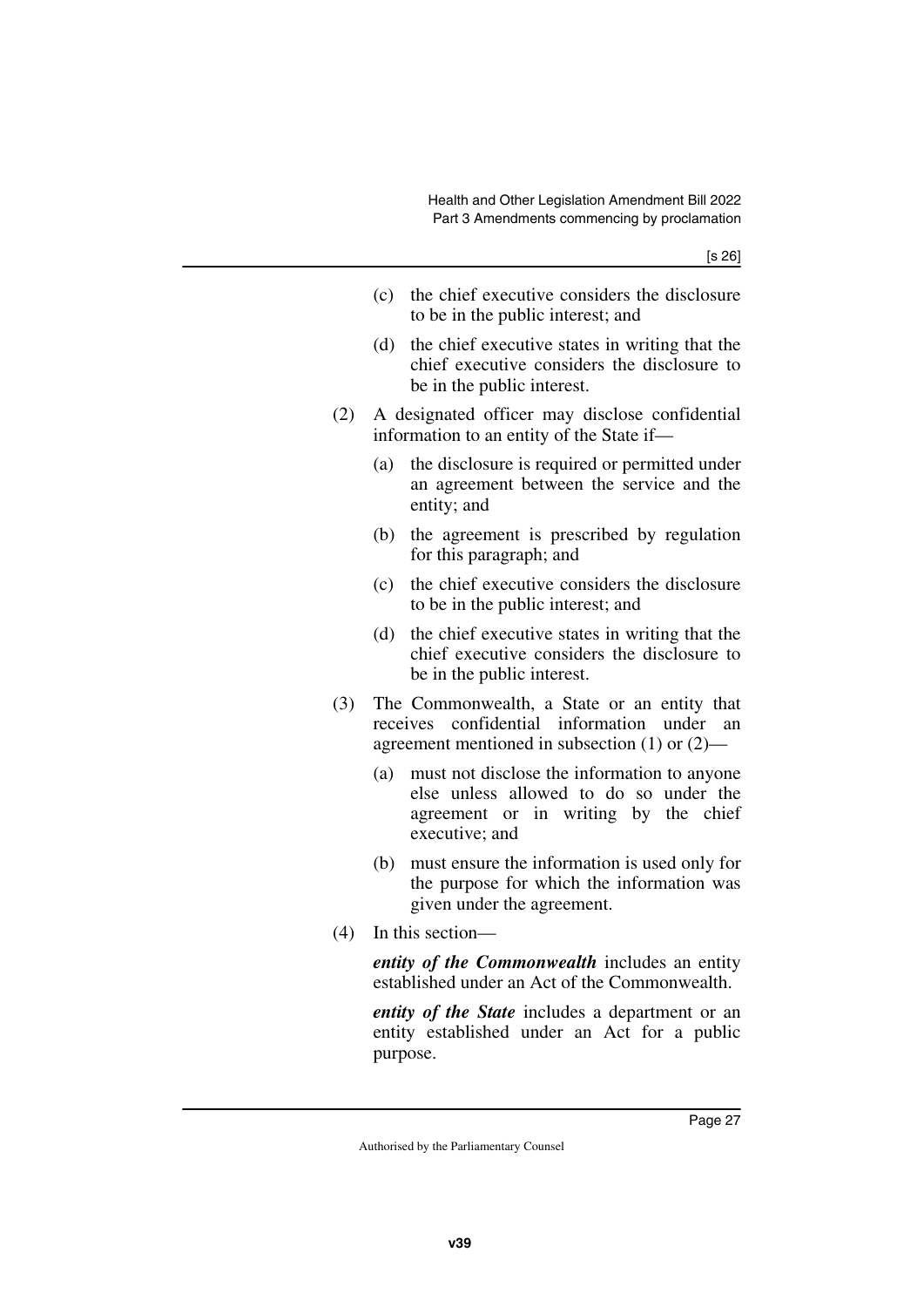(c) the chief executive considers the disclosure to be in the public interest; and

(d) the chief executive states in writing that the chief executive considers the disclosure to be in the public interest.

(2) A designated officer may disclose confidential information to an entity of the State if—

(a) the disclosure is required or permitted under an agreement between the service and the entity; and

(b) the agreement is prescribed by regulation for this paragraph; and

(c) the chief executive considers the disclosure to be in the public interest; and

(d) the chief executive states in writing that the chief executive considers the disclosure to be in the public interest.

(3) The Commonwealth, a State or an entity that receives confidential information under an agreement mentioned in subsection (1) or (2)—

(a) must not disclose the information to anyone else unless allowed to do so under the agreement or in writing by the chief executive; and

(b) must ensure the information is used only for the purpose for which the information was given under the agreement.

(4) In this section—

***entity of the Commonwealth*** includes an entity established under an Act of the Commonwealth.

***entity of the State*** includes a department or an entity established under an Act for a public purpose.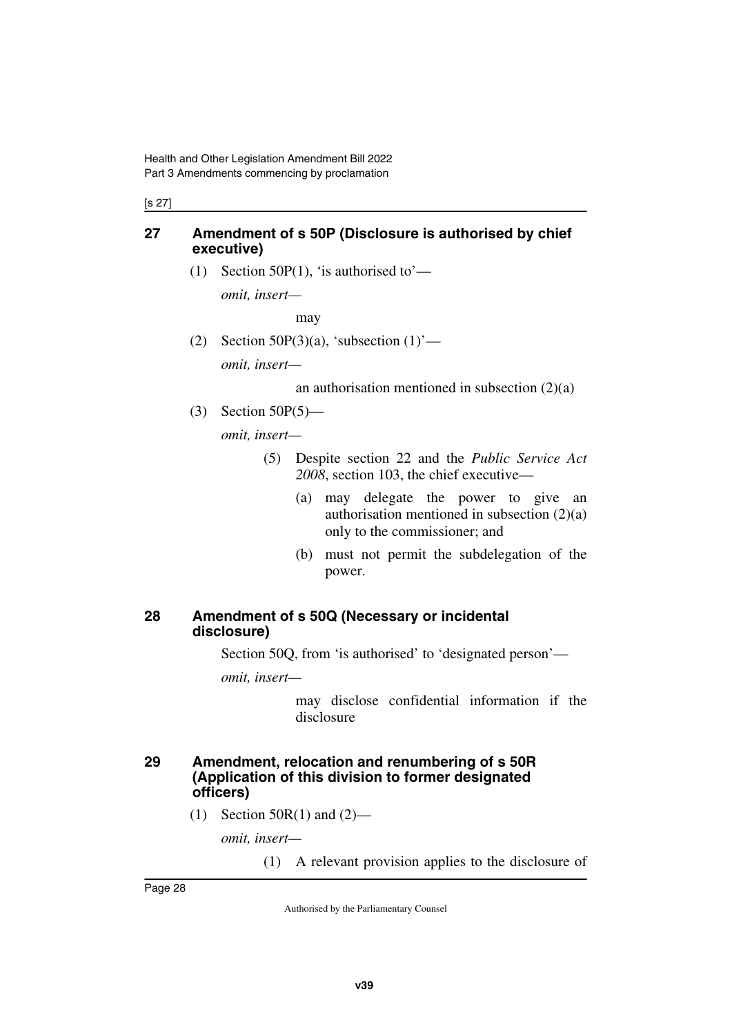## 27 Amendment of s 50P (Disclosure is authorised by chief executive)

(1) Section 50P(1), 'is authorised to'—

*omit, insert—*

may

(2) Section 50P(3)(a), 'subsection (1)'—

*omit, insert—*

an authorisation mentioned in subsection (2)(a)

(3) Section 50P(5)—

*omit, insert—*

(5) Despite section 22 and the *Public Service Act 2008*, section 103, the chief executive—

(a) may delegate the power to give an authorisation mentioned in subsection (2)(a) only to the commissioner; and

(b) must not permit the subdelegation of the power.

## 28 Amendment of s 50Q (Necessary or incidental disclosure)

Section 50Q, from 'is authorised' to 'designated person'—

*omit, insert—*

may disclose confidential information if the disclosure

## 29 Amendment, relocation and renumbering of s 50R (Application of this division to former designated officers)

(1) Section 50R(1) and (2)—

*omit, insert—*

(1) A relevant provision applies to the disclosure of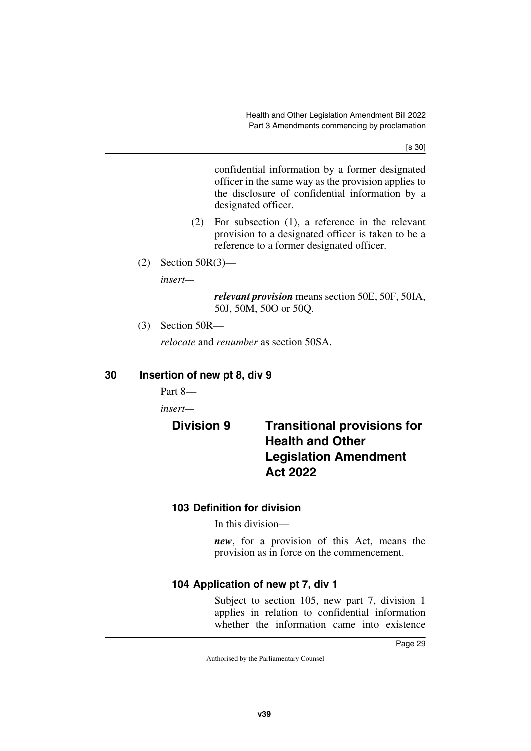confidential information by a former designated officer in the same way as the provision applies to the disclosure of confidential information by a designated officer.

(2) For subsection (1), a reference in the relevant provision to a designated officer is taken to be a reference to a former designated officer.

(2) Section 50R(3)—

*insert*—

***relevant provision*** means section 50E, 50F, 50IA, 50J, 50M, 50O or 50Q.

(3) Section 50R—

*relocate* and *renumber* as section 50SA.

## 30 Insertion of new pt 8, div 9

Part 8—

*insert*—

## Division 9 Transitional provisions for Health and Other Legislation Amendment Act 2022

### 103 Definition for division

In this division—

***new***, for a provision of this Act, means the provision as in force on the commencement.

### 104 Application of new pt 7, div 1

Subject to section 105, new part 7, division 1 applies in relation to confidential information whether the information came into existence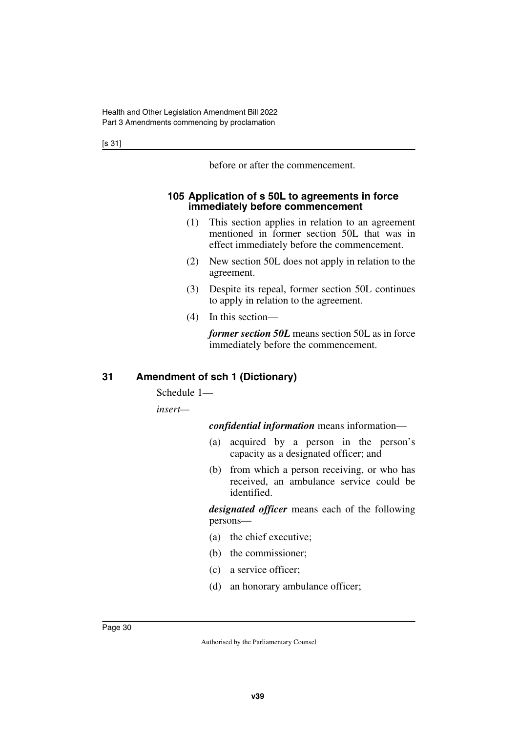before or after the commencement.

### 105 Application of s 50L to agreements in force immediately before commencement

(1) This section applies in relation to an agreement mentioned in former section 50L that was in effect immediately before the commencement.

(2) New section 50L does not apply in relation to the agreement.

(3) Despite its repeal, former section 50L continues to apply in relation to the agreement.

(4) In this section—

***former section 50L*** means section 50L as in force immediately before the commencement.

## 31 Amendment of sch 1 (Dictionary)

Schedule 1—

*insert*—

***confidential information*** means information—

(a) acquired by a person in the person's capacity as a designated officer; and

(b) from which a person receiving, or who has received, an ambulance service could be identified.

***designated officer*** means each of the following persons—

(a) the chief executive;

(b) the commissioner;

(c) a service officer;

(d) an honorary ambulance officer;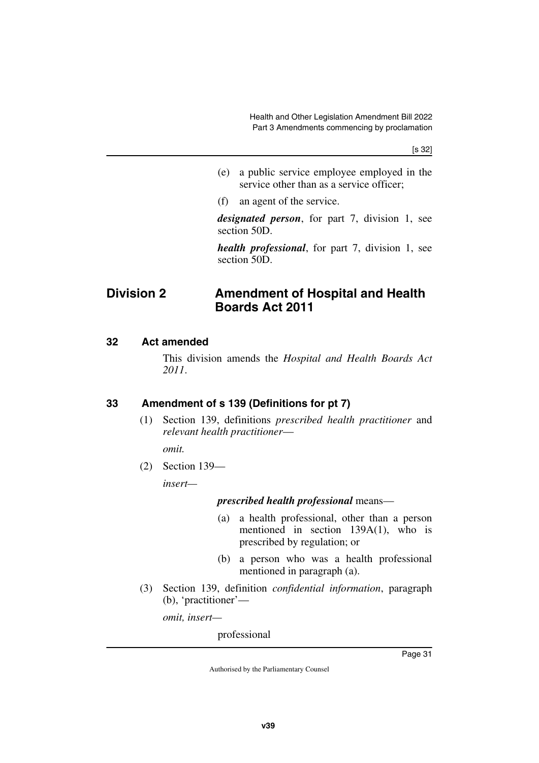(e) a public service employee employed in the service other than as a service officer;

(f) an agent of the service.

***designated person***, for part 7, division 1, see section 50D.

***health professional***, for part 7, division 1, see section 50D.

## Division 2 Amendment of Hospital and Health Boards Act 2011

### 32 Act amended

This division amends the *Hospital and Health Boards Act 2011*.

### 33 Amendment of s 139 (Definitions for pt 7)

(1) Section 139, definitions *prescribed health practitioner* and *relevant health practitioner*—

*omit.*

(2) Section 139—

*insert*—

***prescribed health professional*** means—

(a) a health professional, other than a person mentioned in section 139A(1), who is prescribed by regulation; or

(b) a person who was a health professional mentioned in paragraph (a).

(3) Section 139, definition *confidential information*, paragraph (b), 'practitioner'—

*omit, insert—*

professional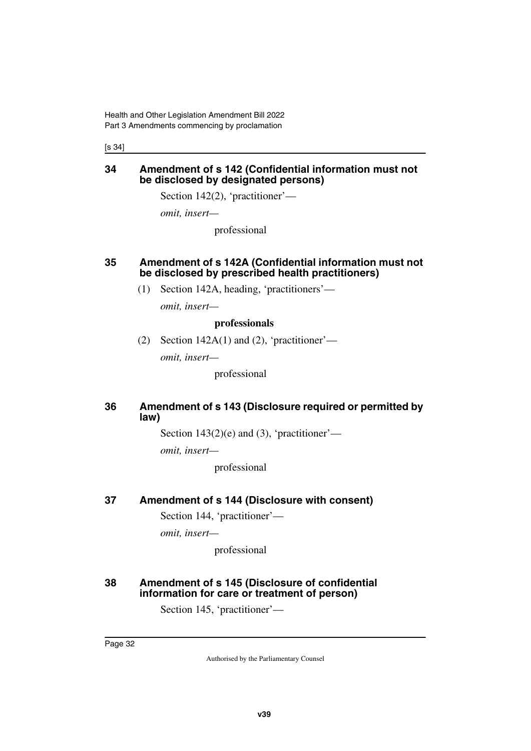### 34 Amendment of s 142 (Confidential information must not be disclosed by designated persons)

Section 142(2), 'practitioner'—

*omit, insert—*

professional

### 35 Amendment of s 142A (Confidential information must not be disclosed by prescribed health practitioners)

(1) Section 142A, heading, 'practitioners'—

*omit, insert—*

**professionals**

(2) Section 142A(1) and (2), 'practitioner'—

*omit, insert—*

professional

### 36 Amendment of s 143 (Disclosure required or permitted by law)

Section 143(2)(e) and (3), 'practitioner'—

*omit, insert—*

professional

### 37 Amendment of s 144 (Disclosure with consent)

Section 144, 'practitioner'—

*omit, insert—*

professional

### 38 Amendment of s 145 (Disclosure of confidential information for care or treatment of person)

Section 145, 'practitioner'—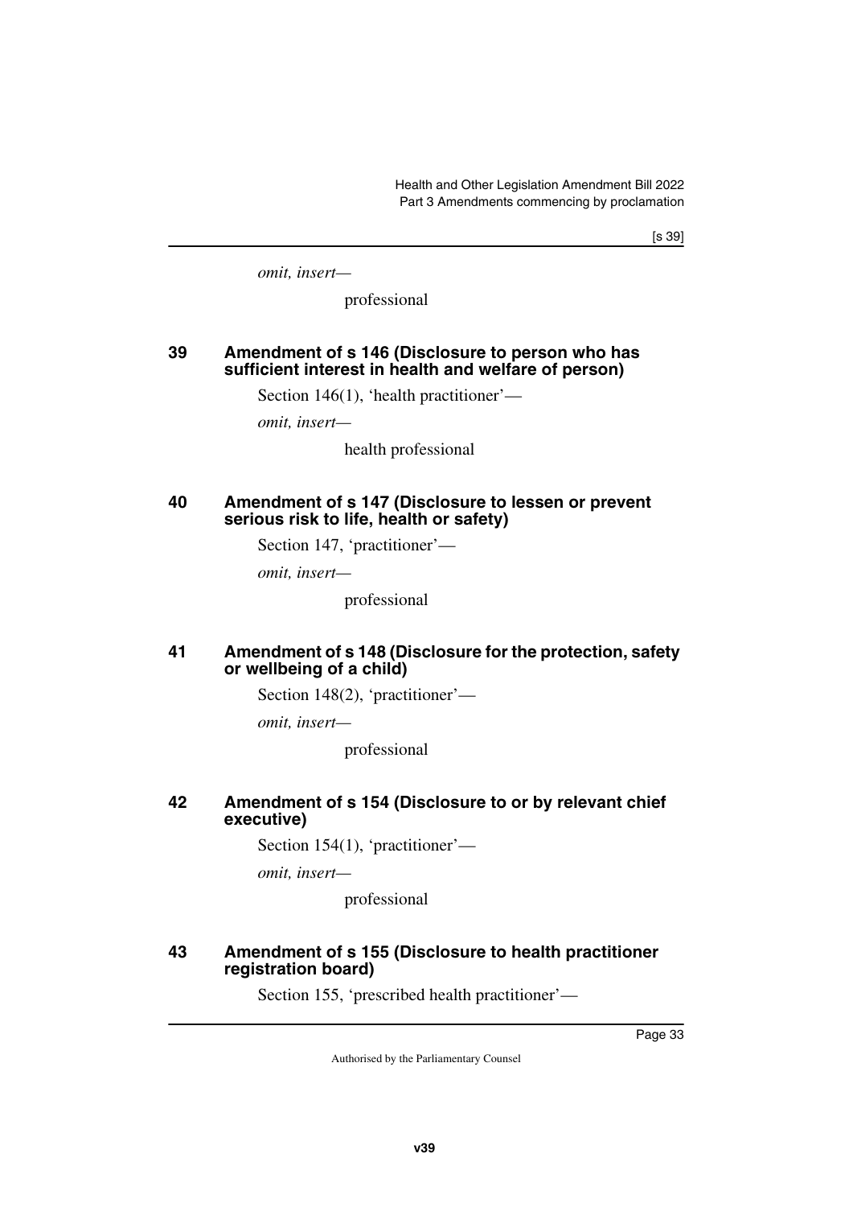*omit, insert—*

professional

### 39 Amendment of s 146 (Disclosure to person who has sufficient interest in health and welfare of person)

Section 146(1), 'health practitioner'—

*omit, insert—*

health professional

### 40 Amendment of s 147 (Disclosure to lessen or prevent serious risk to life, health or safety)

Section 147, 'practitioner'—

*omit, insert—*

professional

### 41 Amendment of s 148 (Disclosure for the protection, safety or wellbeing of a child)

Section 148(2), 'practitioner'—

*omit, insert—*

professional

### 42 Amendment of s 154 (Disclosure to or by relevant chief executive)

Section 154(1), 'practitioner'—

*omit, insert—*

professional

### 43 Amendment of s 155 (Disclosure to health practitioner registration board)

Section 155, 'prescribed health practitioner'—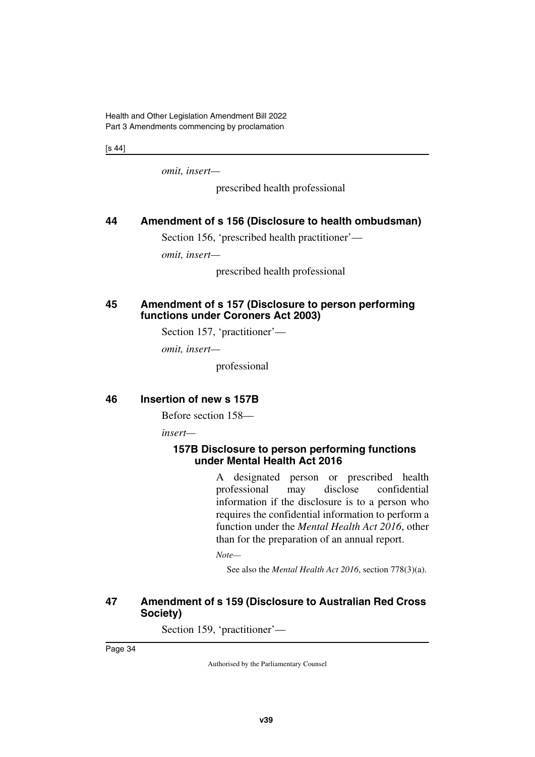*omit, insert—*

prescribed health professional

## 44 Amendment of s 156 (Disclosure to health ombudsman)

Section 156, 'prescribed health practitioner'—

*omit, insert—*

prescribed health professional

## 45 Amendment of s 157 (Disclosure to person performing functions under Coroners Act 2003)

Section 157, 'practitioner'—

*omit, insert—*

professional

## 46 Insertion of new s 157B

Before section 158—

*insert—*

### 157B Disclosure to person performing functions under Mental Health Act 2016

A designated person or prescribed health professional may disclose confidential information if the disclosure is to a person who requires the confidential information to perform a function under the *Mental Health Act 2016*, other than for the preparation of an annual report.

*Note—*

See also the *Mental Health Act 2016*, section 778(3)(a).

## 47 Amendment of s 159 (Disclosure to Australian Red Cross Society)

Section 159, 'practitioner'—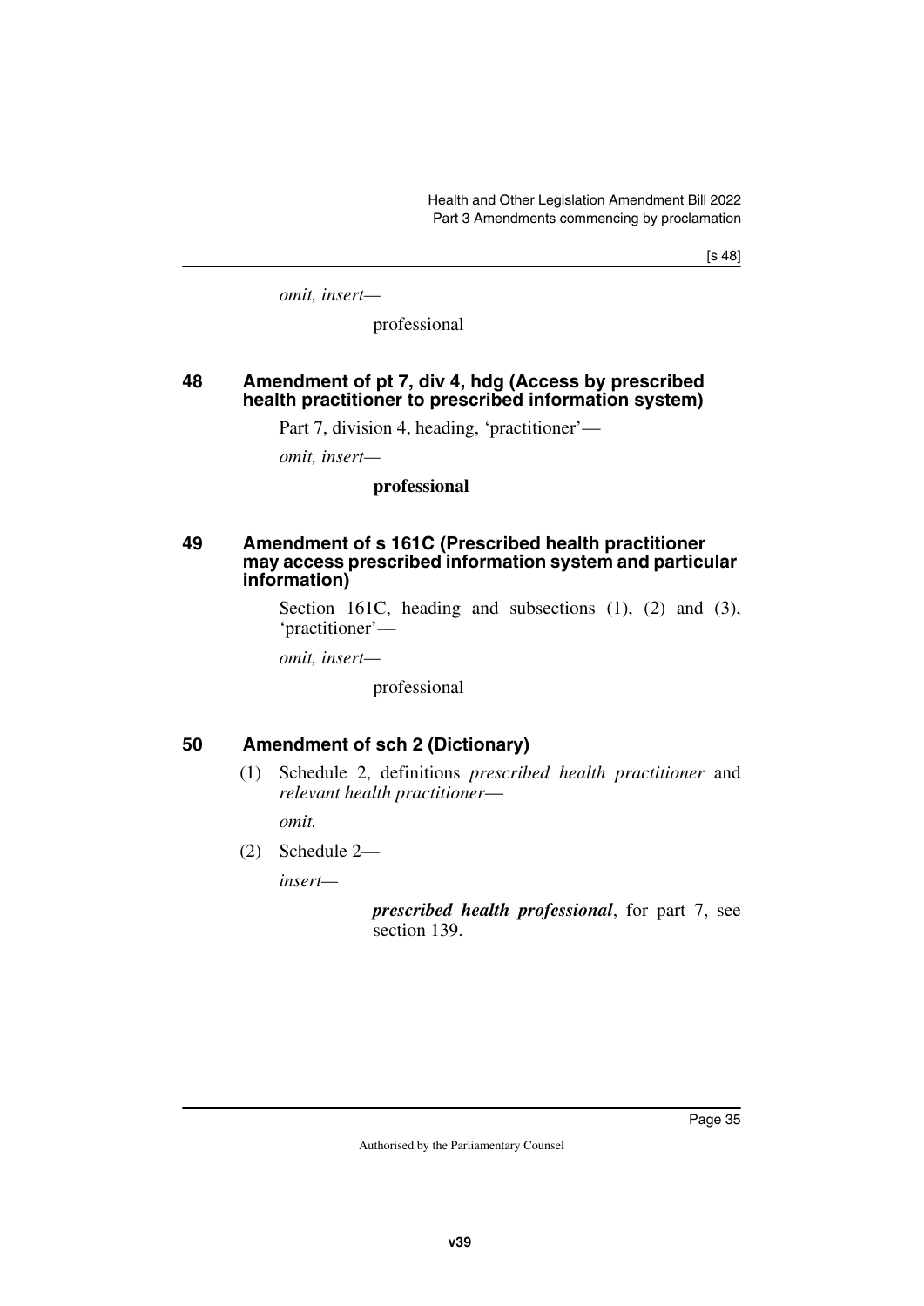*omit, insert—*

professional

### 48 Amendment of pt 7, div 4, hdg (Access by prescribed health practitioner to prescribed information system)

Part 7, division 4, heading, 'practitioner'—

*omit, insert—*

**professional**

### 49 Amendment of s 161C (Prescribed health practitioner may access prescribed information system and particular information)

Section 161C, heading and subsections (1), (2) and (3), 'practitioner'—

*omit, insert—*

professional

### 50 Amendment of sch 2 (Dictionary)

(1) Schedule 2, definitions *prescribed health practitioner* and *relevant health practitioner*—

*omit.*

(2) Schedule 2—

*insert—*

***prescribed health professional***, for part 7, see section 139.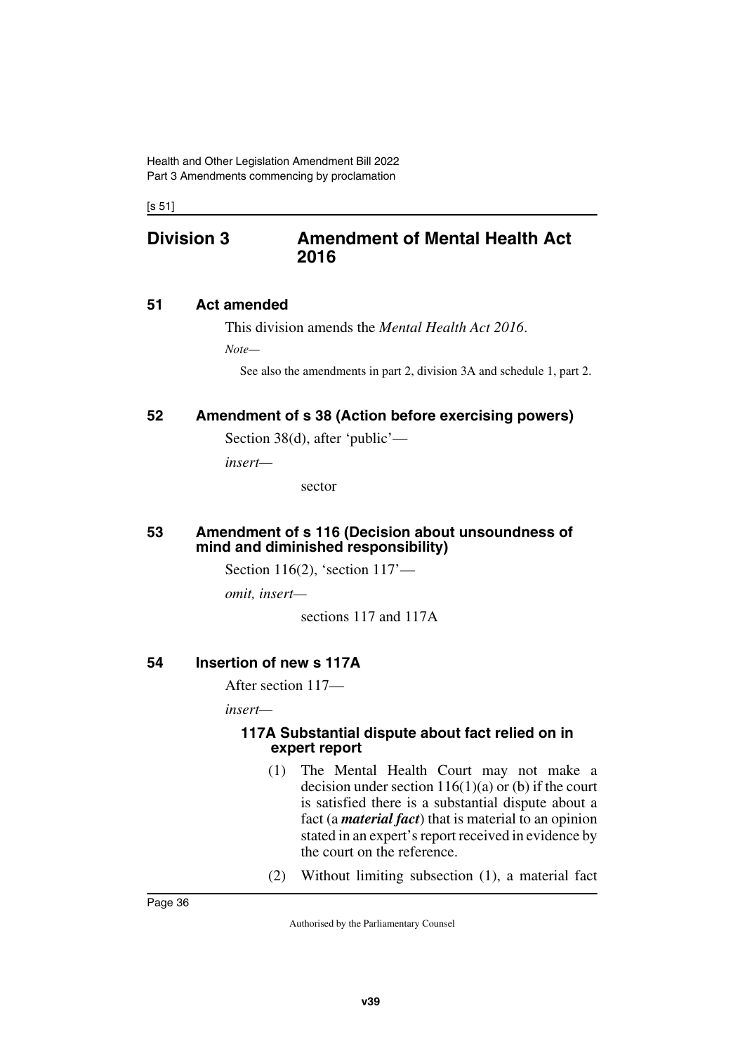## Division 3 Amendment of Mental Health Act 2016

### 51 Act amended

This division amends the *Mental Health Act 2016*.

*Note—*

See also the amendments in part 2, division 3A and schedule 1, part 2.

### 52 Amendment of s 38 (Action before exercising powers)

Section 38(d), after 'public'—

*insert—*

sector

### 53 Amendment of s 116 (Decision about unsoundness of mind and diminished responsibility)

Section 116(2), 'section 117'—

*omit, insert—*

sections 117 and 117A

### 54 Insertion of new s 117A

After section 117—

*insert—*

#### 117A Substantial dispute about fact relied on in expert report

(1) The Mental Health Court may not make a decision under section 116(1)(a) or (b) if the court is satisfied there is a substantial dispute about a fact (a ***material fact***) that is material to an opinion stated in an expert's report received in evidence by the court on the reference.

(2) Without limiting subsection (1), a material fact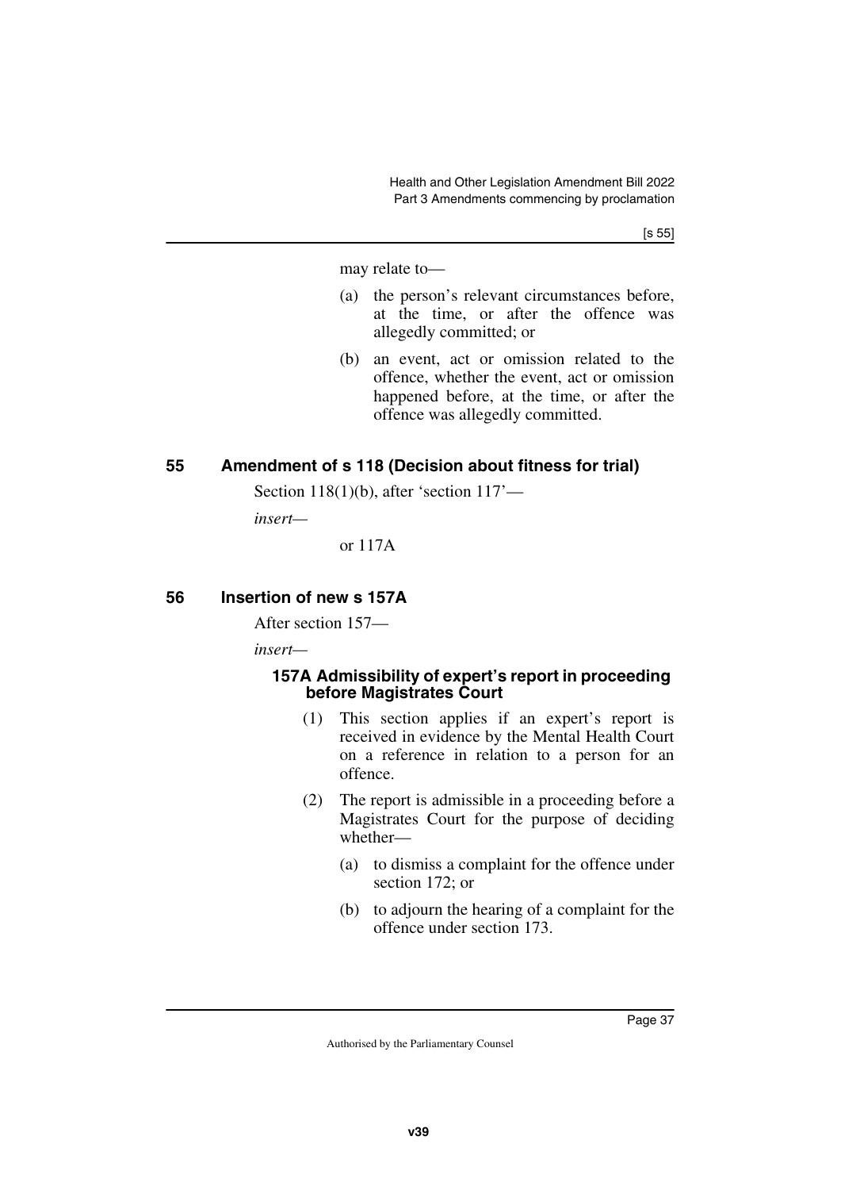may relate to—

(a) the person's relevant circumstances before, at the time, or after the offence was allegedly committed; or

(b) an event, act or omission related to the offence, whether the event, act or omission happened before, at the time, or after the offence was allegedly committed.

## 55 Amendment of s 118 (Decision about fitness for trial)

Section 118(1)(b), after 'section 117'—

*insert*—

or 117A

## 56 Insertion of new s 157A

After section 157—

*insert*—

### 157A Admissibility of expert's report in proceeding before Magistrates Court

(1) This section applies if an expert's report is received in evidence by the Mental Health Court on a reference in relation to a person for an offence.

(2) The report is admissible in a proceeding before a Magistrates Court for the purpose of deciding whether—

(a) to dismiss a complaint for the offence under section 172; or

(b) to adjourn the hearing of a complaint for the offence under section 173.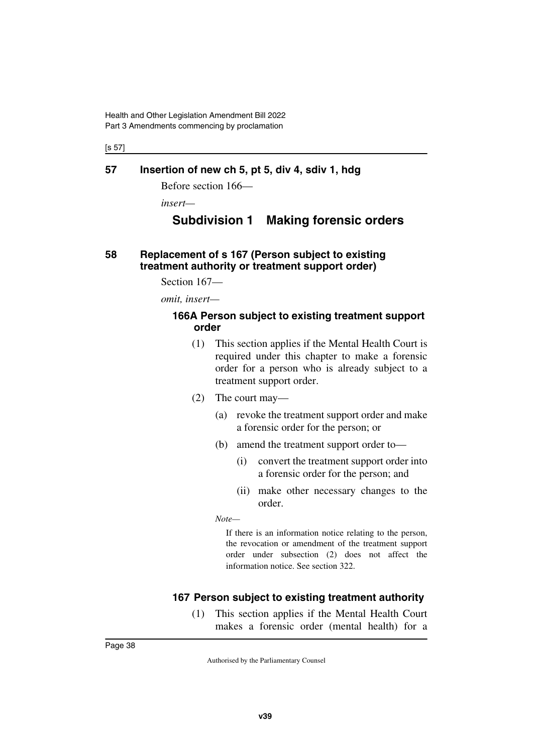## 57 Insertion of new ch 5, pt 5, div 4, sdiv 1, hdg

Before section 166—

*insert—*

### Subdivision 1 Making forensic orders

## 58 Replacement of s 167 (Person subject to existing treatment authority or treatment support order)

Section 167—

*omit, insert—*

#### 166A Person subject to existing treatment support order

(1) This section applies if the Mental Health Court is required under this chapter to make a forensic order for a person who is already subject to a treatment support order.

(2) The court may—

(a) revoke the treatment support order and make a forensic order for the person; or

(b) amend the treatment support order to—

(i) convert the treatment support order into a forensic order for the person; and

(ii) make other necessary changes to the order.

*Note—*

If there is an information notice relating to the person, the revocation or amendment of the treatment support order under subsection (2) does not affect the information notice. See section 322.

#### 167 Person subject to existing treatment authority

(1) This section applies if the Mental Health Court makes a forensic order (mental health) for a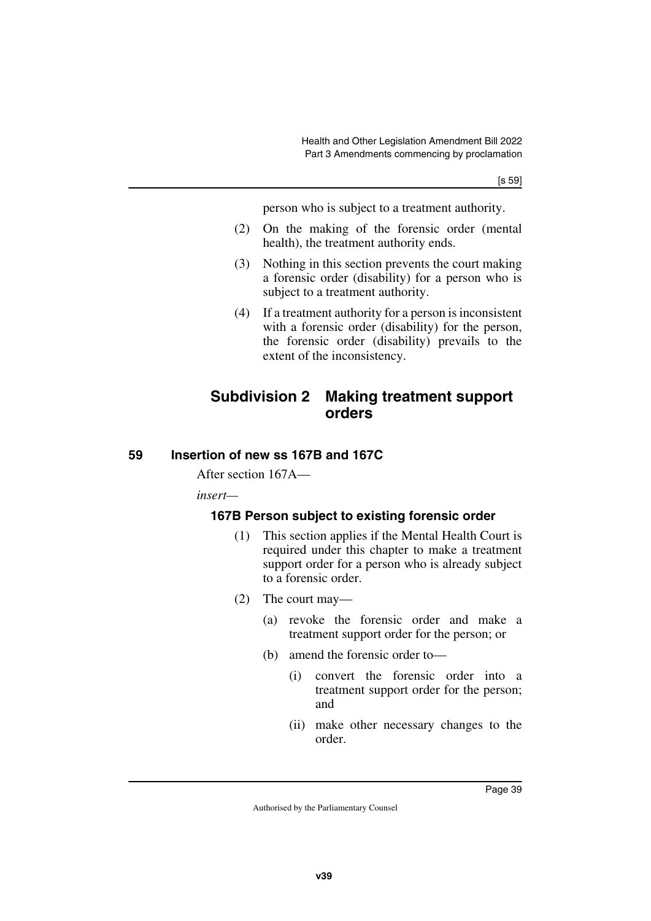person who is subject to a treatment authority.

(2) On the making of the forensic order (mental health), the treatment authority ends.

(3) Nothing in this section prevents the court making a forensic order (disability) for a person who is subject to a treatment authority.

(4) If a treatment authority for a person is inconsistent with a forensic order (disability) for the person, the forensic order (disability) prevails to the extent of the inconsistency.

## Subdivision 2 Making treatment support orders

### 59 Insertion of new ss 167B and 167C

After section 167A—

*insert*—

#### 167B Person subject to existing forensic order

(1) This section applies if the Mental Health Court is required under this chapter to make a treatment support order for a person who is already subject to a forensic order.

(2) The court may—

(a) revoke the forensic order and make a treatment support order for the person; or

(b) amend the forensic order to—

(i) convert the forensic order into a treatment support order for the person; and

(ii) make other necessary changes to the order.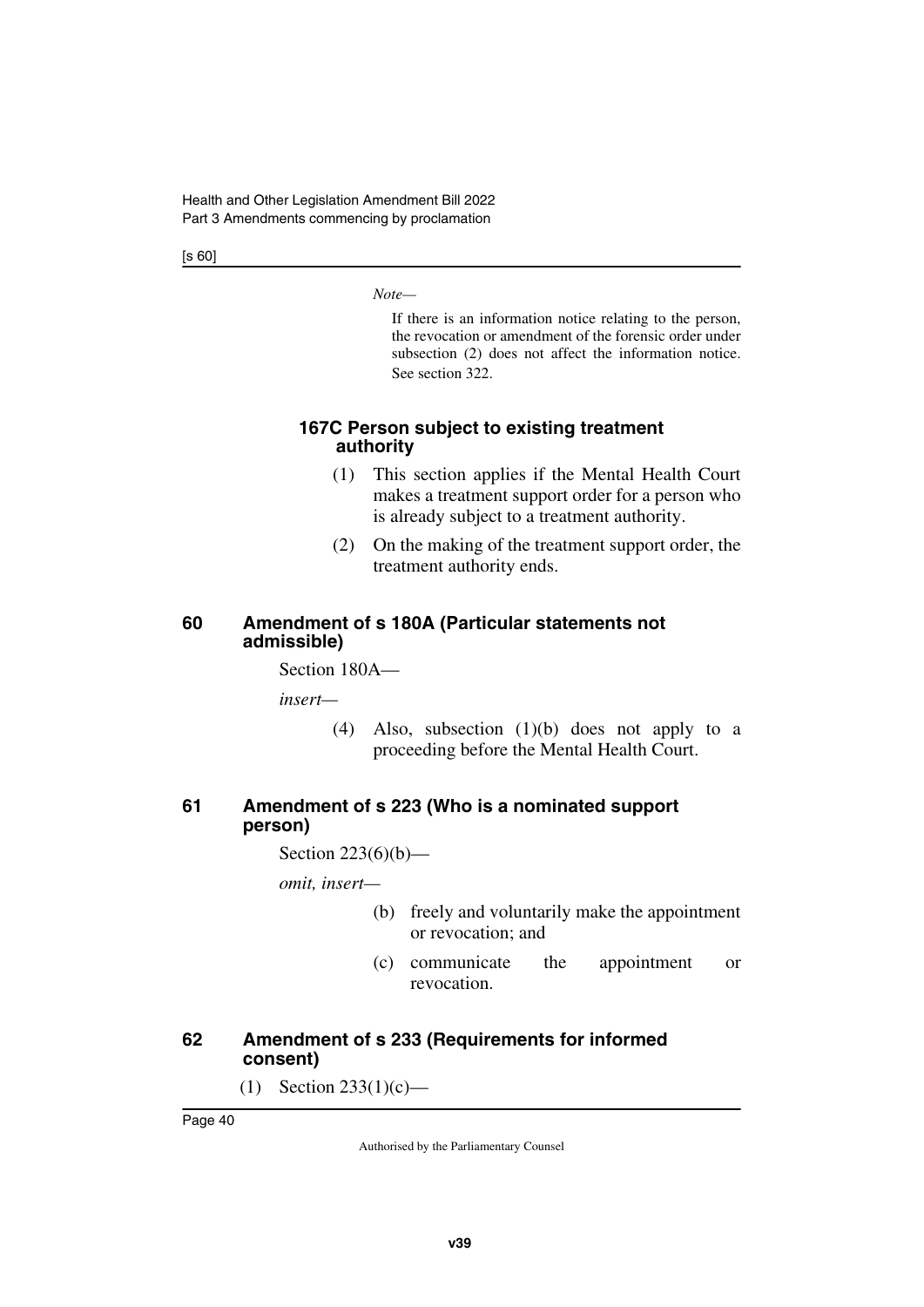*Note—*

If there is an information notice relating to the person, the revocation or amendment of the forensic order under subsection (2) does not affect the information notice. See section 322.

**167C Person subject to existing treatment authority**

(1) This section applies if the Mental Health Court makes a treatment support order for a person who is already subject to a treatment authority.

(2) On the making of the treatment support order, the treatment authority ends.

## 60 Amendment of s 180A (Particular statements not admissible)

Section 180A—

*insert—*

(4) Also, subsection (1)(b) does not apply to a proceeding before the Mental Health Court.

## 61 Amendment of s 223 (Who is a nominated support person)

Section 223(6)(b)—

*omit, insert—*

(b) freely and voluntarily make the appointment or revocation; and

(c) communicate the appointment or revocation.

## 62 Amendment of s 233 (Requirements for informed consent)

(1) Section 233(1)(c)—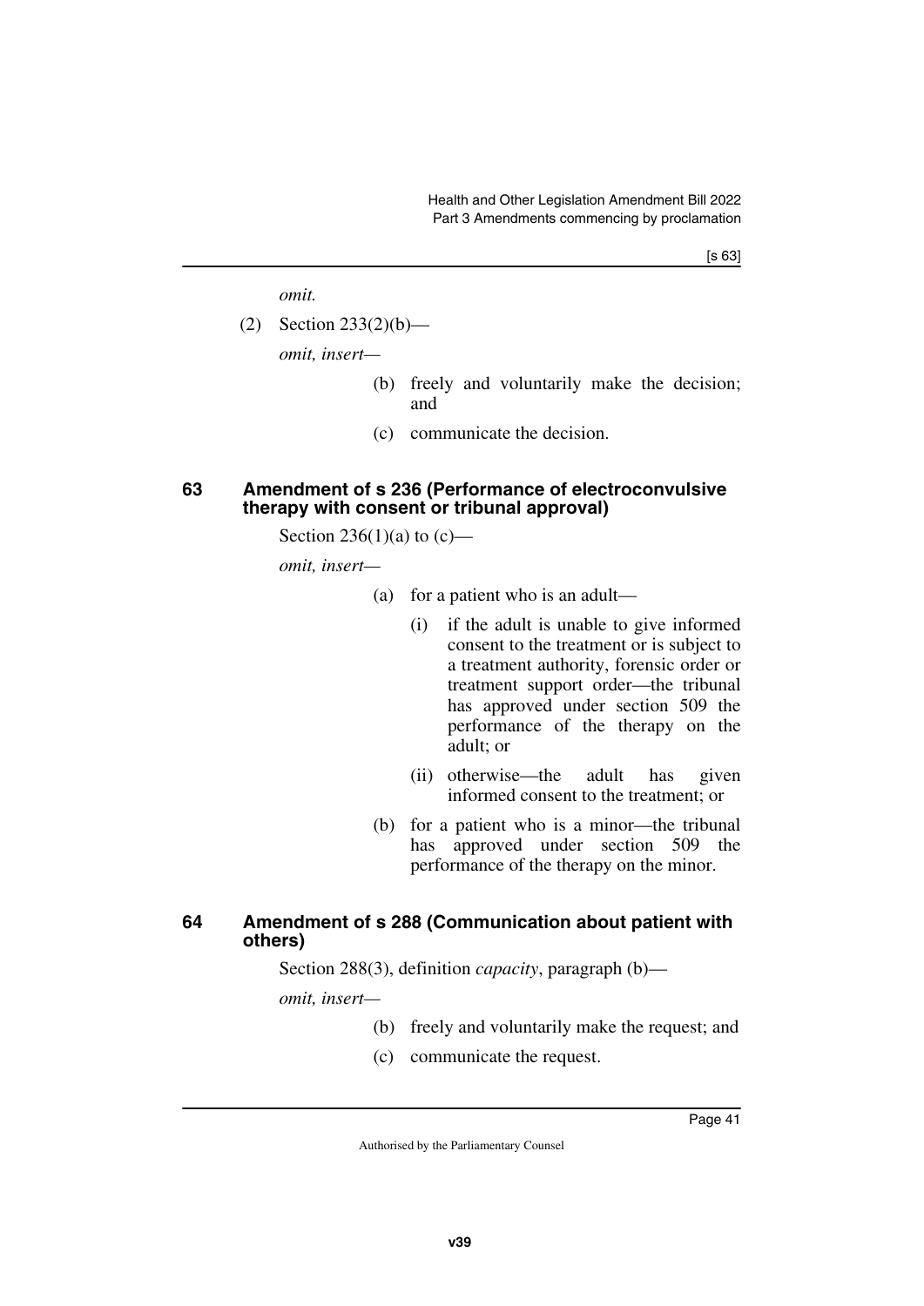*omit.*

(2) Section 233(2)(b)—

*omit, insert—*

> (b) freely and voluntarily make the decision; and
>
> (c) communicate the decision.

### 63 Amendment of s 236 (Performance of electroconvulsive therapy with consent or tribunal approval)

Section 236(1)(a) to (c)—

*omit, insert—*

> (a) for a patient who is an adult—
>
> > (i) if the adult is unable to give informed consent to the treatment or is subject to a treatment authority, forensic order or treatment support order—the tribunal has approved under section 509 the performance of the therapy on the adult; or
> >
> > (ii) otherwise—the adult has given informed consent to the treatment; or
>
> (b) for a patient who is a minor—the tribunal has approved under section 509 the performance of the therapy on the minor.

### 64 Amendment of s 288 (Communication about patient with others)

Section 288(3), definition *capacity*, paragraph (b)—

*omit, insert—*

> (b) freely and voluntarily make the request; and
>
> (c) communicate the request.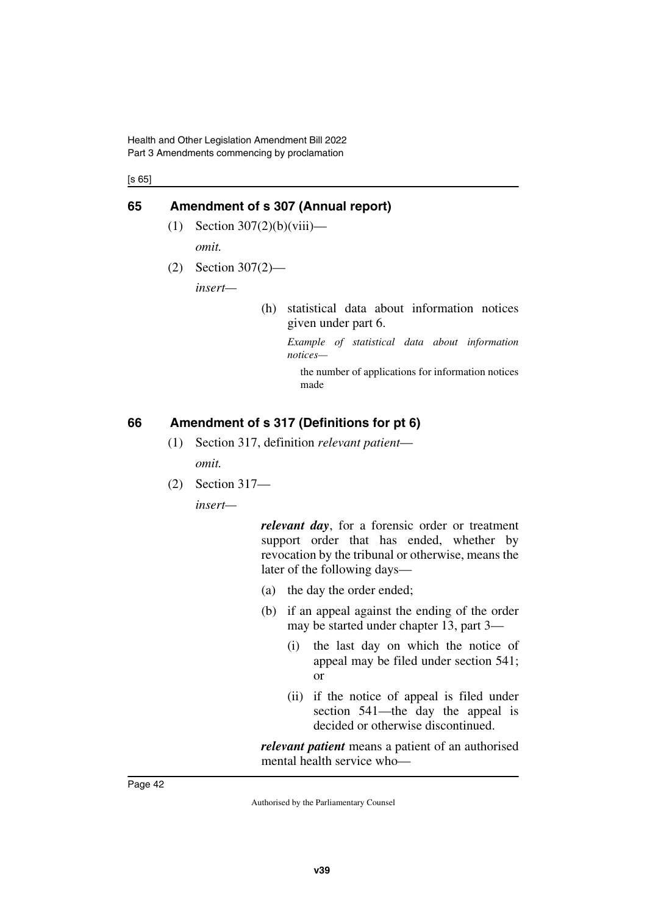## 65 Amendment of s 307 (Annual report)

(1) Section 307(2)(b)(viii)—

*omit.*

(2) Section 307(2)—

*insert—*

(h) statistical data about information notices given under part 6.

*Example of statistical data about information notices—*

the number of applications for information notices made

## 66 Amendment of s 317 (Definitions for pt 6)

(1) Section 317, definition *relevant patient*—

*omit.*

(2) Section 317—

*insert—*

***relevant day***, for a forensic order or treatment support order that has ended, whether by revocation by the tribunal or otherwise, means the later of the following days—

(a) the day the order ended;

(b) if an appeal against the ending of the order may be started under chapter 13, part 3—

(i) the last day on which the notice of appeal may be filed under section 541; or

(ii) if the notice of appeal is filed under section 541—the day the appeal is decided or otherwise discontinued.

***relevant patient*** means a patient of an authorised mental health service who—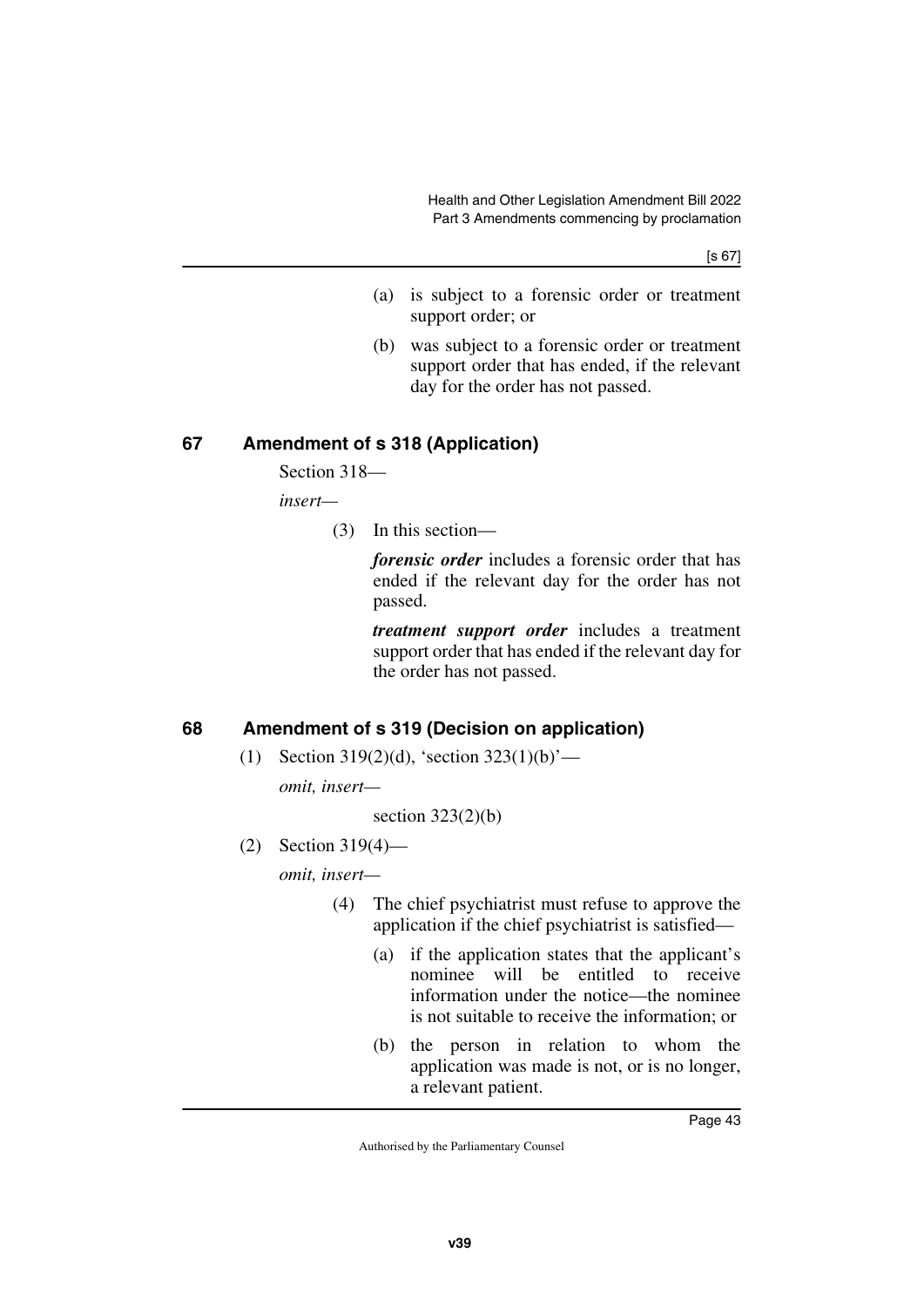(a) is subject to a forensic order or treatment support order; or

(b) was subject to a forensic order or treatment support order that has ended, if the relevant day for the order has not passed.

## 67 Amendment of s 318 (Application)

Section 318—

*insert—*

(3) In this section—

***forensic order*** includes a forensic order that has ended if the relevant day for the order has not passed.

***treatment support order*** includes a treatment support order that has ended if the relevant day for the order has not passed.

## 68 Amendment of s 319 (Decision on application)

(1) Section 319(2)(d), 'section 323(1)(b)'—

*omit, insert—*

section 323(2)(b)

(2) Section 319(4)—

*omit, insert—*

(4) The chief psychiatrist must refuse to approve the application if the chief psychiatrist is satisfied—

(a) if the application states that the applicant's nominee will be entitled to receive information under the notice—the nominee is not suitable to receive the information; or

(b) the person in relation to whom the application was made is not, or is no longer, a relevant patient.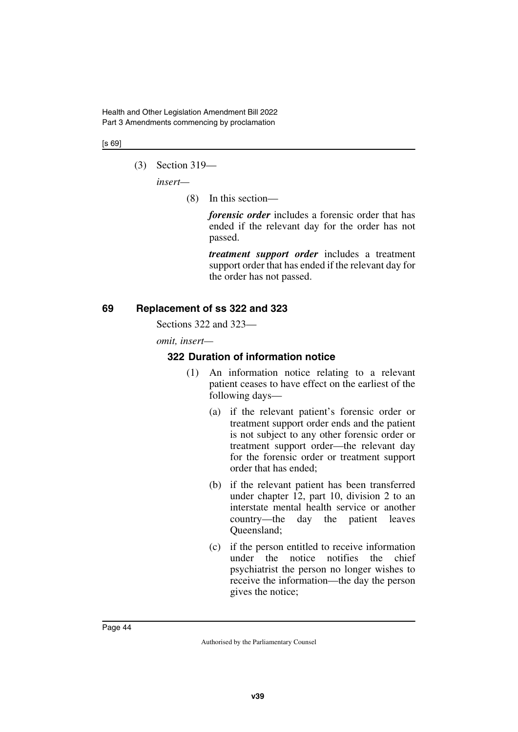(3) Section 319—

*insert*—

(8) In this section—

***forensic order*** includes a forensic order that has ended if the relevant day for the order has not passed.

***treatment support order*** includes a treatment support order that has ended if the relevant day for the order has not passed.

## 69 Replacement of ss 322 and 323

Sections 322 and 323—

*omit, insert*—

### 322 Duration of information notice

(1) An information notice relating to a relevant patient ceases to have effect on the earliest of the following days—

(a) if the relevant patient's forensic order or treatment support order ends and the patient is not subject to any other forensic order or treatment support order—the relevant day for the forensic order or treatment support order that has ended;

(b) if the relevant patient has been transferred under chapter 12, part 10, division 2 to an interstate mental health service or another country—the day the patient leaves Queensland;

(c) if the person entitled to receive information under the notice notifies the chief psychiatrist the person no longer wishes to receive the information—the day the person gives the notice;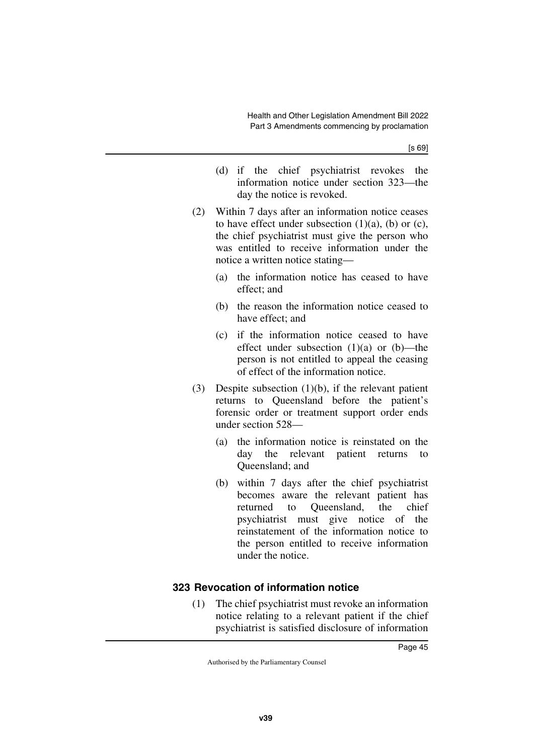(d) if the chief psychiatrist revokes the information notice under section 323—the day the notice is revoked.

(2) Within 7 days after an information notice ceases to have effect under subsection (1)(a), (b) or (c), the chief psychiatrist must give the person who was entitled to receive information under the notice a written notice stating—

(a) the information notice has ceased to have effect; and

(b) the reason the information notice ceased to have effect; and

(c) if the information notice ceased to have effect under subsection (1)(a) or (b)—the person is not entitled to appeal the ceasing of effect of the information notice.

(3) Despite subsection (1)(b), if the relevant patient returns to Queensland before the patient's forensic order or treatment support order ends under section 528—

(a) the information notice is reinstated on the day the relevant patient returns to Queensland; and

(b) within 7 days after the chief psychiatrist becomes aware the relevant patient has returned to Queensland, the chief psychiatrist must give notice of the reinstatement of the information notice to the person entitled to receive information under the notice.

### 323 Revocation of information notice

(1) The chief psychiatrist must revoke an information notice relating to a relevant patient if the chief psychiatrist is satisfied disclosure of information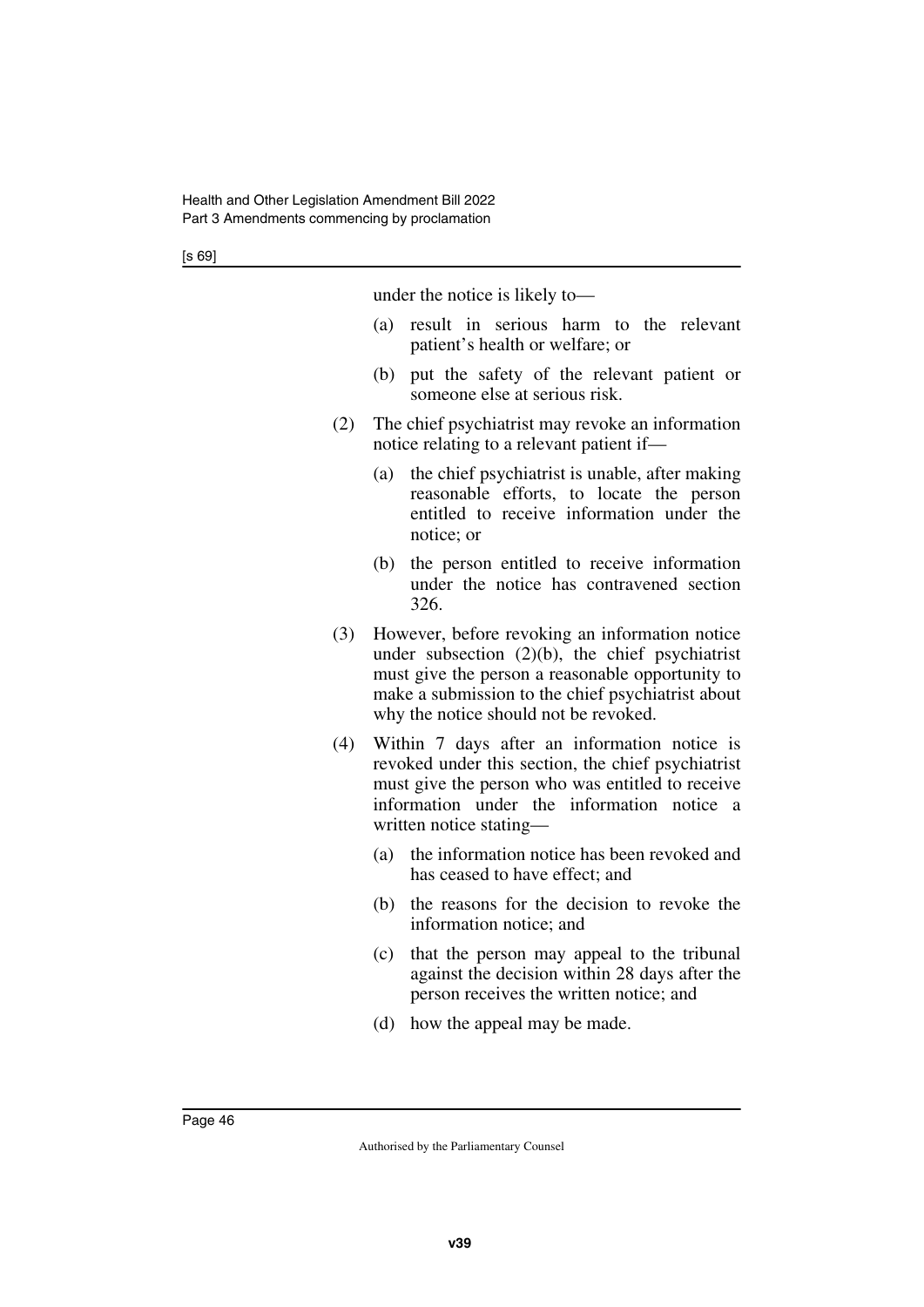under the notice is likely to—

(a) result in serious harm to the relevant patient's health or welfare; or

(b) put the safety of the relevant patient or someone else at serious risk.

(2) The chief psychiatrist may revoke an information notice relating to a relevant patient if—

(a) the chief psychiatrist is unable, after making reasonable efforts, to locate the person entitled to receive information under the notice; or

(b) the person entitled to receive information under the notice has contravened section 326.

(3) However, before revoking an information notice under subsection (2)(b), the chief psychiatrist must give the person a reasonable opportunity to make a submission to the chief psychiatrist about why the notice should not be revoked.

(4) Within 7 days after an information notice is revoked under this section, the chief psychiatrist must give the person who was entitled to receive information under the information notice a written notice stating—

(a) the information notice has been revoked and has ceased to have effect; and

(b) the reasons for the decision to revoke the information notice; and

(c) that the person may appeal to the tribunal against the decision within 28 days after the person receives the written notice; and

(d) how the appeal may be made.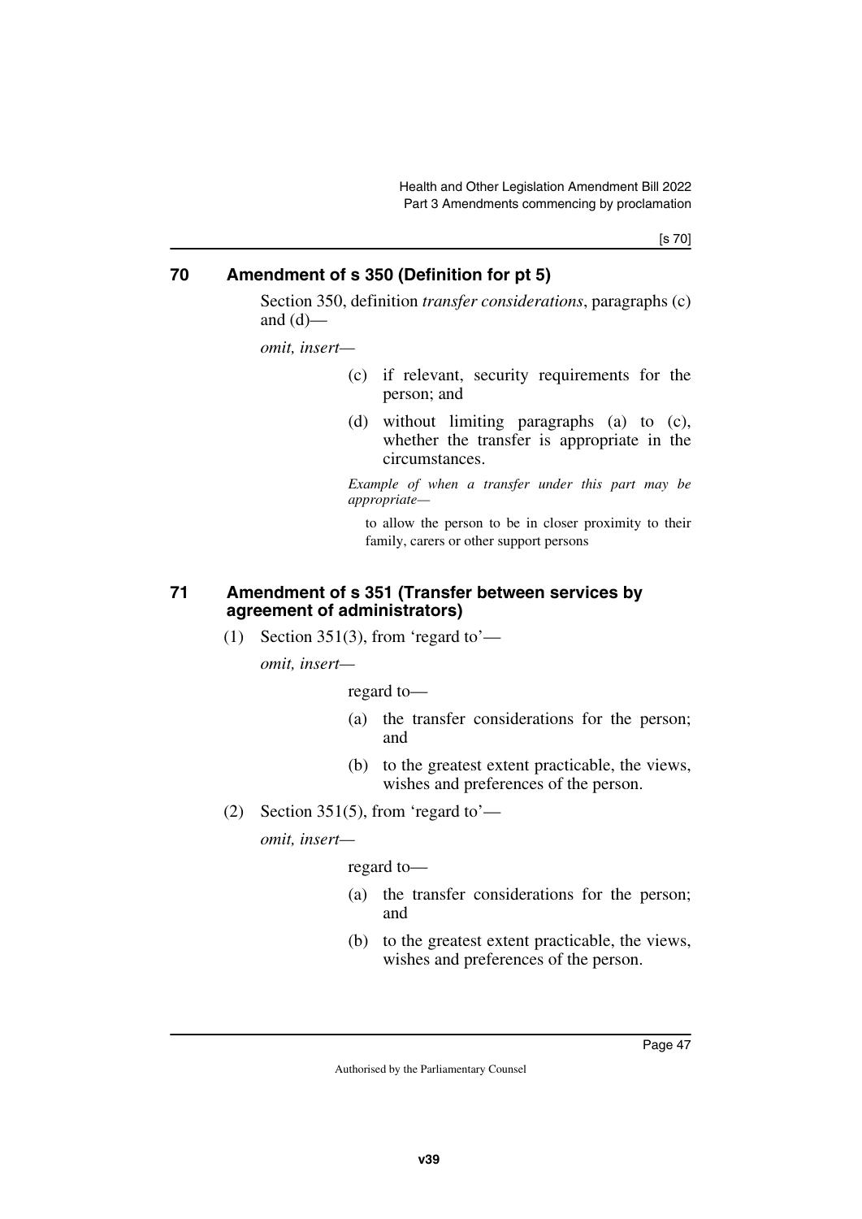## 70 Amendment of s 350 (Definition for pt 5)

Section 350, definition *transfer considerations*, paragraphs (c) and (d)—

*omit, insert—*

> (c) if relevant, security requirements for the person; and
>
> (d) without limiting paragraphs (a) to (c), whether the transfer is appropriate in the circumstances.
>
> *Example of when a transfer under this part may be appropriate—*
>
> to allow the person to be in closer proximity to their family, carers or other support persons

## 71 Amendment of s 351 (Transfer between services by agreement of administrators)

(1) Section 351(3), from 'regard to'—

*omit, insert—*

> regard to—
>
> (a) the transfer considerations for the person; and
>
> (b) to the greatest extent practicable, the views, wishes and preferences of the person.

(2) Section 351(5), from 'regard to'—

*omit, insert—*

> regard to—
>
> (a) the transfer considerations for the person; and
>
> (b) to the greatest extent practicable, the views, wishes and preferences of the person.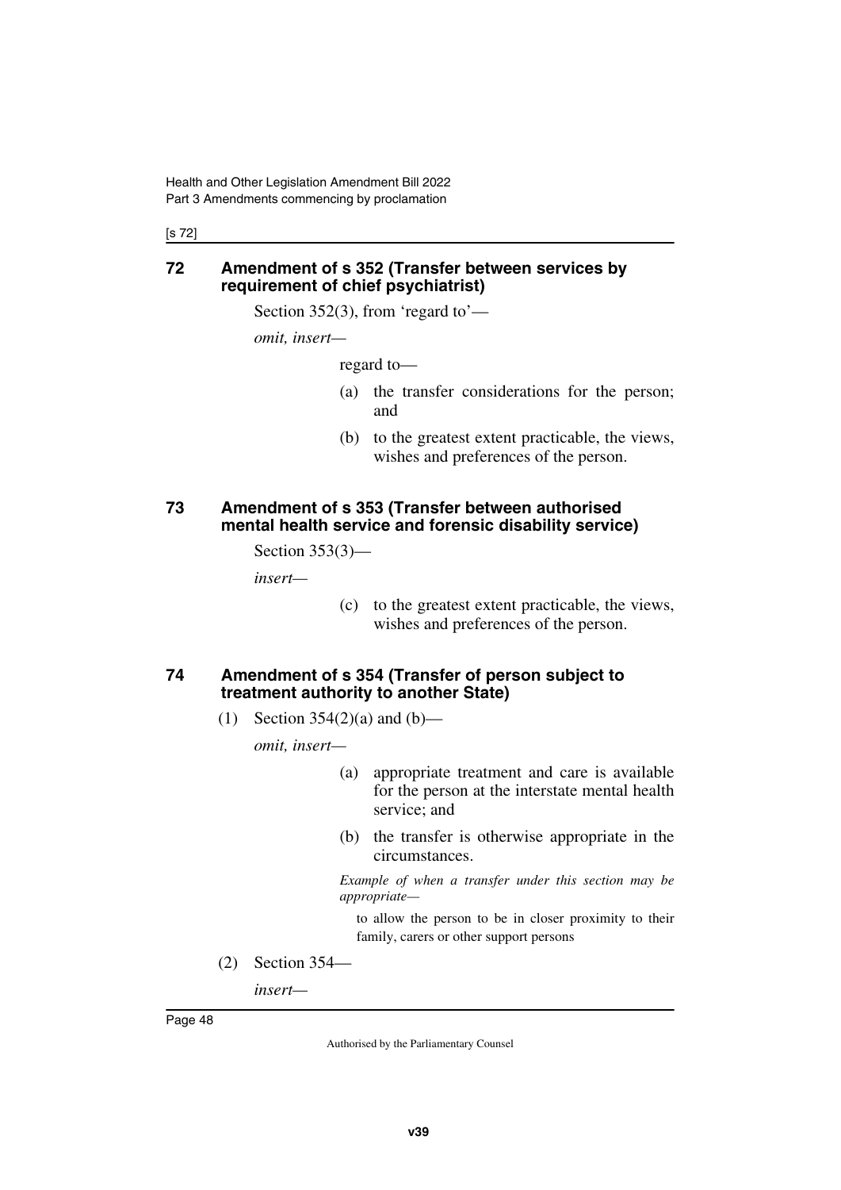## 72 Amendment of s 352 (Transfer between services by requirement of chief psychiatrist)

Section 352(3), from 'regard to'—

*omit, insert—*

regard to—

(a) the transfer considerations for the person; and

(b) to the greatest extent practicable, the views, wishes and preferences of the person.

## 73 Amendment of s 353 (Transfer between authorised mental health service and forensic disability service)

Section 353(3)—

*insert—*

(c) to the greatest extent practicable, the views, wishes and preferences of the person.

## 74 Amendment of s 354 (Transfer of person subject to treatment authority to another State)

(1) Section 354(2)(a) and (b)—

*omit, insert—*

(a) appropriate treatment and care is available for the person at the interstate mental health service; and

(b) the transfer is otherwise appropriate in the circumstances.

*Example of when a transfer under this section may be appropriate—*

to allow the person to be in closer proximity to their family, carers or other support persons

(2) Section 354—

*insert—*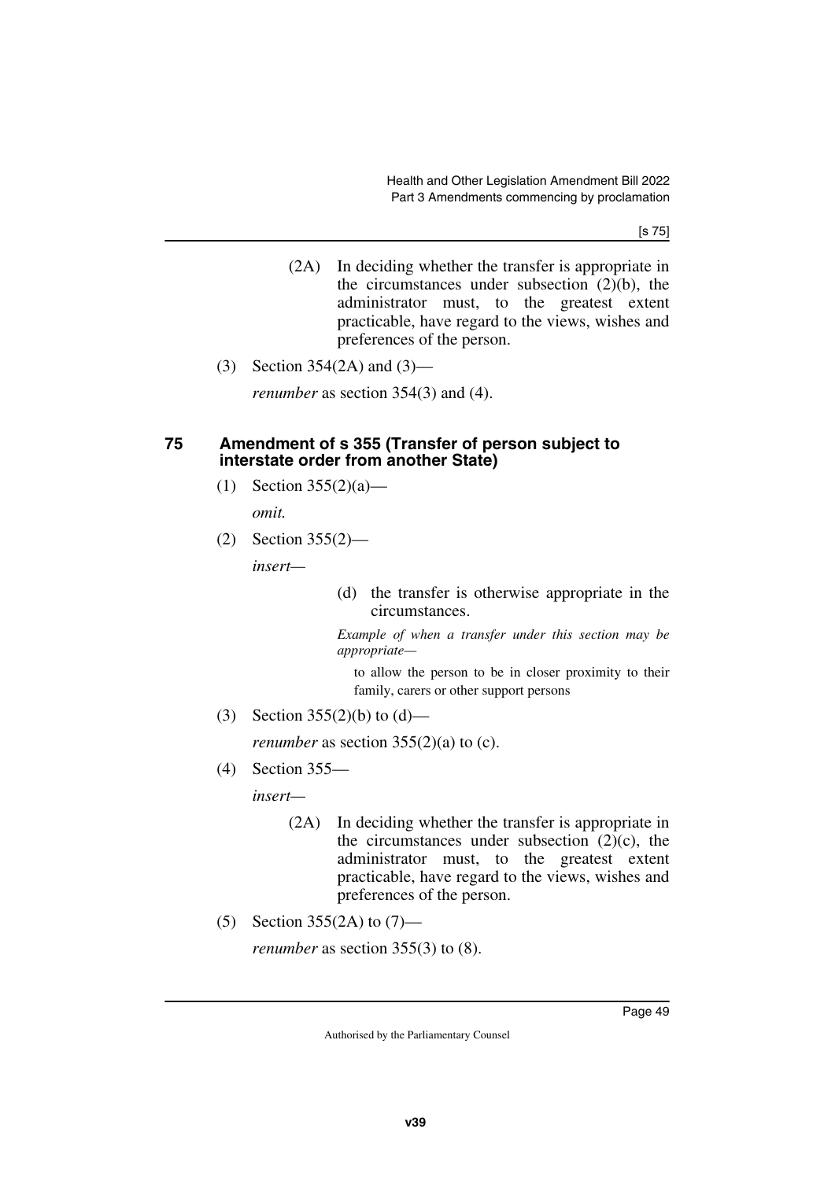(2A) In deciding whether the transfer is appropriate in the circumstances under subsection (2)(b), the administrator must, to the greatest extent practicable, have regard to the views, wishes and preferences of the person.

(3) Section 354(2A) and (3)—

*renumber* as section 354(3) and (4).

### 75 Amendment of s 355 (Transfer of person subject to interstate order from another State)

(1) Section 355(2)(a)—

*omit.*

(2) Section 355(2)—

*insert*—

(d) the transfer is otherwise appropriate in the circumstances.

*Example of when a transfer under this section may be appropriate*—

to allow the person to be in closer proximity to their family, carers or other support persons

(3) Section 355(2)(b) to (d)—

*renumber* as section 355(2)(a) to (c).

(4) Section 355—

*insert*—

(2A) In deciding whether the transfer is appropriate in the circumstances under subsection (2)(c), the administrator must, to the greatest extent practicable, have regard to the views, wishes and preferences of the person.

(5) Section 355(2A) to (7)—

*renumber* as section 355(3) to (8).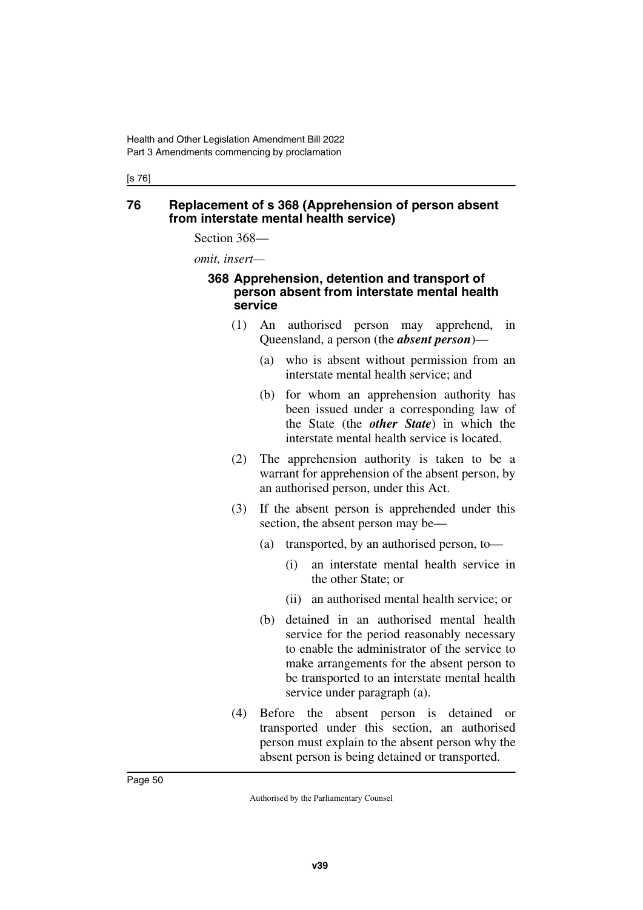## 76 Replacement of s 368 (Apprehension of person absent from interstate mental health service)

Section 368—

*omit, insert—*

### 368 Apprehension, detention and transport of person absent from interstate mental health service

(1) An authorised person may apprehend, in Queensland, a person (the ***absent person***)—

(a) who is absent without permission from an interstate mental health service; and

(b) for whom an apprehension authority has been issued under a corresponding law of the State (the ***other State***) in which the interstate mental health service is located.

(2) The apprehension authority is taken to be a warrant for apprehension of the absent person, by an authorised person, under this Act.

(3) If the absent person is apprehended under this section, the absent person may be—

(a) transported, by an authorised person, to—

(i) an interstate mental health service in the other State; or

(ii) an authorised mental health service; or

(b) detained in an authorised mental health service for the period reasonably necessary to enable the administrator of the service to make arrangements for the absent person to be transported to an interstate mental health service under paragraph (a).

(4) Before the absent person is detained or transported under this section, an authorised person must explain to the absent person why the absent person is being detained or transported.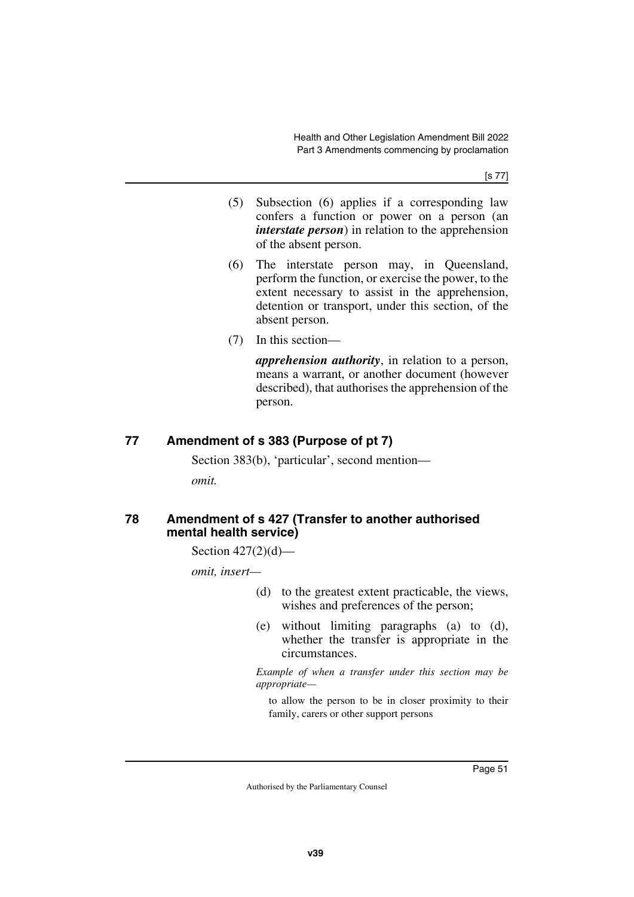(5) Subsection (6) applies if a corresponding law confers a function or power on a person (an ***interstate person***) in relation to the apprehension of the absent person.

(6) The interstate person may, in Queensland, perform the function, or exercise the power, to the extent necessary to assist in the apprehension, detention or transport, under this section, of the absent person.

(7) In this section—

***apprehension authority***, in relation to a person, means a warrant, or another document (however described), that authorises the apprehension of the person.

## 77 Amendment of s 383 (Purpose of pt 7)

Section 383(b), 'particular', second mention—

*omit.*

## 78 Amendment of s 427 (Transfer to another authorised mental health service)

Section 427(2)(d)—

*omit, insert—*

(d) to the greatest extent practicable, the views, wishes and preferences of the person;

(e) without limiting paragraphs (a) to (d), whether the transfer is appropriate in the circumstances.

*Example of when a transfer under this section may be appropriate—*

to allow the person to be in closer proximity to their family, carers or other support persons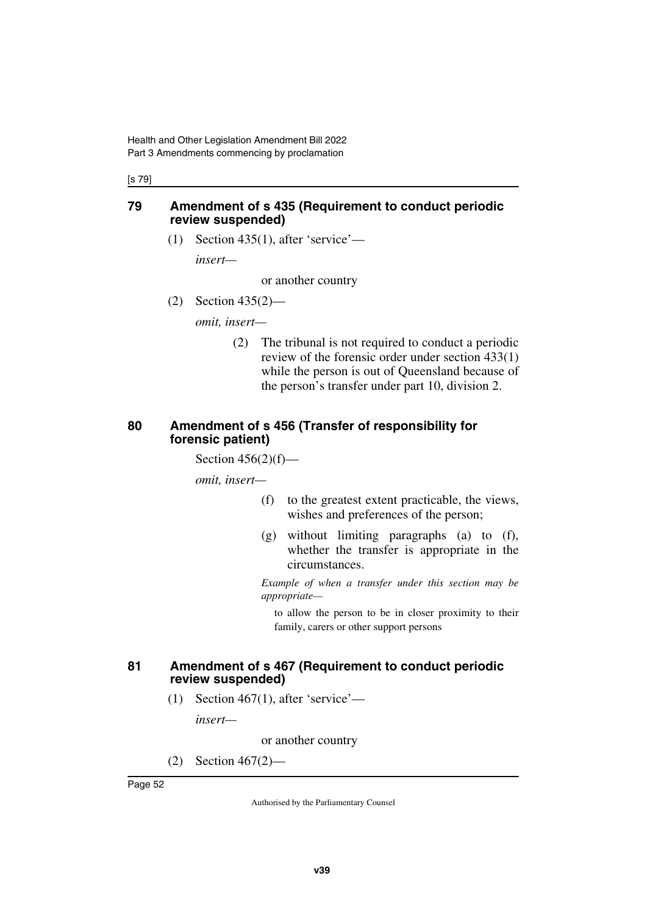## 79 Amendment of s 435 (Requirement to conduct periodic review suspended)

(1) Section 435(1), after 'service'—

*insert—*

or another country

(2) Section 435(2)—

*omit, insert—*

(2) The tribunal is not required to conduct a periodic review of the forensic order under section 433(1) while the person is out of Queensland because of the person's transfer under part 10, division 2.

## 80 Amendment of s 456 (Transfer of responsibility for forensic patient)

Section 456(2)(f)—

*omit, insert—*

(f) to the greatest extent practicable, the views, wishes and preferences of the person;

(g) without limiting paragraphs (a) to (f), whether the transfer is appropriate in the circumstances.

*Example of when a transfer under this section may be appropriate—*

to allow the person to be in closer proximity to their family, carers or other support persons

## 81 Amendment of s 467 (Requirement to conduct periodic review suspended)

(1) Section 467(1), after 'service'—

*insert—*

or another country

(2) Section 467(2)—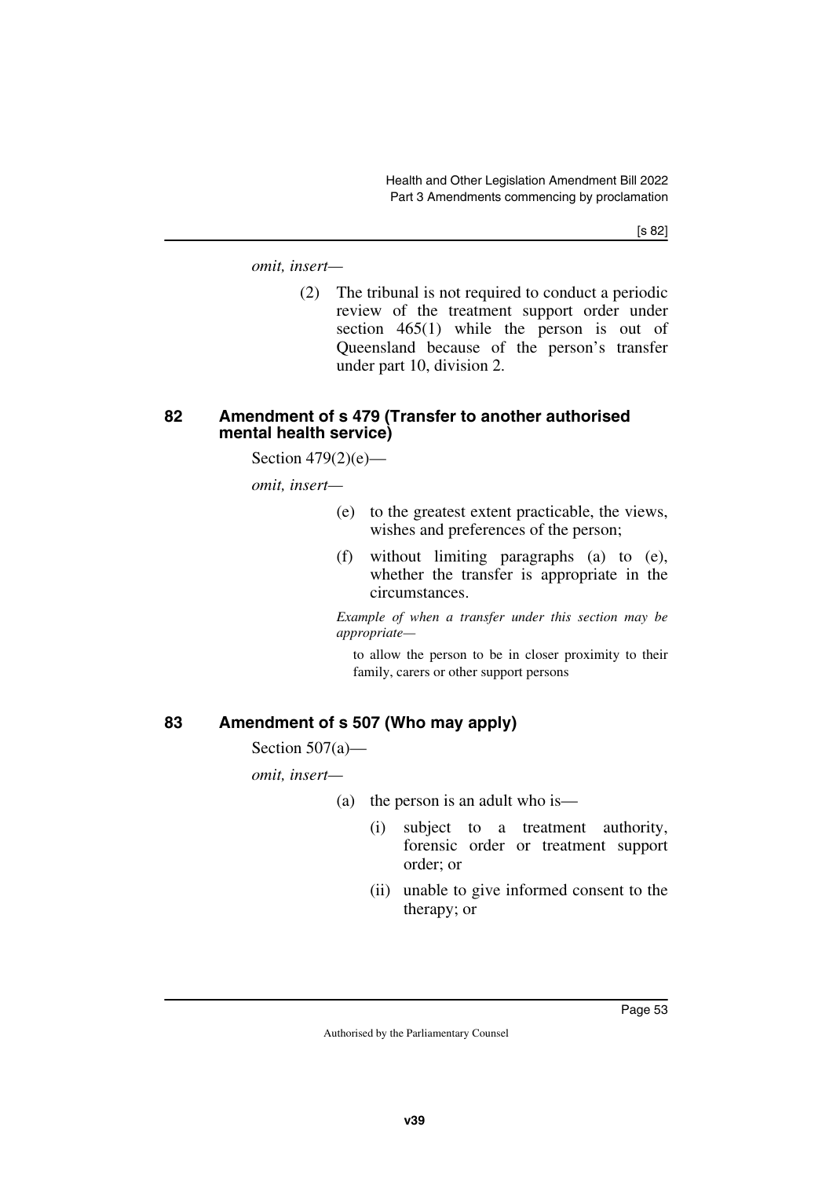*omit, insert—*

> (2) The tribunal is not required to conduct a periodic review of the treatment support order under section 465(1) while the person is out of Queensland because of the person's transfer under part 10, division 2.

## 82 Amendment of s 479 (Transfer to another authorised mental health service)

Section 479(2)(e)—

*omit, insert—*

> (e) to the greatest extent practicable, the views, wishes and preferences of the person;
>
> (f) without limiting paragraphs (a) to (e), whether the transfer is appropriate in the circumstances.
>
> *Example of when a transfer under this section may be appropriate—*
>
> to allow the person to be in closer proximity to their family, carers or other support persons

## 83 Amendment of s 507 (Who may apply)

Section 507(a)—

*omit, insert—*

> (a) the person is an adult who is—
>
> > (i) subject to a treatment authority, forensic order or treatment support order; or
> >
> > (ii) unable to give informed consent to the therapy; or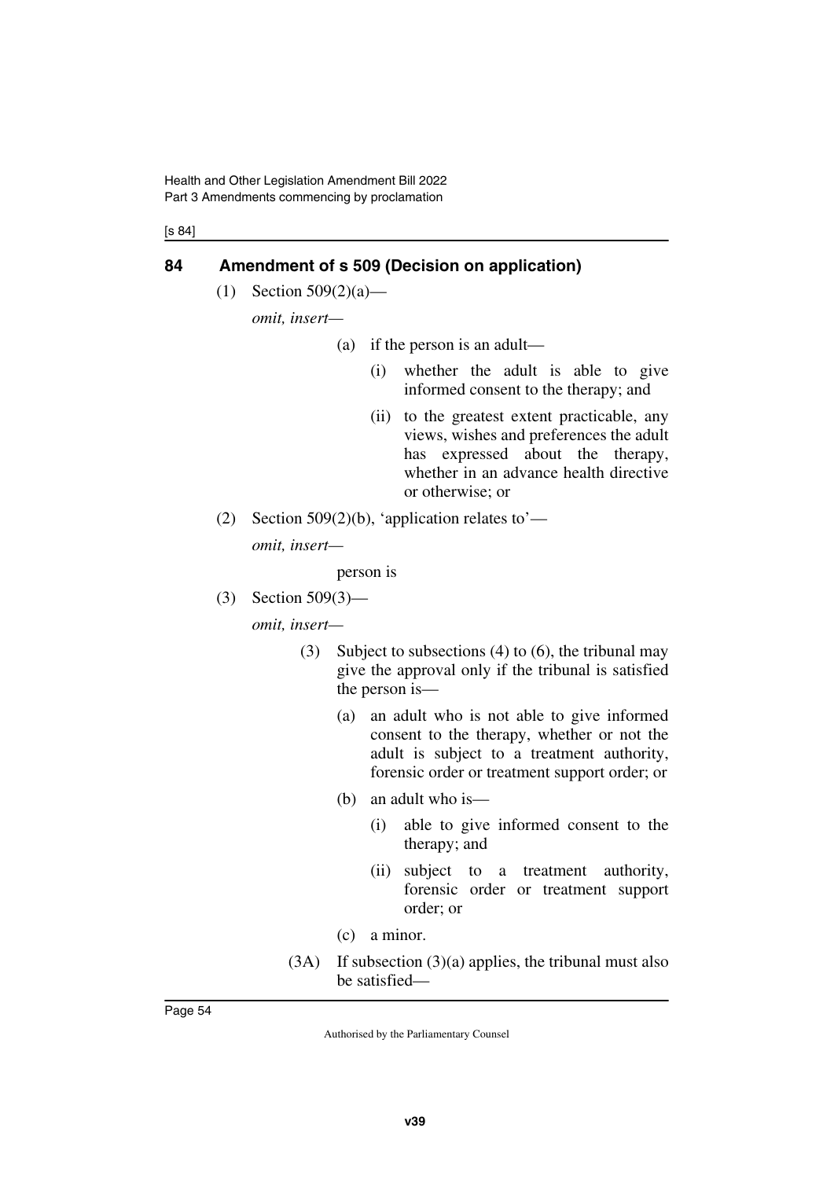## 84 Amendment of s 509 (Decision on application)

(1) Section 509(2)(a)—

*omit, insert—*

> (a) if the person is an adult—
>
> > (i) whether the adult is able to give informed consent to the therapy; and
> >
> > (ii) to the greatest extent practicable, any views, wishes and preferences the adult has expressed about the therapy, whether in an advance health directive or otherwise; or

(2) Section 509(2)(b), 'application relates to'—

*omit, insert—*

> person is

(3) Section 509(3)—

*omit, insert—*

> (3) Subject to subsections (4) to (6), the tribunal may give the approval only if the tribunal is satisfied the person is—
>
> > (a) an adult who is not able to give informed consent to the therapy, whether or not the adult is subject to a treatment authority, forensic order or treatment support order; or
> >
> > (b) an adult who is—
> >
> > > (i) able to give informed consent to the therapy; and
> > >
> > > (ii) subject to a treatment authority, forensic order or treatment support order; or
> >
> > (c) a minor.
>
> (3A) If subsection (3)(a) applies, the tribunal must also be satisfied—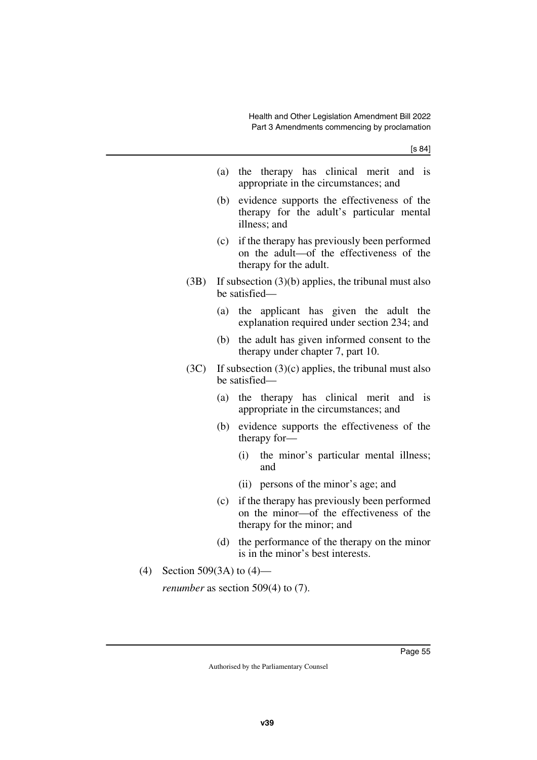(a) the therapy has clinical merit and is appropriate in the circumstances; and

(b) evidence supports the effectiveness of the therapy for the adult's particular mental illness; and

(c) if the therapy has previously been performed on the adult—of the effectiveness of the therapy for the adult.

(3B) If subsection (3)(b) applies, the tribunal must also be satisfied—

(a) the applicant has given the adult the explanation required under section 234; and

(b) the adult has given informed consent to the therapy under chapter 7, part 10.

(3C) If subsection (3)(c) applies, the tribunal must also be satisfied—

(a) the therapy has clinical merit and is appropriate in the circumstances; and

(b) evidence supports the effectiveness of the therapy for—

(i) the minor's particular mental illness; and

(ii) persons of the minor's age; and

(c) if the therapy has previously been performed on the minor—of the effectiveness of the therapy for the minor; and

(d) the performance of the therapy on the minor is in the minor's best interests.

(4) Section 509(3A) to (4)—

*renumber* as section 509(4) to (7).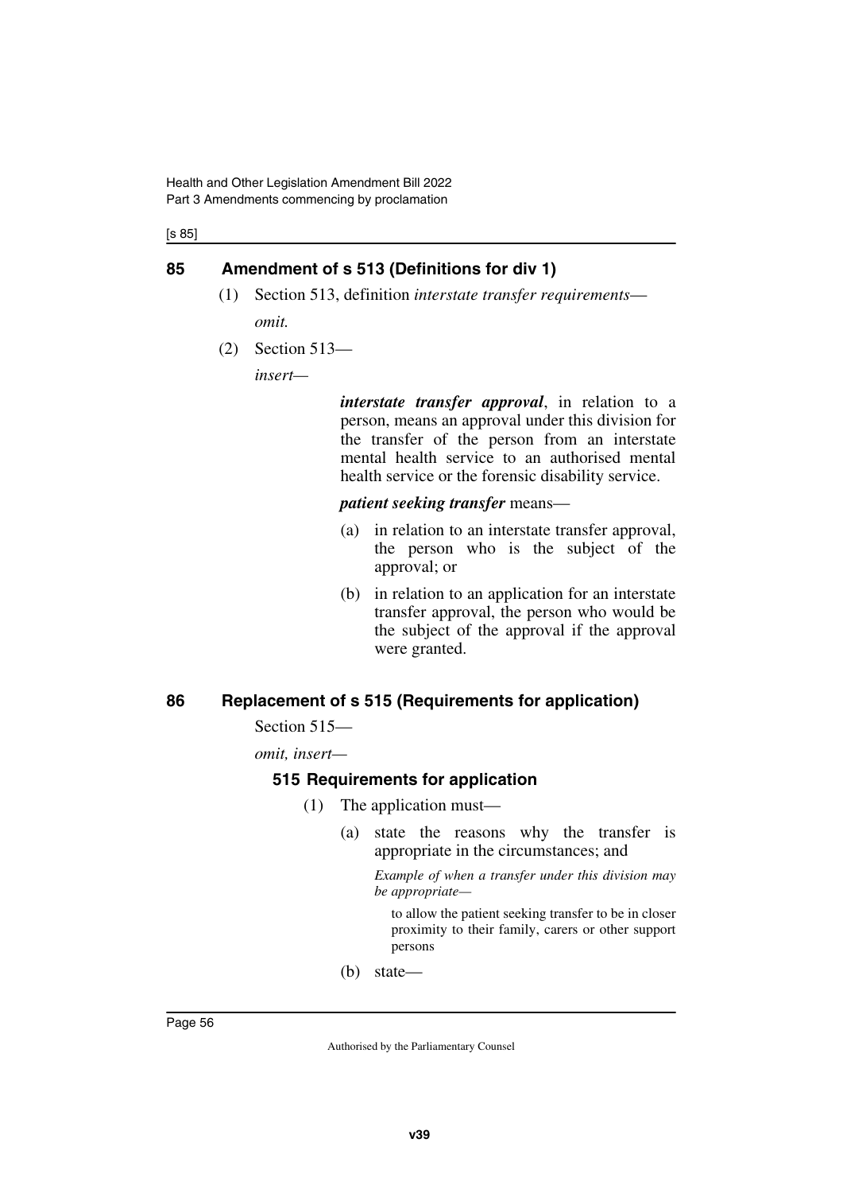## 85 Amendment of s 513 (Definitions for div 1)

(1) Section 513, definition *interstate transfer requirements*—

*omit.*

(2) Section 513—

*insert—*

***interstate transfer approval***, in relation to a person, means an approval under this division for the transfer of the person from an interstate mental health service to an authorised mental health service or the forensic disability service.

***patient seeking transfer*** means—

(a) in relation to an interstate transfer approval, the person who is the subject of the approval; or

(b) in relation to an application for an interstate transfer approval, the person who would be the subject of the approval if the approval were granted.

## 86 Replacement of s 515 (Requirements for application)

Section 515—

*omit, insert—*

### 515 Requirements for application

(1) The application must—

(a) state the reasons why the transfer is appropriate in the circumstances; and

*Example of when a transfer under this division may be appropriate—*

to allow the patient seeking transfer to be in closer proximity to their family, carers or other support persons

(b) state—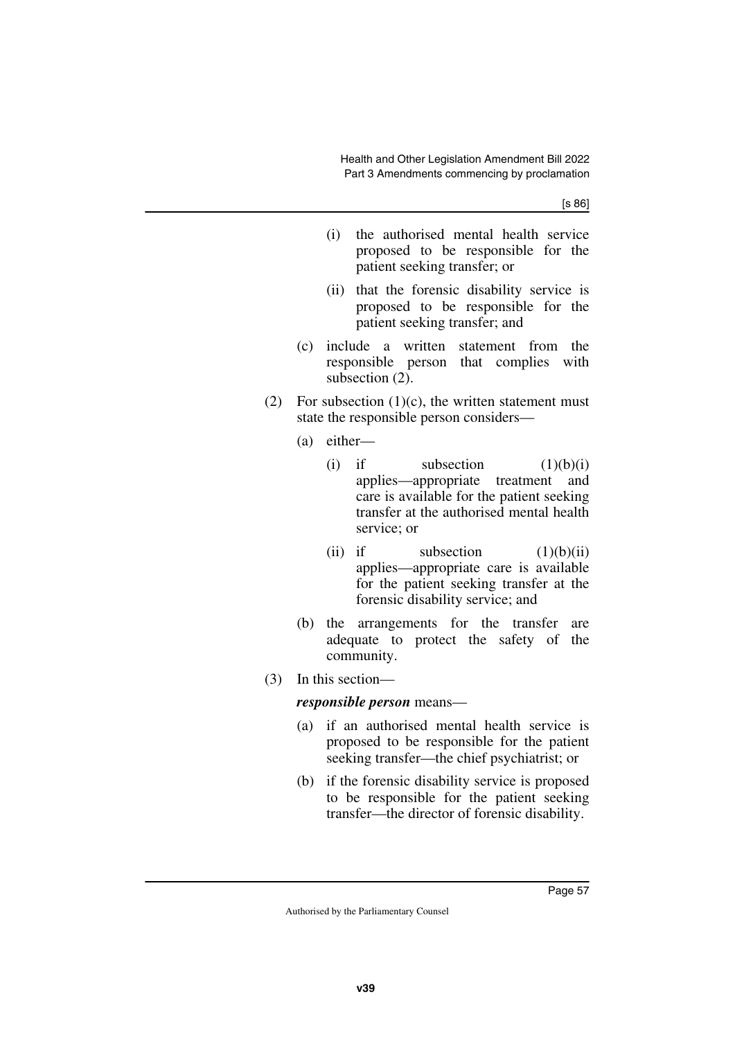(i) the authorised mental health service proposed to be responsible for the patient seeking transfer; or

(ii) that the forensic disability service is proposed to be responsible for the patient seeking transfer; and

(c) include a written statement from the responsible person that complies with subsection (2).

(2) For subsection (1)(c), the written statement must state the responsible person considers—

(a) either—

(i) if subsection (1)(b)(i) applies—appropriate treatment and care is available for the patient seeking transfer at the authorised mental health service; or

(ii) if subsection (1)(b)(ii) applies—appropriate care is available for the patient seeking transfer at the forensic disability service; and

(b) the arrangements for the transfer are adequate to protect the safety of the community.

(3) In this section—

***responsible person*** means—

(a) if an authorised mental health service is proposed to be responsible for the patient seeking transfer—the chief psychiatrist; or

(b) if the forensic disability service is proposed to be responsible for the patient seeking transfer—the director of forensic disability.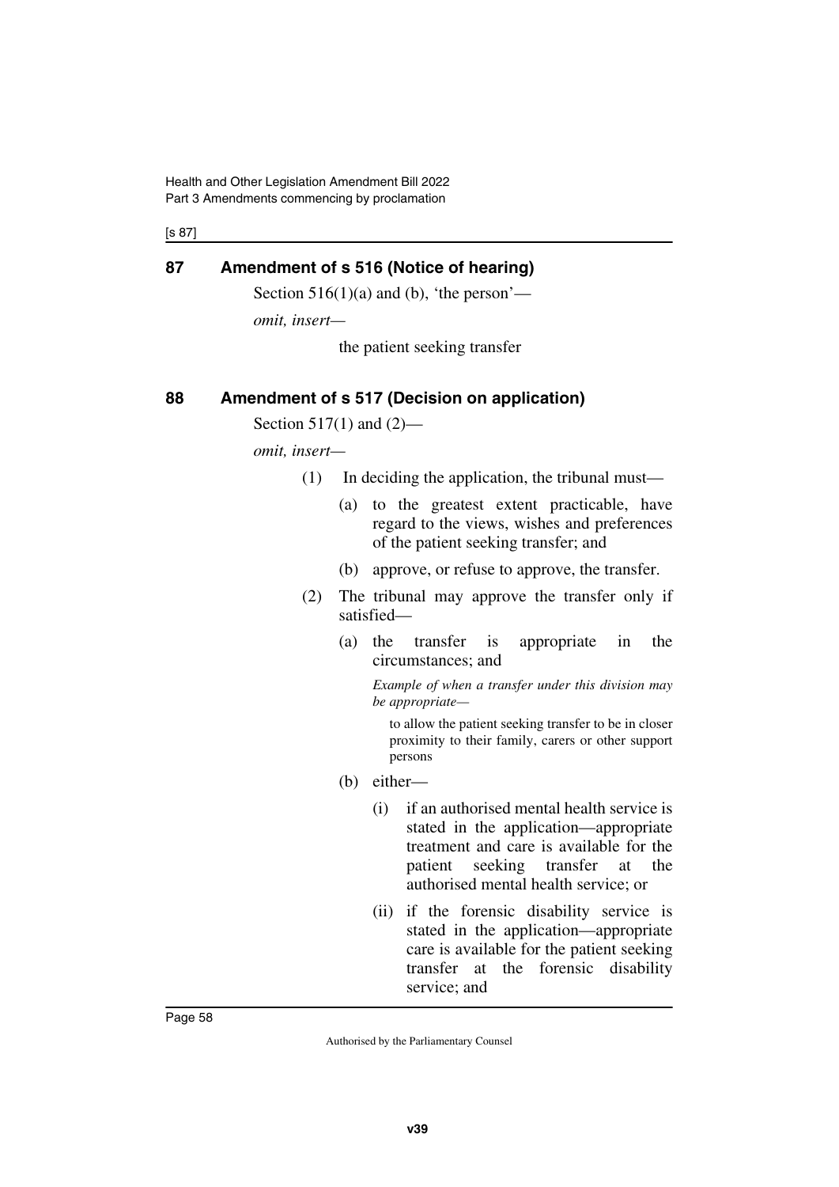## 87 Amendment of s 516 (Notice of hearing)

Section 516(1)(a) and (b), 'the person'—

*omit, insert—*

the patient seeking transfer

## 88 Amendment of s 517 (Decision on application)

Section 517(1) and (2)—

*omit, insert—*

(1) In deciding the application, the tribunal must—

(a) to the greatest extent practicable, have regard to the views, wishes and preferences of the patient seeking transfer; and

(b) approve, or refuse to approve, the transfer.

(2) The tribunal may approve the transfer only if satisfied—

(a) the transfer is appropriate in the circumstances; and

*Example of when a transfer under this division may be appropriate—*

to allow the patient seeking transfer to be in closer proximity to their family, carers or other support persons

(b) either—

(i) if an authorised mental health service is stated in the application—appropriate treatment and care is available for the patient seeking transfer at the authorised mental health service; or

(ii) if the forensic disability service is stated in the application—appropriate care is available for the patient seeking transfer at the forensic disability service; and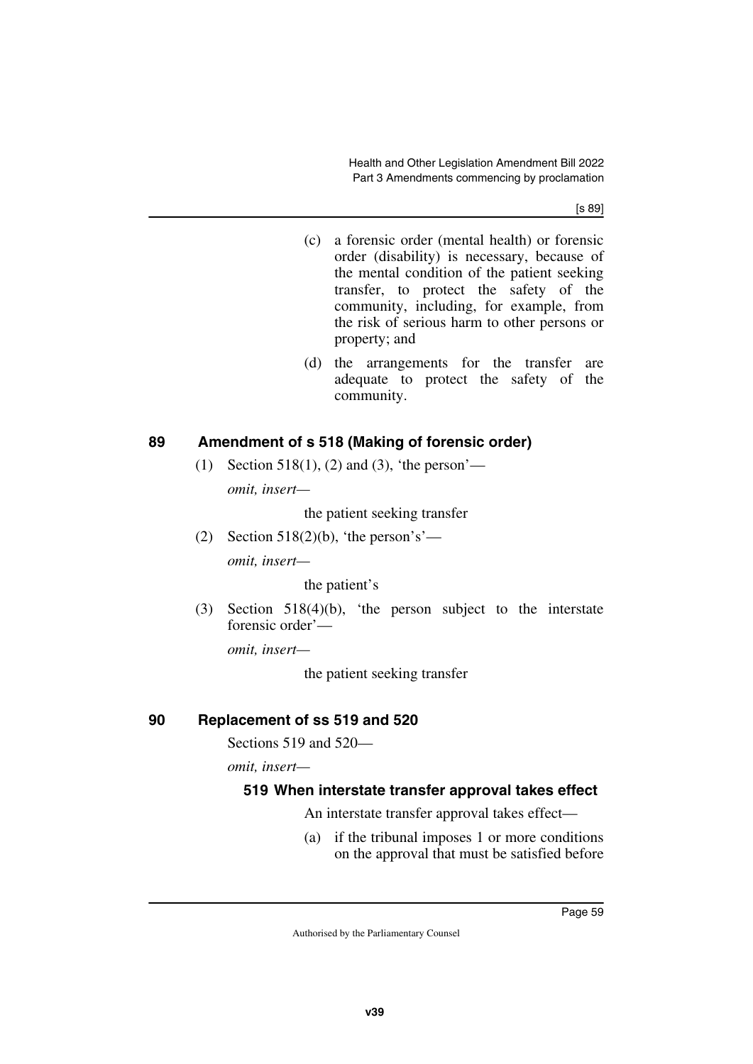(c) a forensic order (mental health) or forensic order (disability) is necessary, because of the mental condition of the patient seeking transfer, to protect the safety of the community, including, for example, from the risk of serious harm to other persons or property; and

(d) the arrangements for the transfer are adequate to protect the safety of the community.

## 89 Amendment of s 518 (Making of forensic order)

(1) Section 518(1), (2) and (3), 'the person'—

*omit, insert—*

the patient seeking transfer

(2) Section 518(2)(b), 'the person's'—

*omit, insert—*

the patient's

(3) Section 518(4)(b), 'the person subject to the interstate forensic order'—

*omit, insert—*

the patient seeking transfer

## 90 Replacement of ss 519 and 520

Sections 519 and 520—

*omit, insert—*

### 519 When interstate transfer approval takes effect

An interstate transfer approval takes effect—

(a) if the tribunal imposes 1 or more conditions on the approval that must be satisfied before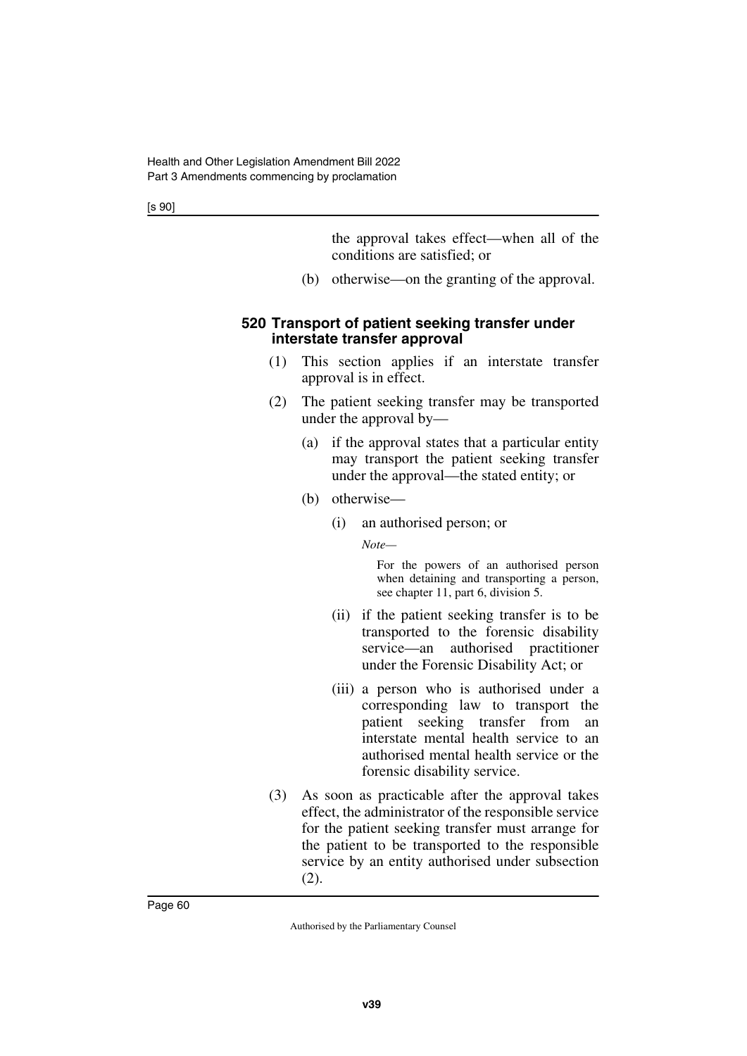the approval takes effect—when all of the conditions are satisfied; or

(b) otherwise—on the granting of the approval.

### 520 Transport of patient seeking transfer under interstate transfer approval

(1) This section applies if an interstate transfer approval is in effect.

(2) The patient seeking transfer may be transported under the approval by—

(a) if the approval states that a particular entity may transport the patient seeking transfer under the approval—the stated entity; or

(b) otherwise—

(i) an authorised person; or

*Note—*

For the powers of an authorised person when detaining and transporting a person, see chapter 11, part 6, division 5.

(ii) if the patient seeking transfer is to be transported to the forensic disability service—an authorised practitioner under the Forensic Disability Act; or

(iii) a person who is authorised under a corresponding law to transport the patient seeking transfer from an interstate mental health service to an authorised mental health service or the forensic disability service.

(3) As soon as practicable after the approval takes effect, the administrator of the responsible service for the patient seeking transfer must arrange for the patient to be transported to the responsible service by an entity authorised under subsection (2).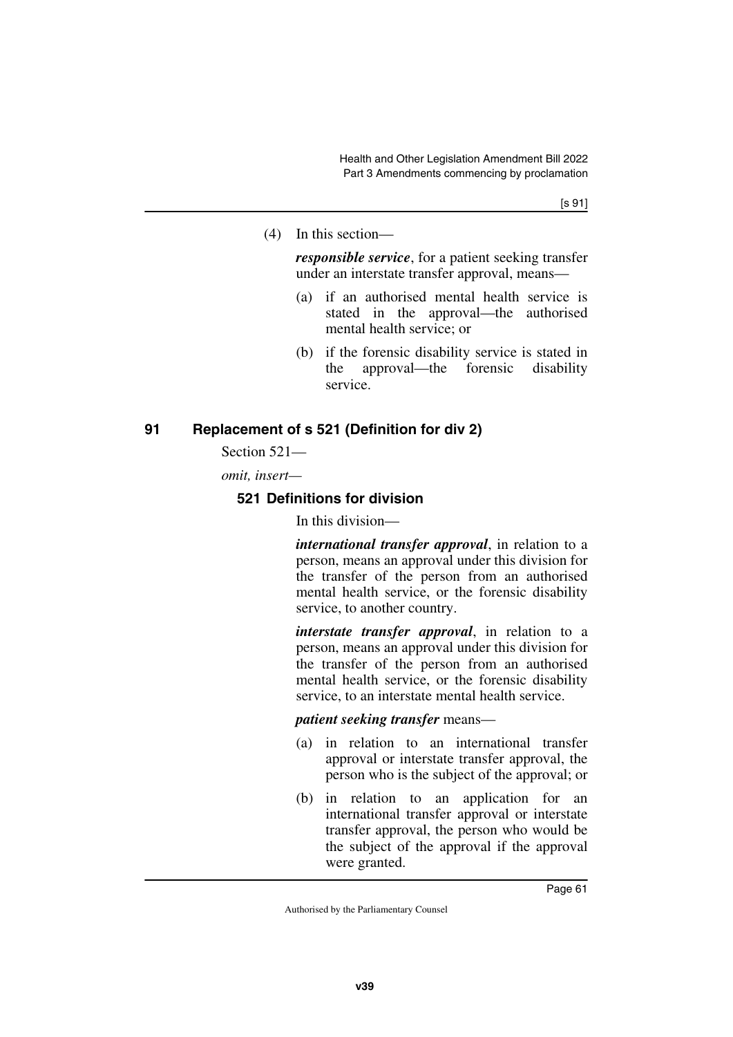(4) In this section—

***responsible service***, for a patient seeking transfer under an interstate transfer approval, means—

(a) if an authorised mental health service is stated in the approval—the authorised mental health service; or

(b) if the forensic disability service is stated in the approval—the forensic disability service.

## 91 Replacement of s 521 (Definition for div 2)

Section 521—

*omit, insert—*

### 521 Definitions for division

In this division—

***international transfer approval***, in relation to a person, means an approval under this division for the transfer of the person from an authorised mental health service, or the forensic disability service, to another country.

***interstate transfer approval***, in relation to a person, means an approval under this division for the transfer of the person from an authorised mental health service, or the forensic disability service, to an interstate mental health service.

***patient seeking transfer*** means—

(a) in relation to an international transfer approval or interstate transfer approval, the person who is the subject of the approval; or

(b) in relation to an application for an international transfer approval or interstate transfer approval, the person who would be the subject of the approval if the approval were granted.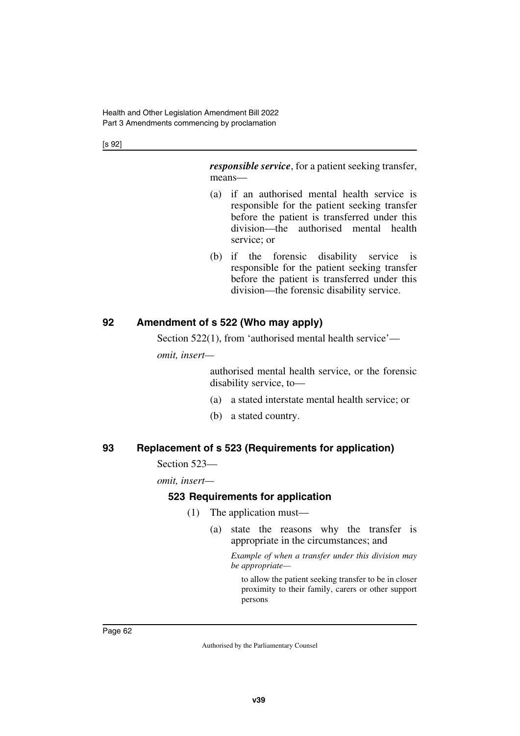***responsible service***, for a patient seeking transfer, means—

(a) if an authorised mental health service is responsible for the patient seeking transfer before the patient is transferred under this division—the authorised mental health service; or

(b) if the forensic disability service is responsible for the patient seeking transfer before the patient is transferred under this division—the forensic disability service.

## 92 Amendment of s 522 (Who may apply)

Section 522(1), from 'authorised mental health service'—

*omit, insert—*

authorised mental health service, or the forensic disability service, to—

(a) a stated interstate mental health service; or

(b) a stated country.

## 93 Replacement of s 523 (Requirements for application)

Section 523—

*omit, insert—*

### 523 Requirements for application

(1) The application must—

(a) state the reasons why the transfer is appropriate in the circumstances; and

*Example of when a transfer under this division may be appropriate—*

to allow the patient seeking transfer to be in closer proximity to their family, carers or other support persons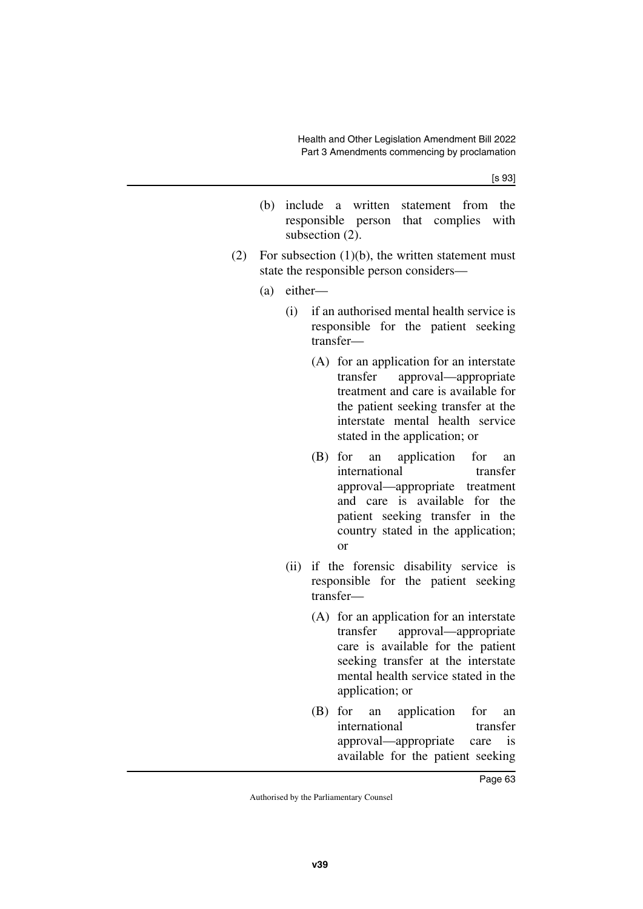(b) include a written statement from the responsible person that complies with subsection (2).

(2) For subsection (1)(b), the written statement must state the responsible person considers—

(a) either—

(i) if an authorised mental health service is responsible for the patient seeking transfer—

(A) for an application for an interstate transfer approval—appropriate treatment and care is available for the patient seeking transfer at the interstate mental health service stated in the application; or

(B) for an application for an international transfer approval—appropriate treatment and care is available for the patient seeking transfer in the country stated in the application; or

(ii) if the forensic disability service is responsible for the patient seeking transfer—

(A) for an application for an interstate transfer approval—appropriate care is available for the patient seeking transfer at the interstate mental health service stated in the application; or

(B) for an application for an international transfer approval—appropriate care is available for the patient seeking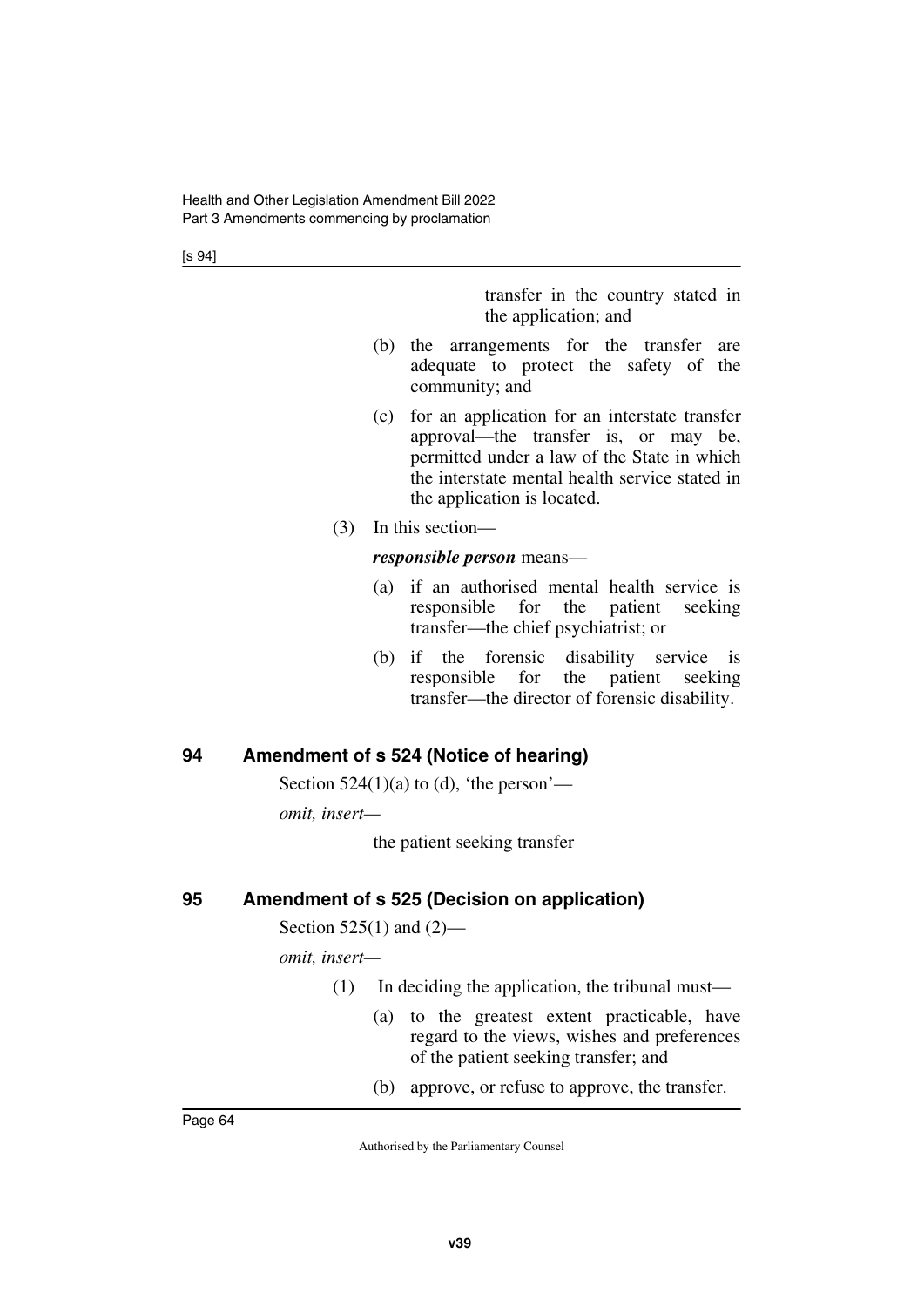transfer in the country stated in the application; and

(b) the arrangements for the transfer are adequate to protect the safety of the community; and

(c) for an application for an interstate transfer approval—the transfer is, or may be, permitted under a law of the State in which the interstate mental health service stated in the application is located.

(3) In this section—

***responsible person*** means—

(a) if an authorised mental health service is responsible for the patient seeking transfer—the chief psychiatrist; or

(b) if the forensic disability service is responsible for the patient seeking transfer—the director of forensic disability.

## 94 Amendment of s 524 (Notice of hearing)

Section 524(1)(a) to (d), 'the person'—

*omit, insert—*

the patient seeking transfer

## 95 Amendment of s 525 (Decision on application)

Section 525(1) and (2)—

*omit, insert—*

(1) In deciding the application, the tribunal must—

(a) to the greatest extent practicable, have regard to the views, wishes and preferences of the patient seeking transfer; and

(b) approve, or refuse to approve, the transfer.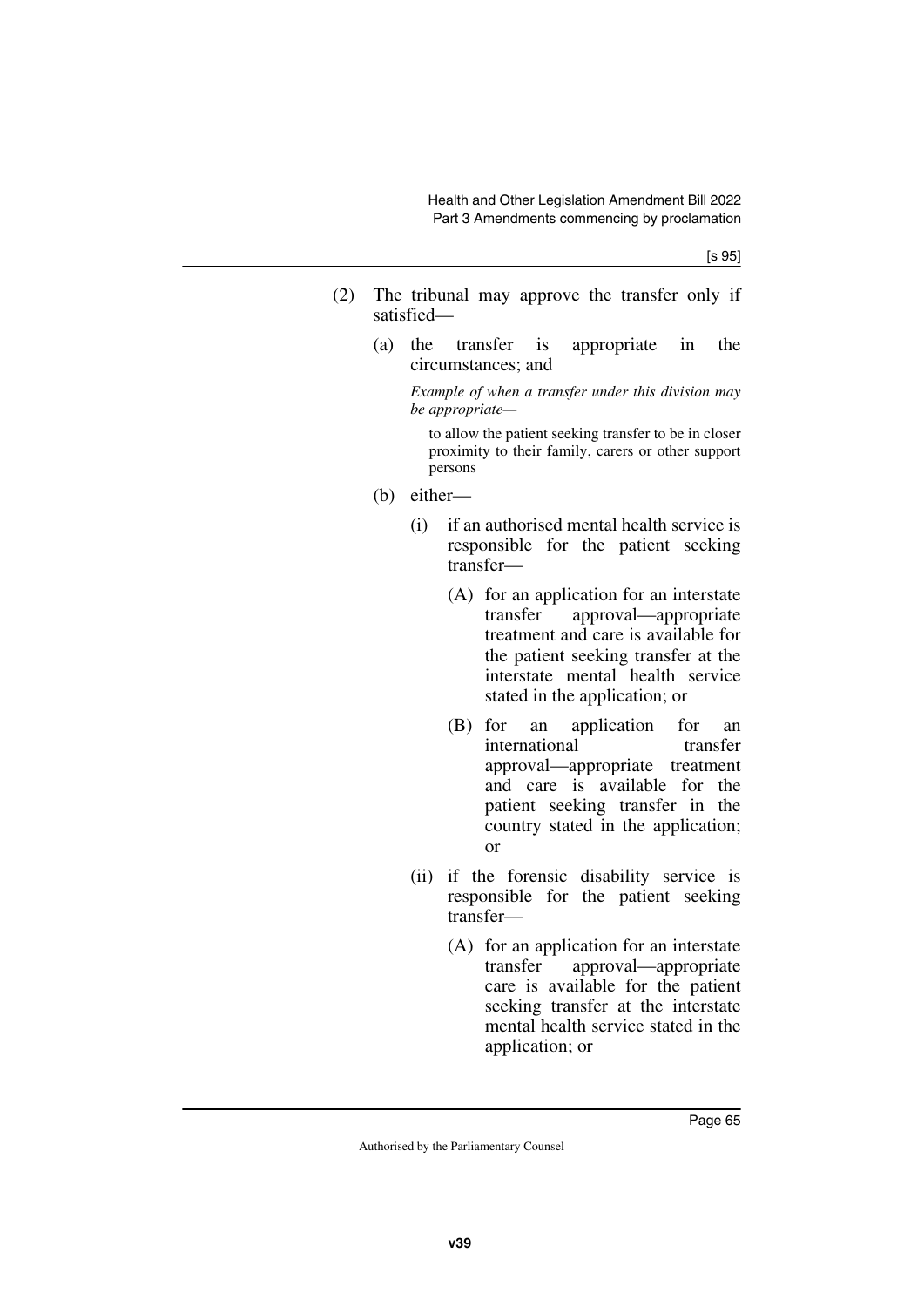(2) The tribunal may approve the transfer only if satisfied—

(a) the transfer is appropriate in the circumstances; and

*Example of when a transfer under this division may be appropriate—*

to allow the patient seeking transfer to be in closer proximity to their family, carers or other support persons

(b) either—

(i) if an authorised mental health service is responsible for the patient seeking transfer—

(A) for an application for an interstate transfer approval—appropriate treatment and care is available for the patient seeking transfer at the interstate mental health service stated in the application; or

(B) for an application for an international transfer approval—appropriate treatment and care is available for the patient seeking transfer in the country stated in the application; or

(ii) if the forensic disability service is responsible for the patient seeking transfer—

(A) for an application for an interstate transfer approval—appropriate care is available for the patient seeking transfer at the interstate mental health service stated in the application; or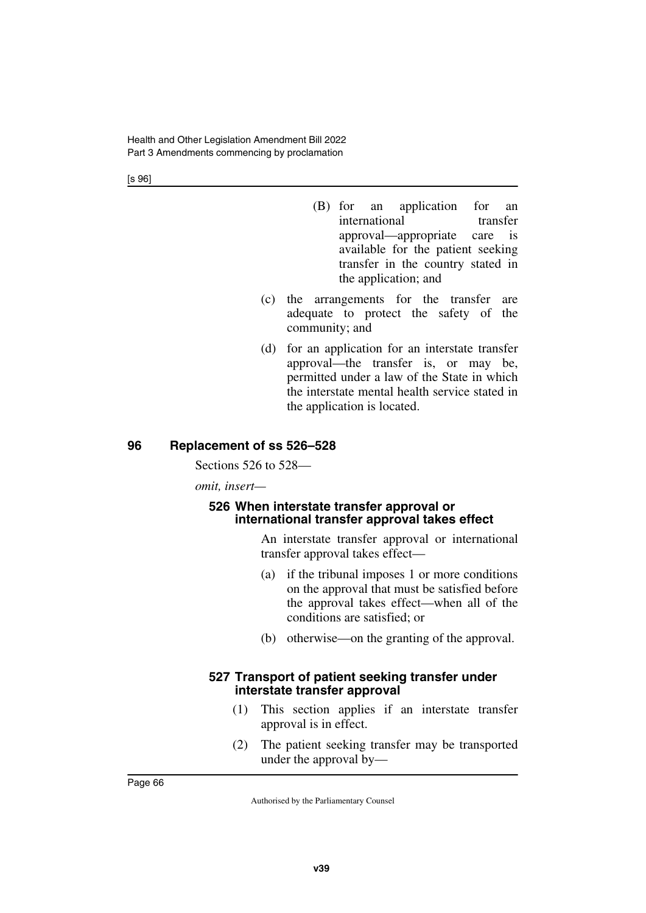(B) for an application for an international transfer approval—appropriate care is available for the patient seeking transfer in the country stated in the application; and

(c) the arrangements for the transfer are adequate to protect the safety of the community; and

(d) for an application for an interstate transfer approval—the transfer is, or may be, permitted under a law of the State in which the interstate mental health service stated in the application is located.

## 96 Replacement of ss 526–528

Sections 526 to 528—

*omit, insert—*

### 526 When interstate transfer approval or international transfer approval takes effect

An interstate transfer approval or international transfer approval takes effect—

(a) if the tribunal imposes 1 or more conditions on the approval that must be satisfied before the approval takes effect—when all of the conditions are satisfied; or

(b) otherwise—on the granting of the approval.

### 527 Transport of patient seeking transfer under interstate transfer approval

(1) This section applies if an interstate transfer approval is in effect.

(2) The patient seeking transfer may be transported under the approval by—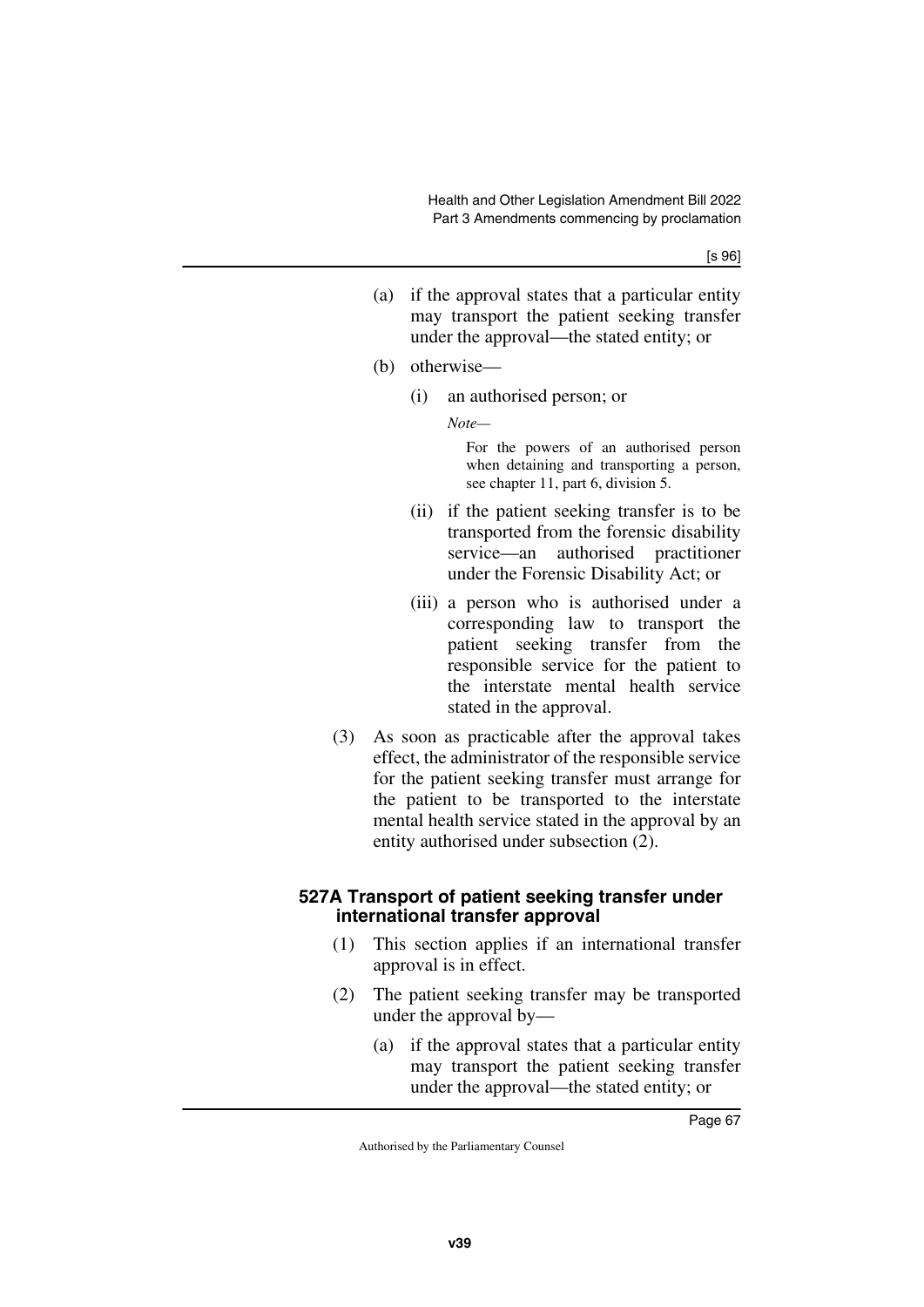(a) if the approval states that a particular entity may transport the patient seeking transfer under the approval—the stated entity; or

(b) otherwise—

(i) an authorised person; or

*Note—*

For the powers of an authorised person when detaining and transporting a person, see chapter 11, part 6, division 5.

(ii) if the patient seeking transfer is to be transported from the forensic disability service—an authorised practitioner under the Forensic Disability Act; or

(iii) a person who is authorised under a corresponding law to transport the patient seeking transfer from the responsible service for the patient to the interstate mental health service stated in the approval.

(3) As soon as practicable after the approval takes effect, the administrator of the responsible service for the patient seeking transfer must arrange for the patient to be transported to the interstate mental health service stated in the approval by an entity authorised under subsection (2).

**527A Transport of patient seeking transfer under international transfer approval**

(1) This section applies if an international transfer approval is in effect.

(2) The patient seeking transfer may be transported under the approval by—

(a) if the approval states that a particular entity may transport the patient seeking transfer under the approval—the stated entity; or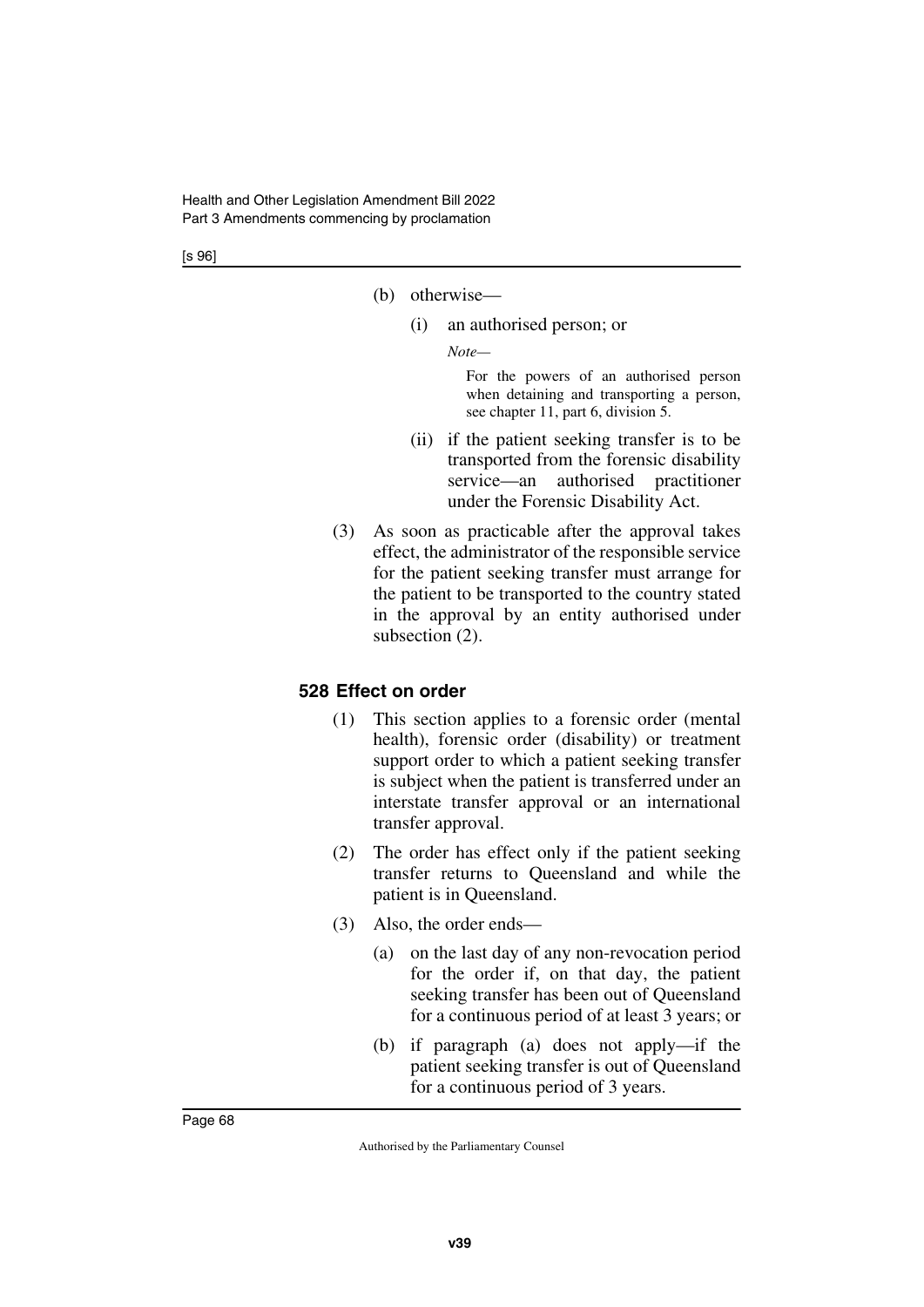(b) otherwise—

   (i) an authorised person; or

   *Note—*

   For the powers of an authorised person when detaining and transporting a person, see chapter 11, part 6, division 5.

   (ii) if the patient seeking transfer is to be transported from the forensic disability service—an authorised practitioner under the Forensic Disability Act.

(3) As soon as practicable after the approval takes effect, the administrator of the responsible service for the patient seeking transfer must arrange for the patient to be transported to the country stated in the approval by an entity authorised under subsection (2).

### 528 Effect on order

(1) This section applies to a forensic order (mental health), forensic order (disability) or treatment support order to which a patient seeking transfer is subject when the patient is transferred under an interstate transfer approval or an international transfer approval.

(2) The order has effect only if the patient seeking transfer returns to Queensland and while the patient is in Queensland.

(3) Also, the order ends—

   (a) on the last day of any non-revocation period for the order if, on that day, the patient seeking transfer has been out of Queensland for a continuous period of at least 3 years; or

   (b) if paragraph (a) does not apply—if the patient seeking transfer is out of Queensland for a continuous period of 3 years.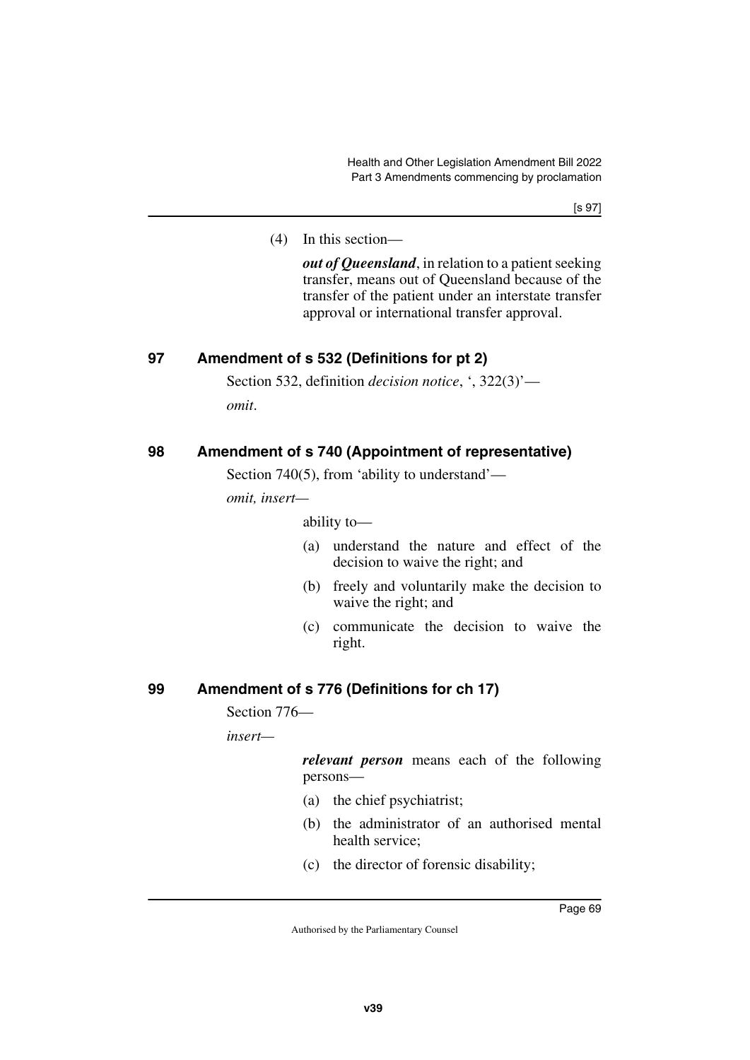(4) In this section—

***out of Queensland***, in relation to a patient seeking transfer, means out of Queensland because of the transfer of the patient under an interstate transfer approval or international transfer approval.

## 97 Amendment of s 532 (Definitions for pt 2)

Section 532, definition *decision notice*, ', 322(3)'—

*omit*.

## 98 Amendment of s 740 (Appointment of representative)

Section 740(5), from 'ability to understand'—

*omit, insert—*

ability to—

(a) understand the nature and effect of the decision to waive the right; and

(b) freely and voluntarily make the decision to waive the right; and

(c) communicate the decision to waive the right.

## 99 Amendment of s 776 (Definitions for ch 17)

Section 776—

*insert—*

***relevant person*** means each of the following persons—

(a) the chief psychiatrist;

(b) the administrator of an authorised mental health service;

(c) the director of forensic disability;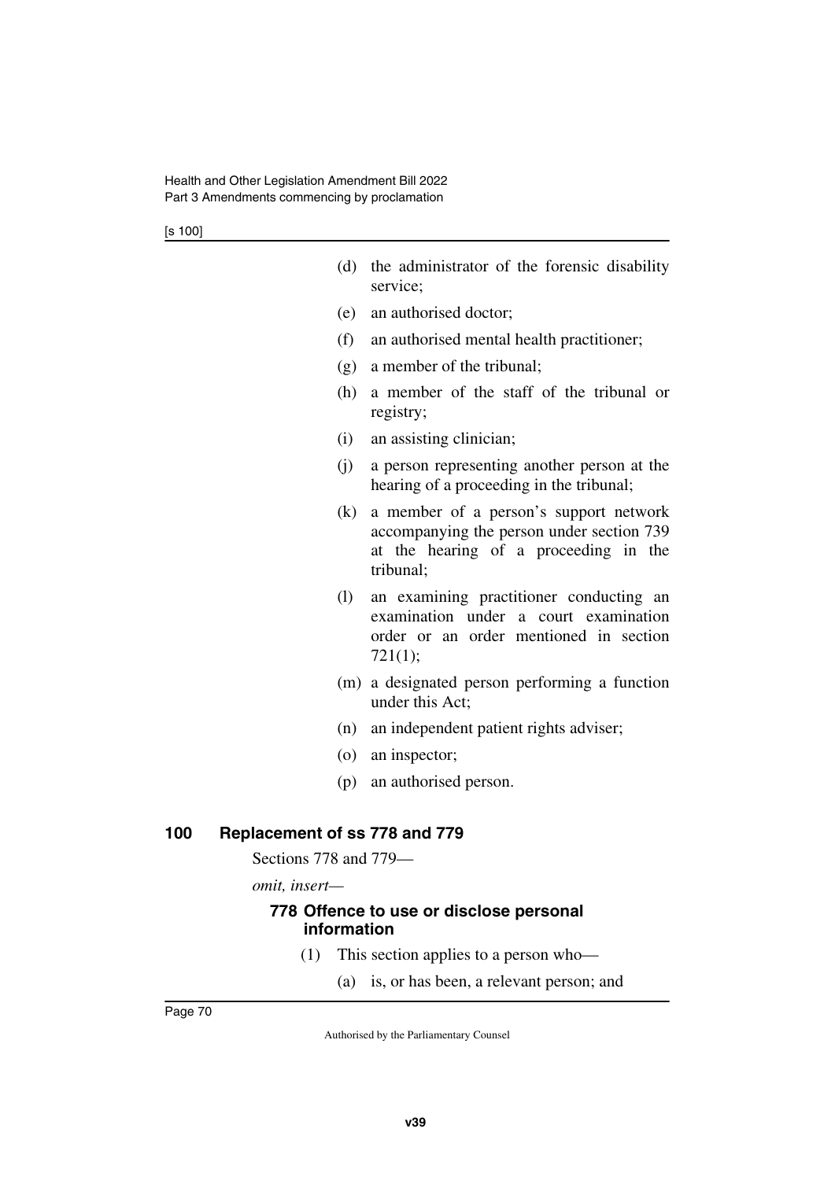(d) the administrator of the forensic disability service;

(e) an authorised doctor;

(f) an authorised mental health practitioner;

(g) a member of the tribunal;

(h) a member of the staff of the tribunal or registry;

(i) an assisting clinician;

(j) a person representing another person at the hearing of a proceeding in the tribunal;

(k) a member of a person's support network accompanying the person under section 739 at the hearing of a proceeding in the tribunal;

(l) an examining practitioner conducting an examination under a court examination order or an order mentioned in section 721(1);

(m) a designated person performing a function under this Act;

(n) an independent patient rights adviser;

(o) an inspector;

(p) an authorised person.

## 100 Replacement of ss 778 and 779

Sections 778 and 779—

*omit, insert—*

### 778 Offence to use or disclose personal information

(1) This section applies to a person who—

(a) is, or has been, a relevant person; and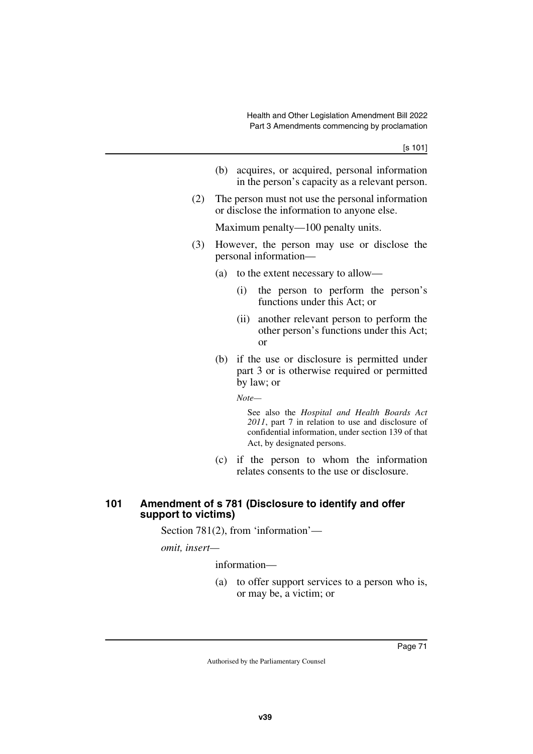(b) acquires, or acquired, personal information in the person's capacity as a relevant person.

(2) The person must not use the personal information or disclose the information to anyone else.

Maximum penalty—100 penalty units.

(3) However, the person may use or disclose the personal information—

(a) to the extent necessary to allow—

(i) the person to perform the person's functions under this Act; or

(ii) another relevant person to perform the other person's functions under this Act; or

(b) if the use or disclosure is permitted under part 3 or is otherwise required or permitted by law; or

*Note—*

See also the *Hospital and Health Boards Act 2011*, part 7 in relation to use and disclosure of confidential information, under section 139 of that Act, by designated persons.

(c) if the person to whom the information relates consents to the use or disclosure.

### 101 Amendment of s 781 (Disclosure to identify and offer support to victims)

Section 781(2), from 'information'—

*omit, insert—*

information—

(a) to offer support services to a person who is, or may be, a victim; or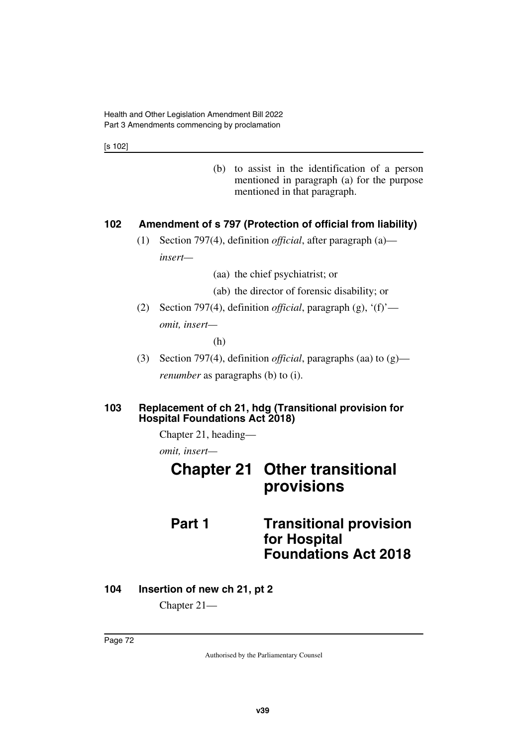(b) to assist in the identification of a person mentioned in paragraph (a) for the purpose mentioned in that paragraph.

**102 Amendment of s 797 (Protection of official from liability)**

(1) Section 797(4), definition *official*, after paragraph (a)—

*insert*—

(aa) the chief psychiatrist; or

(ab) the director of forensic disability; or

(2) Section 797(4), definition *official*, paragraph (g), '(f)'—

*omit, insert*—

(h)

(3) Section 797(4), definition *official*, paragraphs (aa) to (g)—

*renumber* as paragraphs (b) to (i).

**103 Replacement of ch 21, hdg (Transitional provision for Hospital Foundations Act 2018)**

Chapter 21, heading—

*omit, insert*—

# Chapter 21 Other transitional provisions

## Part 1 Transitional provision for Hospital Foundations Act 2018

**104 Insertion of new ch 21, pt 2**

Chapter 21—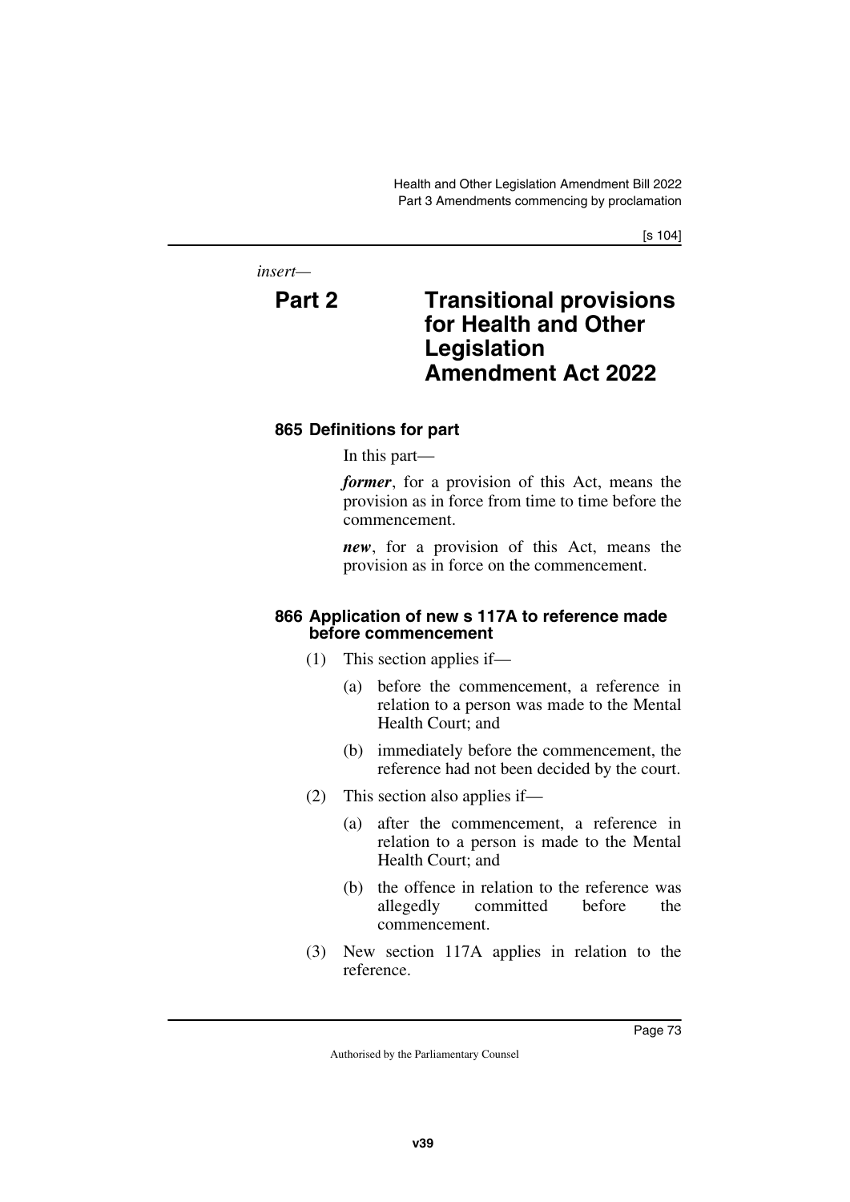*insert—*

## Part 2 Transitional provisions for Health and Other Legislation Amendment Act 2022

### 865 Definitions for part

In this part—

***former***, for a provision of this Act, means the provision as in force from time to time before the commencement.

***new***, for a provision of this Act, means the provision as in force on the commencement.

### 866 Application of new s 117A to reference made before commencement

(1) This section applies if—

(a) before the commencement, a reference in relation to a person was made to the Mental Health Court; and

(b) immediately before the commencement, the reference had not been decided by the court.

(2) This section also applies if—

(a) after the commencement, a reference in relation to a person is made to the Mental Health Court; and

(b) the offence in relation to the reference was allegedly committed before the commencement.

(3) New section 117A applies in relation to the reference.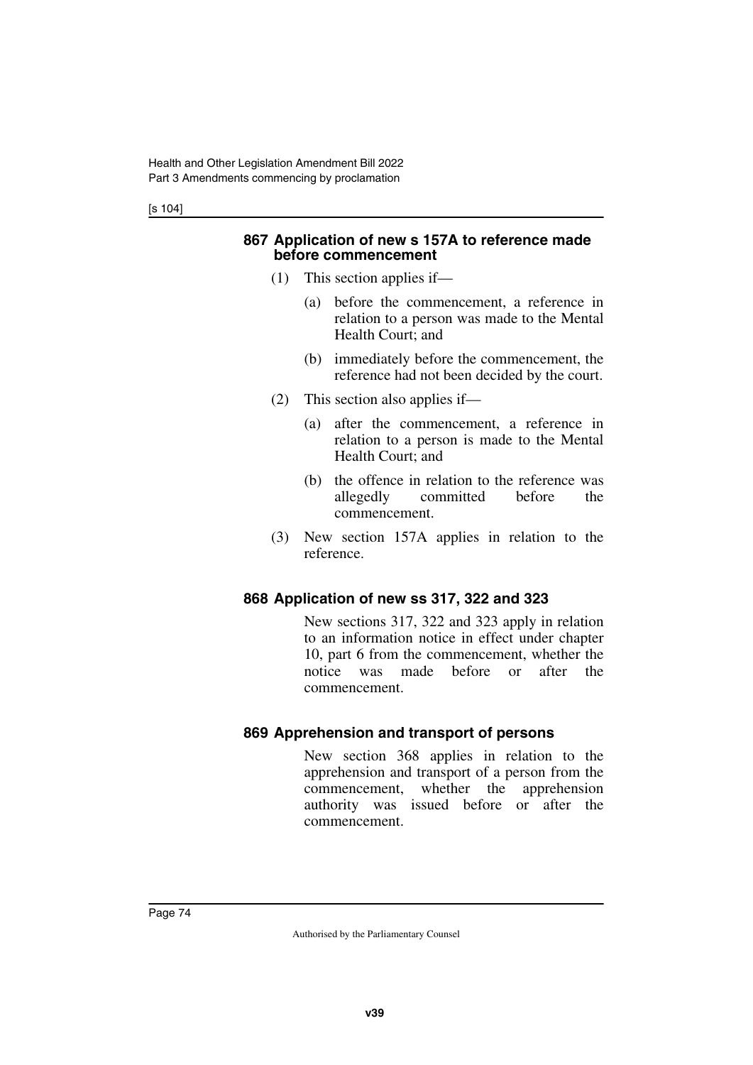#### 867 Application of new s 157A to reference made before commencement

(1) This section applies if—

(a) before the commencement, a reference in relation to a person was made to the Mental Health Court; and

(b) immediately before the commencement, the reference had not been decided by the court.

(2) This section also applies if—

(a) after the commencement, a reference in relation to a person is made to the Mental Health Court; and

(b) the offence in relation to the reference was allegedly committed before the commencement.

(3) New section 157A applies in relation to the reference.

#### 868 Application of new ss 317, 322 and 323

New sections 317, 322 and 323 apply in relation to an information notice in effect under chapter 10, part 6 from the commencement, whether the notice was made before or after the commencement.

#### 869 Apprehension and transport of persons

New section 368 applies in relation to the apprehension and transport of a person from the commencement, whether the apprehension authority was issued before or after the commencement.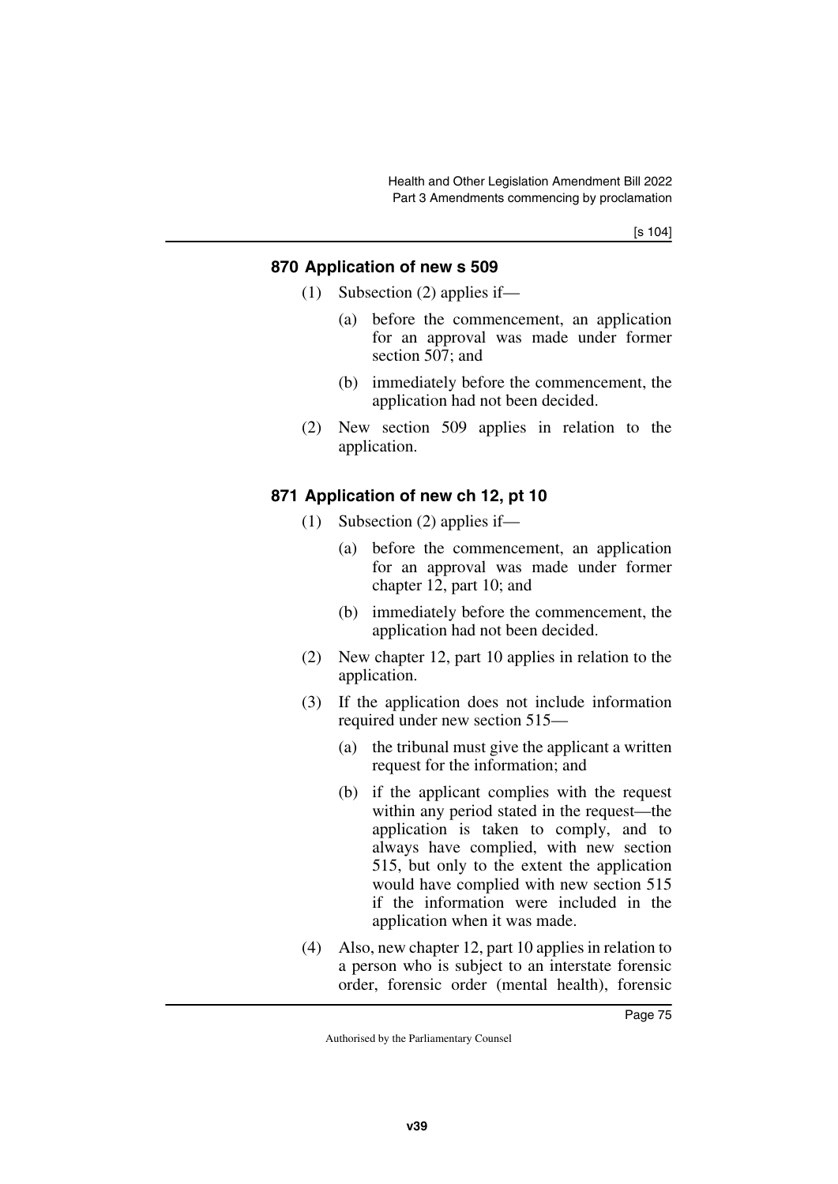### 870 Application of new s 509

(1) Subsection (2) applies if—

(a) before the commencement, an application for an approval was made under former section 507; and

(b) immediately before the commencement, the application had not been decided.

(2) New section 509 applies in relation to the application.

### 871 Application of new ch 12, pt 10

(1) Subsection (2) applies if—

(a) before the commencement, an application for an approval was made under former chapter 12, part 10; and

(b) immediately before the commencement, the application had not been decided.

(2) New chapter 12, part 10 applies in relation to the application.

(3) If the application does not include information required under new section 515—

(a) the tribunal must give the applicant a written request for the information; and

(b) if the applicant complies with the request within any period stated in the request—the application is taken to comply, and to always have complied, with new section 515, but only to the extent the application would have complied with new section 515 if the information were included in the application when it was made.

(4) Also, new chapter 12, part 10 applies in relation to a person who is subject to an interstate forensic order, forensic order (mental health), forensic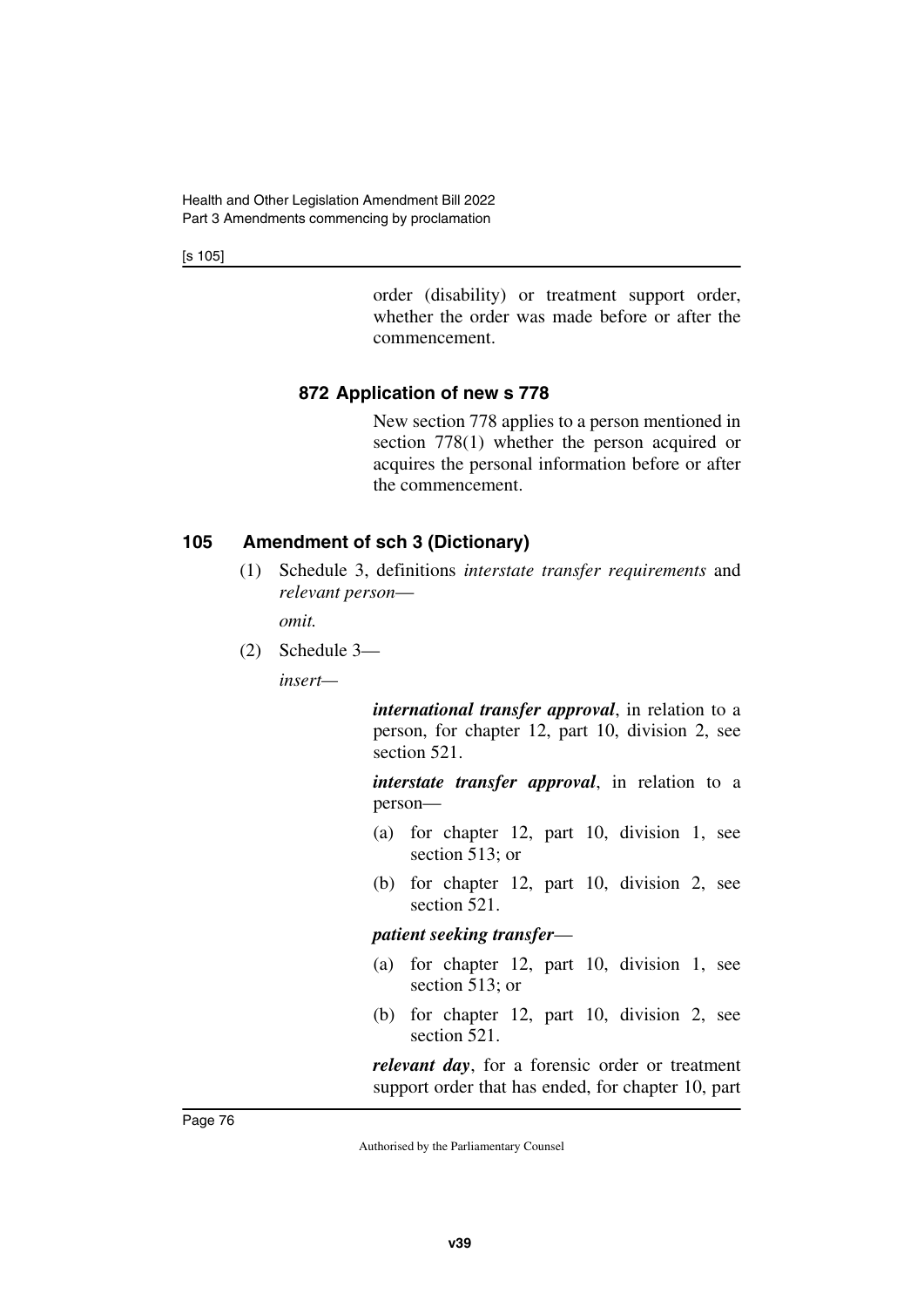order (disability) or treatment support order, whether the order was made before or after the commencement.

### 872 Application of new s 778

New section 778 applies to a person mentioned in section 778(1) whether the person acquired or acquires the personal information before or after the commencement.

## 105 Amendment of sch 3 (Dictionary)

(1) Schedule 3, definitions *interstate transfer requirements* and *relevant person*—

*omit.*

(2) Schedule 3—

*insert*—

***international transfer approval***, in relation to a person, for chapter 12, part 10, division 2, see section 521.

***interstate transfer approval***, in relation to a person—

(a) for chapter 12, part 10, division 1, see section 513; or

(b) for chapter 12, part 10, division 2, see section 521.

***patient seeking transfer***—

(a) for chapter 12, part 10, division 1, see section 513; or

(b) for chapter 12, part 10, division 2, see section 521.

***relevant day***, for a forensic order or treatment support order that has ended, for chapter 10, part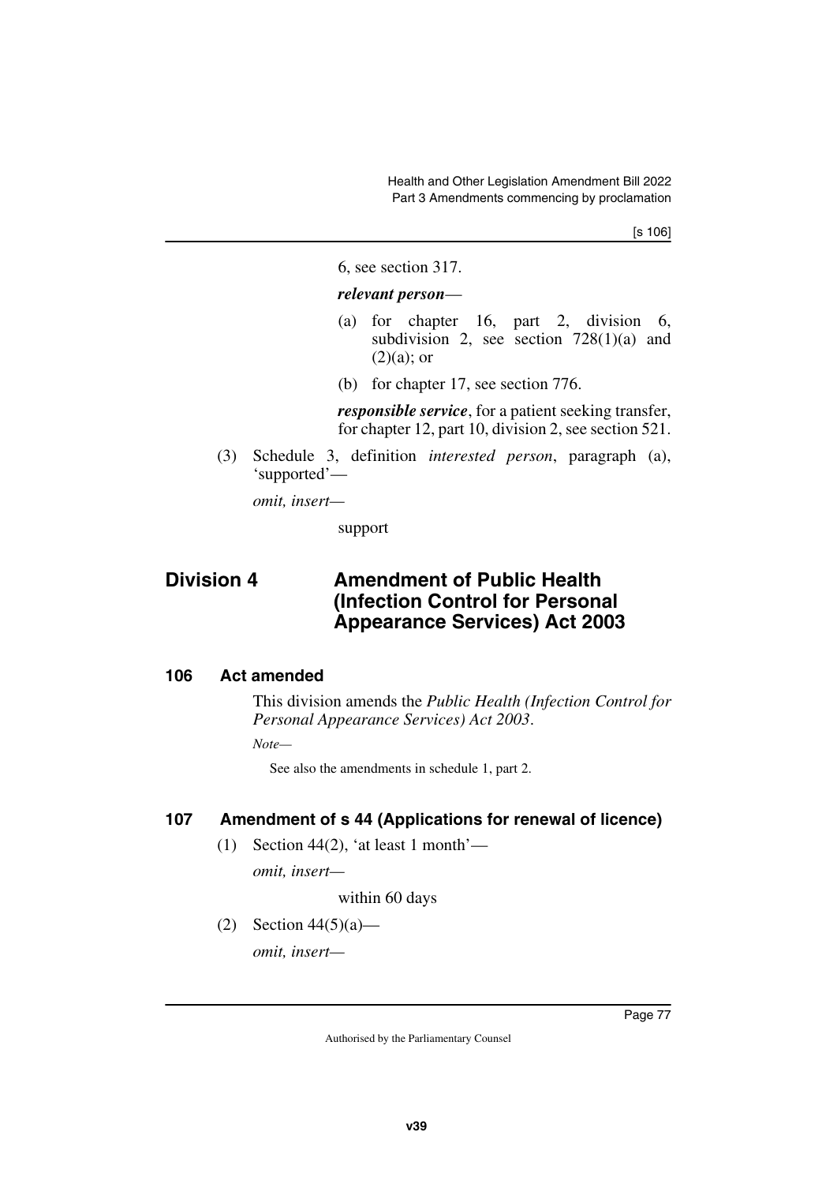6, see section 317.

***relevant person***—

(a) for chapter 16, part 2, division 6, subdivision 2, see section 728(1)(a) and (2)(a); or

(b) for chapter 17, see section 776.

***responsible service***, for a patient seeking transfer, for chapter 12, part 10, division 2, see section 521.

(3) Schedule 3, definition *interested person*, paragraph (a), 'supported'—

*omit, insert—*

support

## Division 4 Amendment of Public Health (Infection Control for Personal Appearance Services) Act 2003

### 106 Act amended

This division amends the *Public Health (Infection Control for Personal Appearance Services) Act 2003*.

*Note—*

See also the amendments in schedule 1, part 2.

### 107 Amendment of s 44 (Applications for renewal of licence)

(1) Section 44(2), 'at least 1 month'—

*omit, insert—*

within 60 days

(2) Section 44(5)(a)—

*omit, insert—*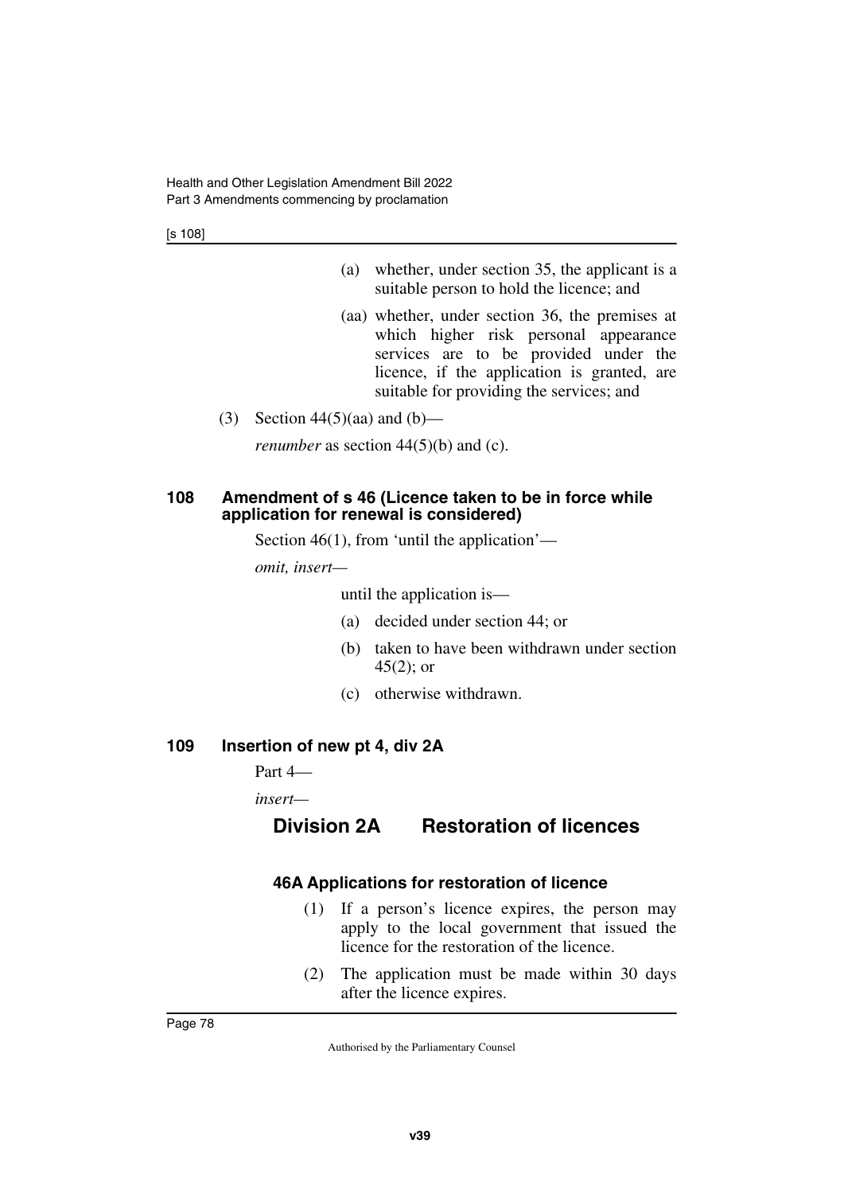(a) whether, under section 35, the applicant is a suitable person to hold the licence; and

(aa) whether, under section 36, the premises at which higher risk personal appearance services are to be provided under the licence, if the application is granted, are suitable for providing the services; and

(3) Section 44(5)(aa) and (b)—

*renumber* as section 44(5)(b) and (c).

### 108 Amendment of s 46 (Licence taken to be in force while application for renewal is considered)

Section 46(1), from 'until the application'—

*omit, insert*—

until the application is—

(a) decided under section 44; or

(b) taken to have been withdrawn under section 45(2); or

(c) otherwise withdrawn.

### 109 Insertion of new pt 4, div 2A

Part 4—

*insert*—

## Division 2A Restoration of licences

#### 46A Applications for restoration of licence

(1) If a person's licence expires, the person may apply to the local government that issued the licence for the restoration of the licence.

(2) The application must be made within 30 days after the licence expires.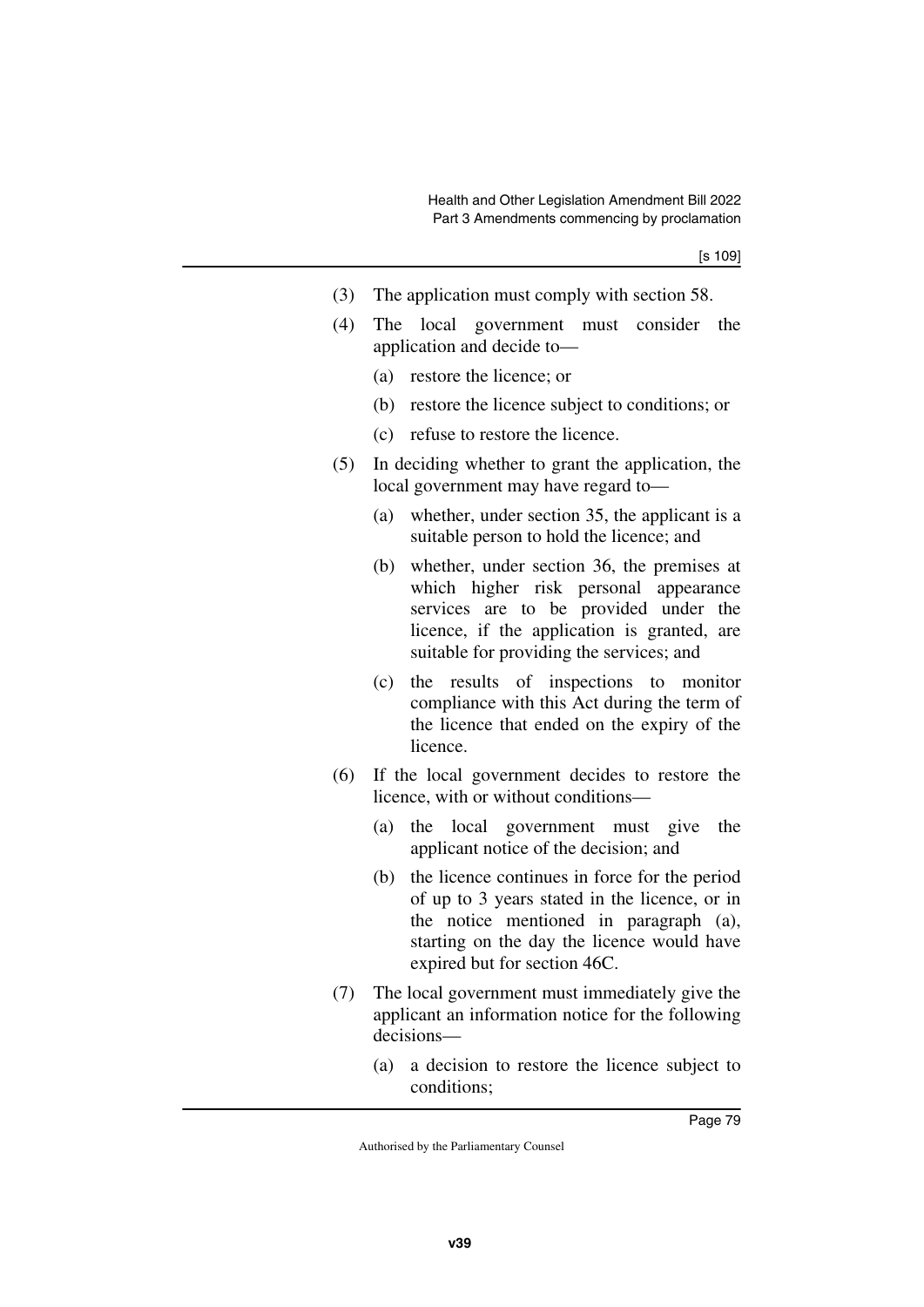(3) The application must comply with section 58.

(4) The local government must consider the application and decide to—

  (a) restore the licence; or

  (b) restore the licence subject to conditions; or

  (c) refuse to restore the licence.

(5) In deciding whether to grant the application, the local government may have regard to—

  (a) whether, under section 35, the applicant is a suitable person to hold the licence; and

  (b) whether, under section 36, the premises at which higher risk personal appearance services are to be provided under the licence, if the application is granted, are suitable for providing the services; and

  (c) the results of inspections to monitor compliance with this Act during the term of the licence that ended on the expiry of the licence.

(6) If the local government decides to restore the licence, with or without conditions—

  (a) the local government must give the applicant notice of the decision; and

  (b) the licence continues in force for the period of up to 3 years stated in the licence, or in the notice mentioned in paragraph (a), starting on the day the licence would have expired but for section 46C.

(7) The local government must immediately give the applicant an information notice for the following decisions—

  (a) a decision to restore the licence subject to conditions;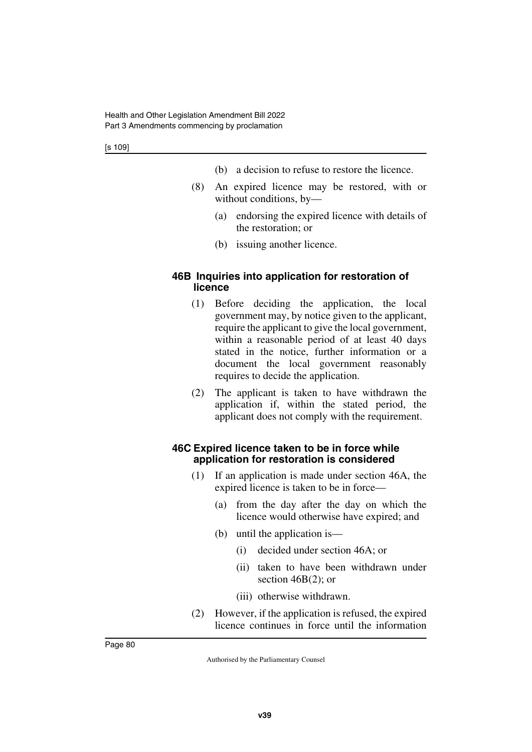(b) a decision to refuse to restore the licence.

(8) An expired licence may be restored, with or without conditions, by—

(a) endorsing the expired licence with details of the restoration; or

(b) issuing another licence.

#### 46B Inquiries into application for restoration of licence

(1) Before deciding the application, the local government may, by notice given to the applicant, require the applicant to give the local government, within a reasonable period of at least 40 days stated in the notice, further information or a document the local government reasonably requires to decide the application.

(2) The applicant is taken to have withdrawn the application if, within the stated period, the applicant does not comply with the requirement.

#### 46C Expired licence taken to be in force while application for restoration is considered

(1) If an application is made under section 46A, the expired licence is taken to be in force—

(a) from the day after the day on which the licence would otherwise have expired; and

(b) until the application is—

(i) decided under section 46A; or

(ii) taken to have been withdrawn under section 46B(2); or

(iii) otherwise withdrawn.

(2) However, if the application is refused, the expired licence continues in force until the information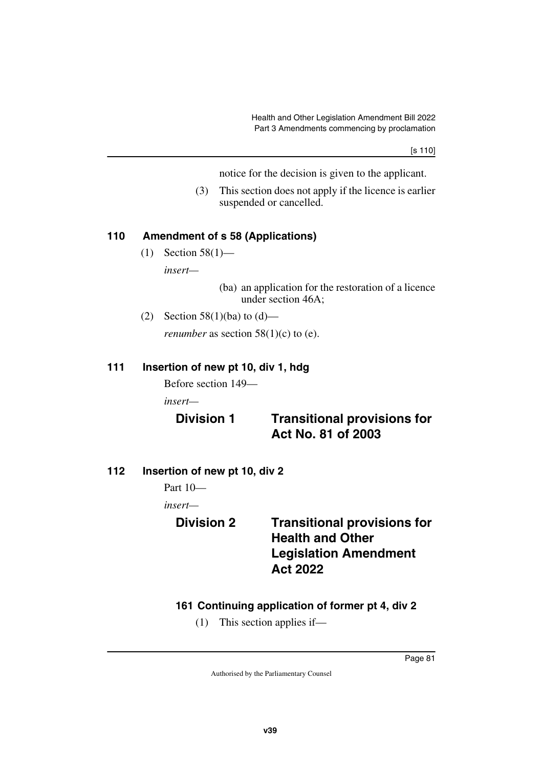notice for the decision is given to the applicant.

(3) This section does not apply if the licence is earlier suspended or cancelled.

### 110 Amendment of s 58 (Applications)

(1) Section 58(1)—

*insert*—

(ba) an application for the restoration of a licence under section 46A;

(2) Section 58(1)(ba) to (d)—

*renumber* as section 58(1)(c) to (e).

### 111 Insertion of new pt 10, div 1, hdg

Before section 149—

*insert*—

## Division 1 Transitional provisions for Act No. 81 of 2003

### 112 Insertion of new pt 10, div 2

Part 10—

*insert*—

## Division 2 Transitional provisions for Health and Other Legislation Amendment Act 2022

### 161 Continuing application of former pt 4, div 2

(1) This section applies if—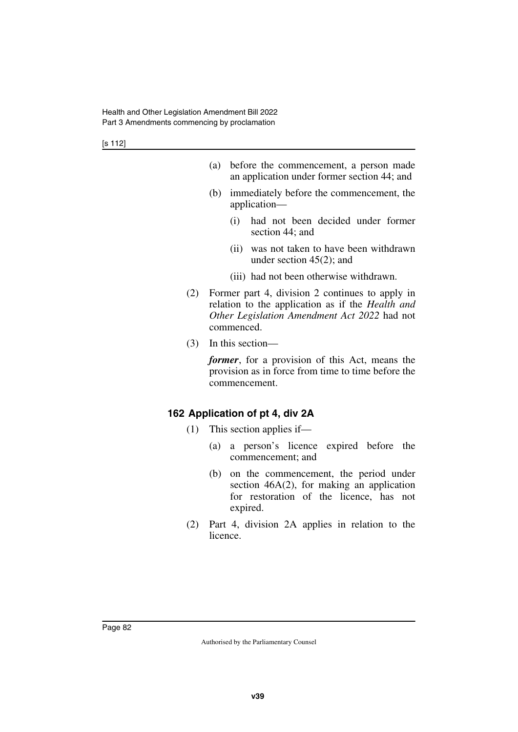(a) before the commencement, a person made an application under former section 44; and

(b) immediately before the commencement, the application—

(i) had not been decided under former section 44; and

(ii) was not taken to have been withdrawn under section 45(2); and

(iii) had not been otherwise withdrawn.

(2) Former part 4, division 2 continues to apply in relation to the application as if the *Health and Other Legislation Amendment Act 2022* had not commenced.

(3) In this section—

***former***, for a provision of this Act, means the provision as in force from time to time before the commencement.

### 162 Application of pt 4, div 2A

(1) This section applies if—

(a) a person's licence expired before the commencement; and

(b) on the commencement, the period under section 46A(2), for making an application for restoration of the licence, has not expired.

(2) Part 4, division 2A applies in relation to the licence.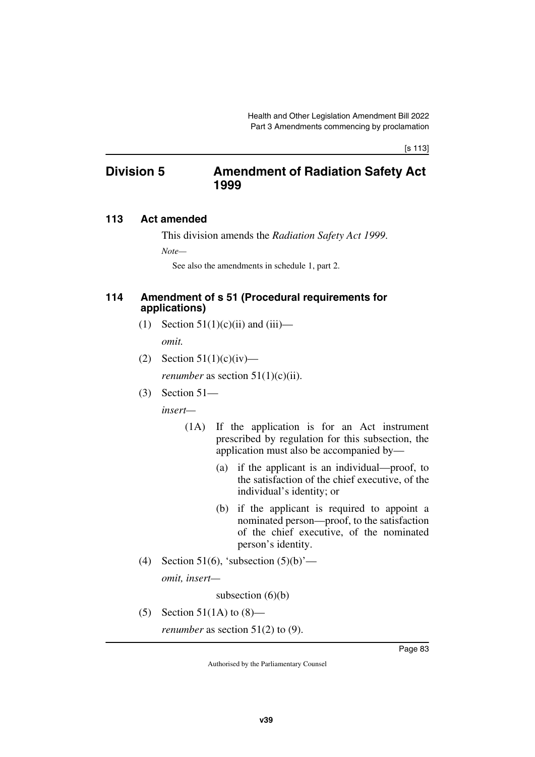## Division 5 Amendment of Radiation Safety Act 1999

### 113 Act amended

This division amends the *Radiation Safety Act 1999*.

*Note—*

See also the amendments in schedule 1, part 2.

### 114 Amendment of s 51 (Procedural requirements for applications)

(1) Section 51(1)(c)(ii) and (iii)—

*omit.*

(2) Section 51(1)(c)(iv)—

*renumber* as section 51(1)(c)(ii).

(3) Section 51—

*insert—*

(1A) If the application is for an Act instrument prescribed by regulation for this subsection, the application must also be accompanied by—

(a) if the applicant is an individual—proof, to the satisfaction of the chief executive, of the individual's identity; or

(b) if the applicant is required to appoint a nominated person—proof, to the satisfaction of the chief executive, of the nominated person's identity.

(4) Section 51(6), 'subsection (5)(b)'—

*omit, insert—*

subsection (6)(b)

(5) Section 51(1A) to (8)—

*renumber* as section 51(2) to (9).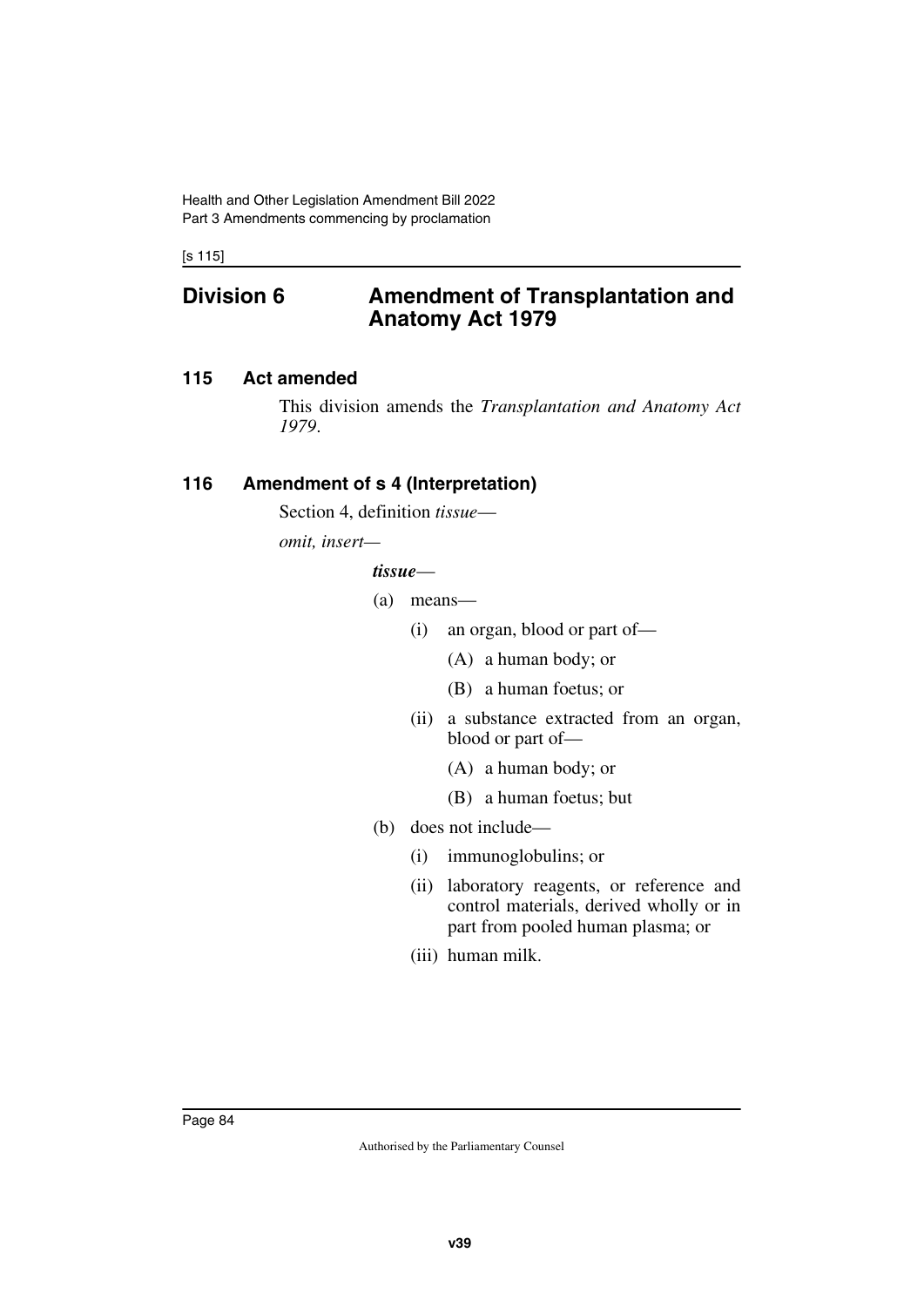## Division 6 Amendment of Transplantation and Anatomy Act 1979

### 115 Act amended

This division amends the *Transplantation and Anatomy Act 1979*.

### 116 Amendment of s 4 (Interpretation)

Section 4, definition *tissue*—

*omit, insert—*

***tissue***—

(a) means—

(i) an organ, blood or part of—

(A) a human body; or

(B) a human foetus; or

(ii) a substance extracted from an organ, blood or part of—

(A) a human body; or

(B) a human foetus; but

(b) does not include—

(i) immunoglobulins; or

(ii) laboratory reagents, or reference and control materials, derived wholly or in part from pooled human plasma; or

(iii) human milk.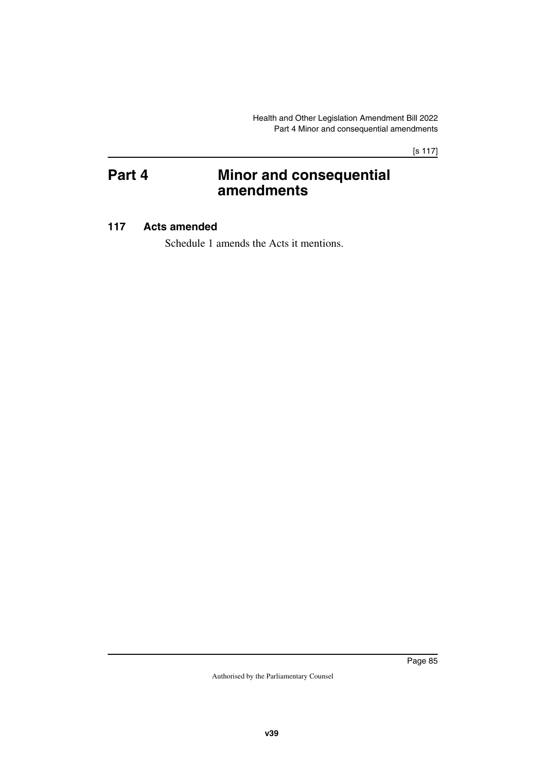# Part 4 Minor and consequential amendments

### 117 Acts amended

Schedule 1 amends the Acts it mentions.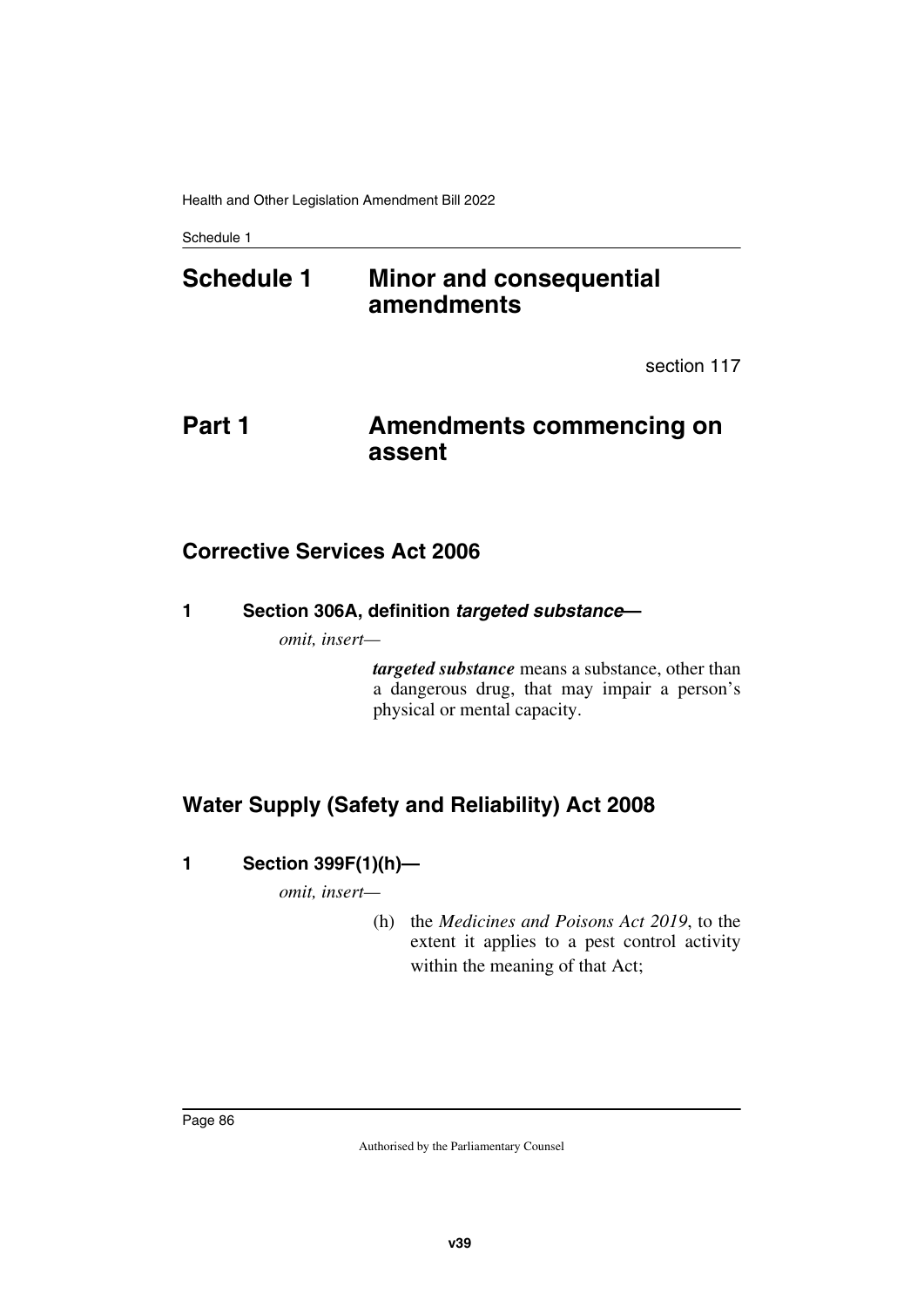# Schedule 1 Minor and consequential amendments

section 117

## Part 1 Amendments commencing on assent

### Corrective Services Act 2006

**1 Section 306A, definition *targeted substance*—**

*omit, insert—*

> ***targeted substance*** means a substance, other than a dangerous drug, that may impair a person's physical or mental capacity.

### Water Supply (Safety and Reliability) Act 2008

**1 Section 399F(1)(h)—**

*omit, insert—*

> (h) the *Medicines and Poisons Act 2019*, to the extent it applies to a pest control activity within the meaning of that Act;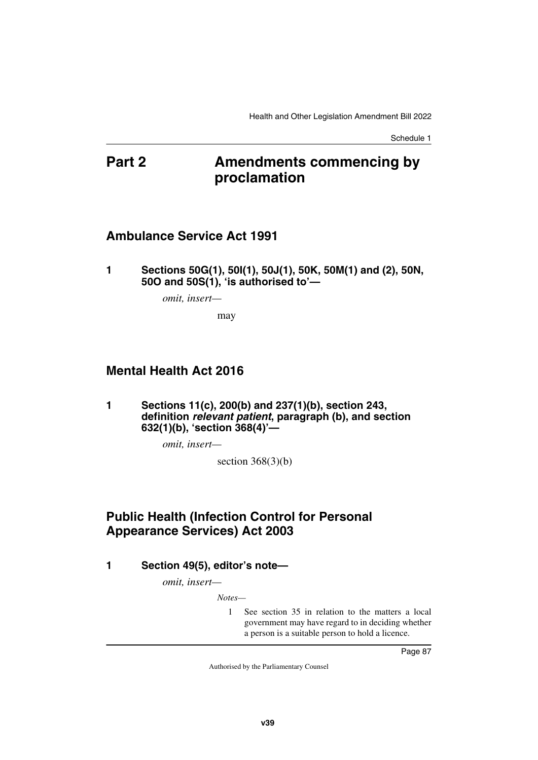# Part 2 Amendments commencing by proclamation

## Ambulance Service Act 1991

### 1 Sections 50G(1), 50I(1), 50J(1), 50K, 50M(1) and (2), 50N, 50O and 50S(1), 'is authorised to'—

*omit, insert—*

may

## Mental Health Act 2016

### 1 Sections 11(c), 200(b) and 237(1)(b), section 243, definition *relevant patient*, paragraph (b), and section 632(1)(b), 'section 368(4)'—

*omit, insert—*

section 368(3)(b)

## Public Health (Infection Control for Personal Appearance Services) Act 2003

### 1 Section 49(5), editor's note—

*omit, insert—*

*Notes—*

1 See section 35 in relation to the matters a local government may have regard to in deciding whether a person is a suitable person to hold a licence.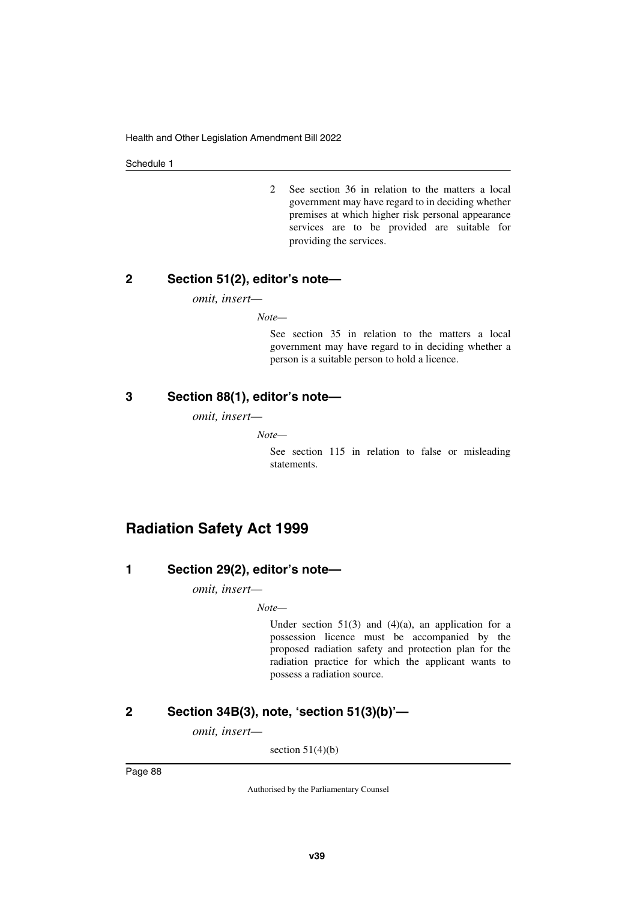2 See section 36 in relation to the matters a local government may have regard to in deciding whether premises at which higher risk personal appearance services are to be provided are suitable for providing the services.

### 2 Section 51(2), editor's note—

*omit, insert—*

*Note—*

See section 35 in relation to the matters a local government may have regard to in deciding whether a person is a suitable person to hold a licence.

### 3 Section 88(1), editor's note—

*omit, insert—*

*Note—*

See section 115 in relation to false or misleading statements.

## Radiation Safety Act 1999

### 1 Section 29(2), editor's note—

*omit, insert—*

*Note—*

Under section 51(3) and (4)(a), an application for a possession licence must be accompanied by the proposed radiation safety and protection plan for the radiation practice for which the applicant wants to possess a radiation source.

### 2 Section 34B(3), note, 'section 51(3)(b)'—

*omit, insert—*

section 51(4)(b)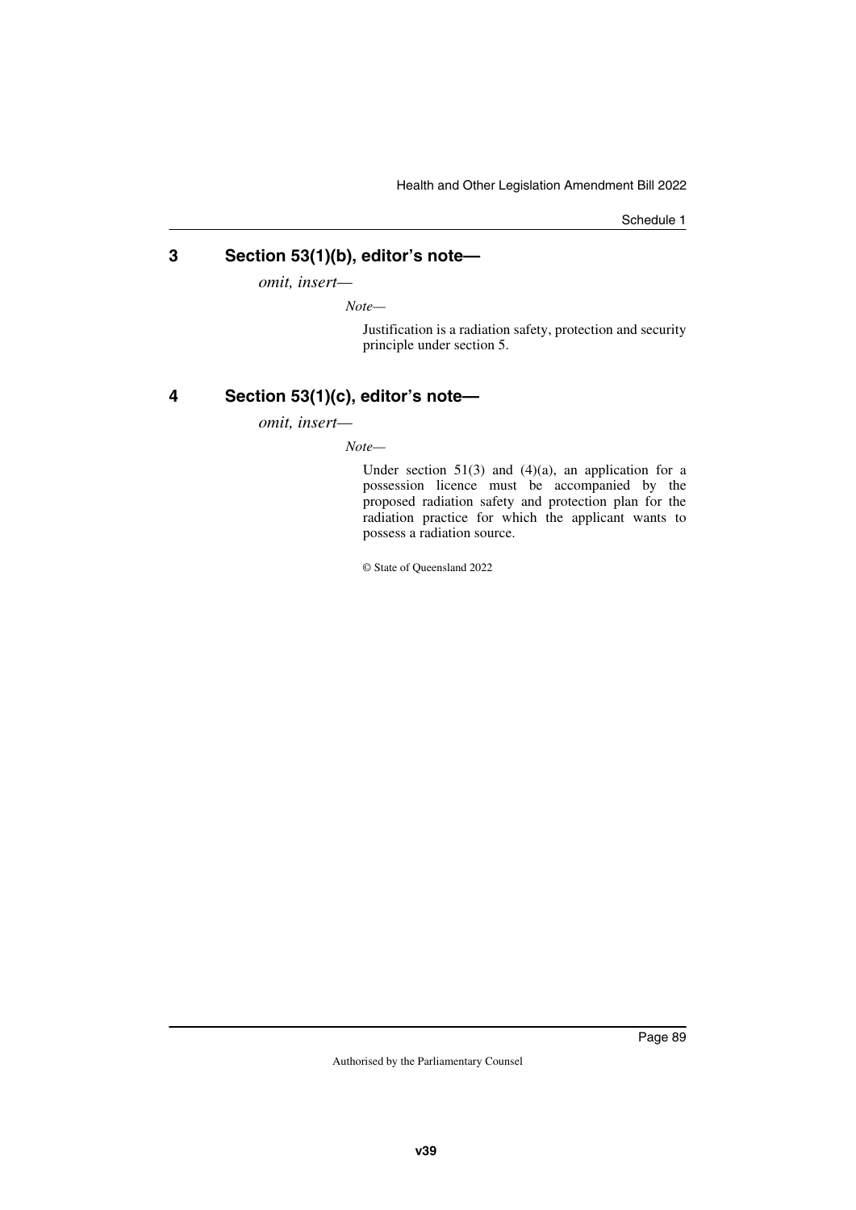## 3 Section 53(1)(b), editor's note—

*omit, insert—*

*Note—*

Justification is a radiation safety, protection and security principle under section 5.

## 4 Section 53(1)(c), editor's note—

*omit, insert—*

*Note—*

Under section 51(3) and (4)(a), an application for a possession licence must be accompanied by the proposed radiation safety and protection plan for the radiation practice for which the applicant wants to possess a radiation source.

© State of Queensland 2022